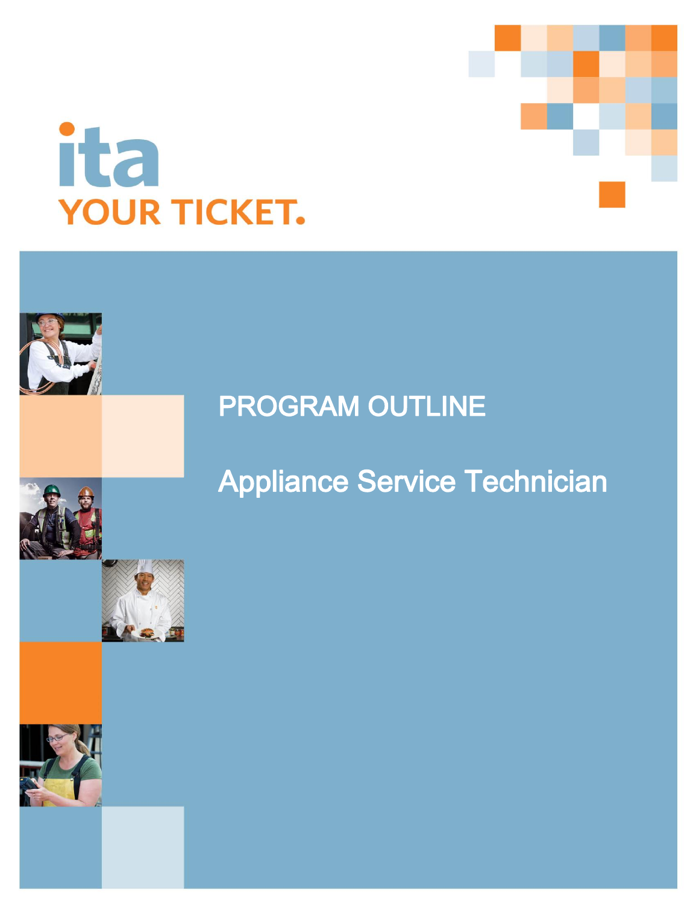ita

YOUR TICKET.

# PROGRAM OUTLINE

# Appliance Service Technician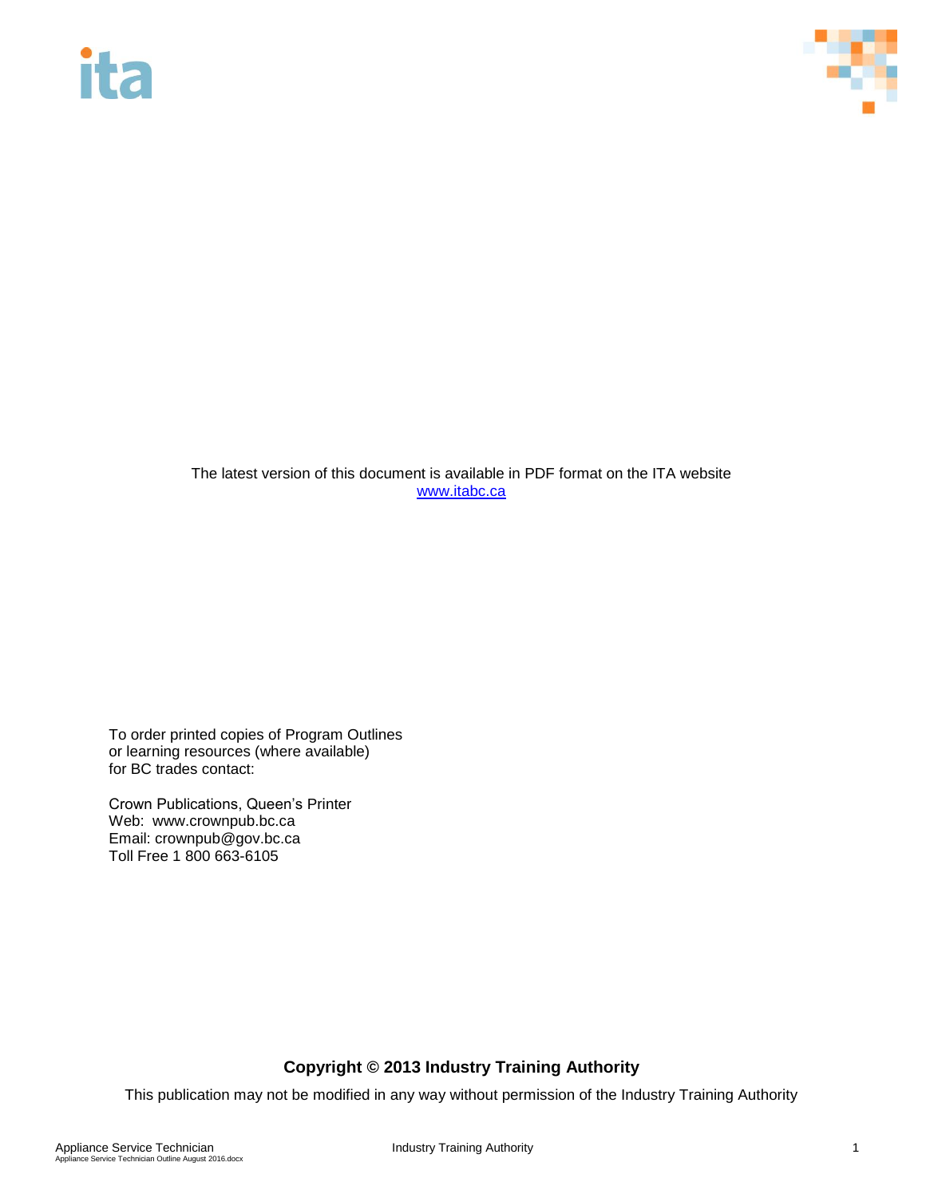The latest version of this document is available in PDF format on the ITA website [www.itabc.ca](http://www.itabc.ca)

To order printed copies of Program Outlines
or learning resources (where available)
for BC trades contact:

Crown Publications, Queen's Printer
Web: www.crownpub.bc.ca
Email: crownpub@gov.bc.ca
Toll Free 1 800 663-6105

**Copyright © 2013 Industry Training Authority**

This publication may not be modified in any way without permission of the Industry Training Authority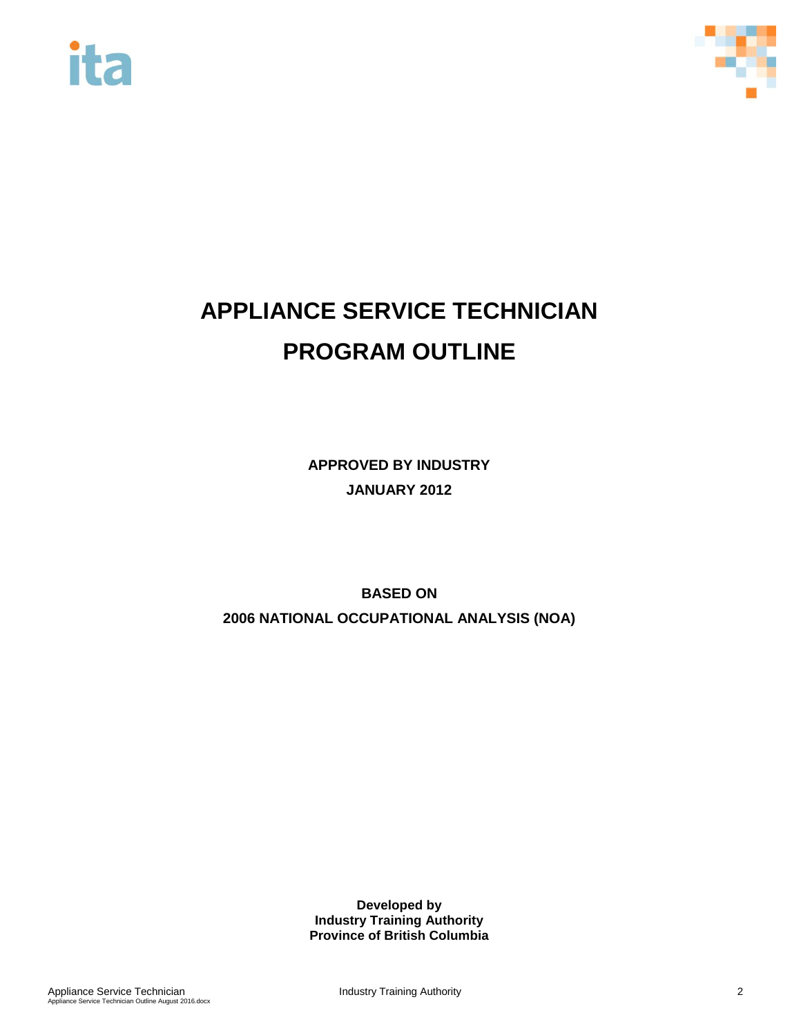# APPLIANCE SERVICE TECHNICIAN
# PROGRAM OUTLINE

**APPROVED BY INDUSTRY**
**JANUARY 2012**

**BASED ON**
**2006 NATIONAL OCCUPATIONAL ANALYSIS (NOA)**

**Developed by**
**Industry Training Authority**
**Province of British Columbia**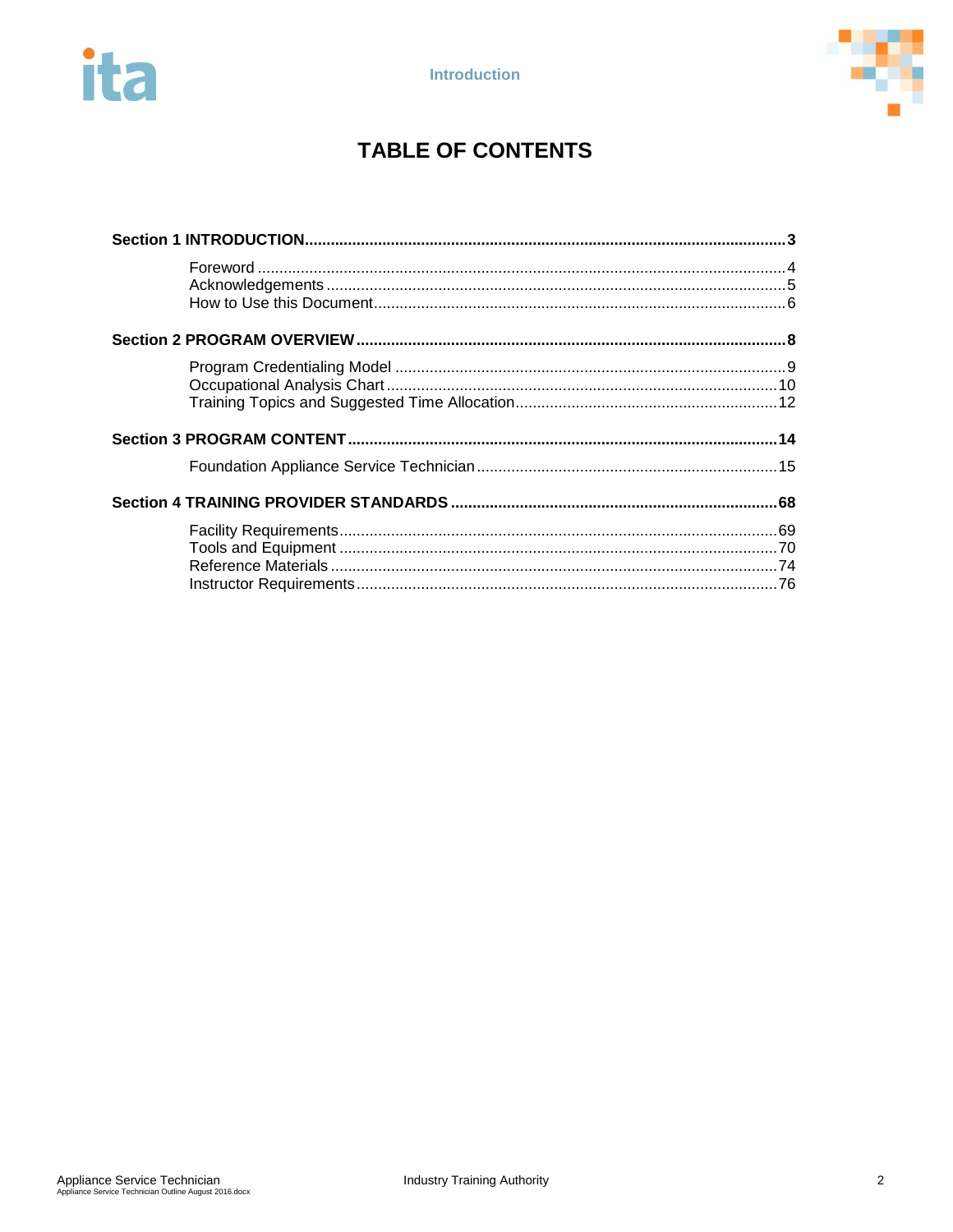# TABLE OF CONTENTS

**Section 1 INTRODUCTION** .......... **3**

- Foreword .......... 4
- Acknowledgements .......... 5
- How to Use this Document .......... 6

**Section 2 PROGRAM OVERVIEW** .......... **8**

- Program Credentialing Model .......... 9
- Occupational Analysis Chart .......... 10
- Training Topics and Suggested Time Allocation .......... 12

**Section 3 PROGRAM CONTENT** .......... **14**

- Foundation Appliance Service Technician .......... 15

**Section 4 TRAINING PROVIDER STANDARDS** .......... **68**

- Facility Requirements .......... 69
- Tools and Equipment .......... 70
- Reference Materials .......... 74
- Instructor Requirements .......... 76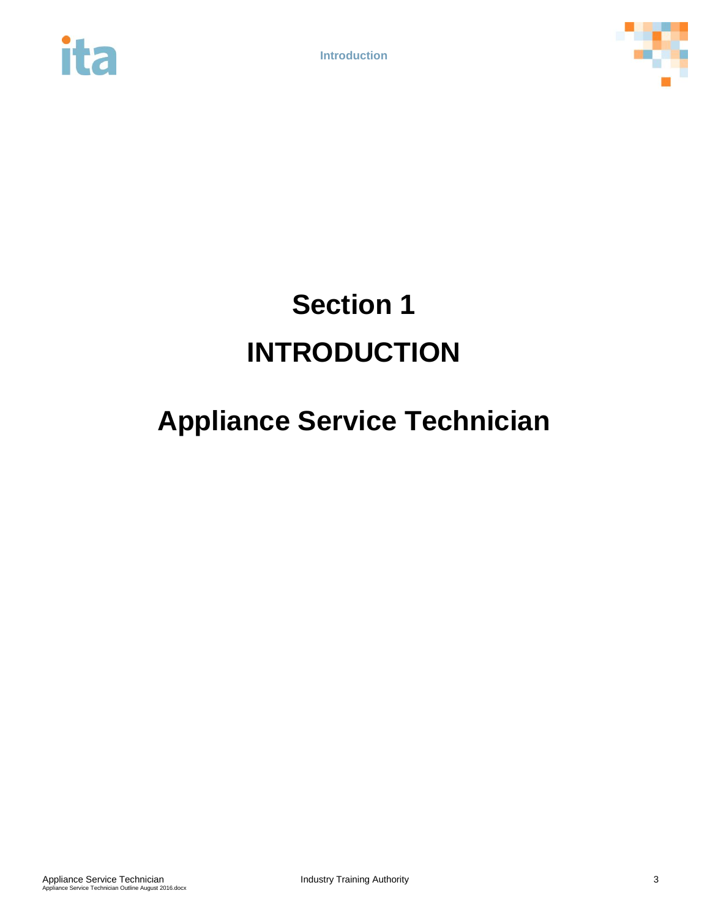# Section 1

# INTRODUCTION

# Appliance Service Technician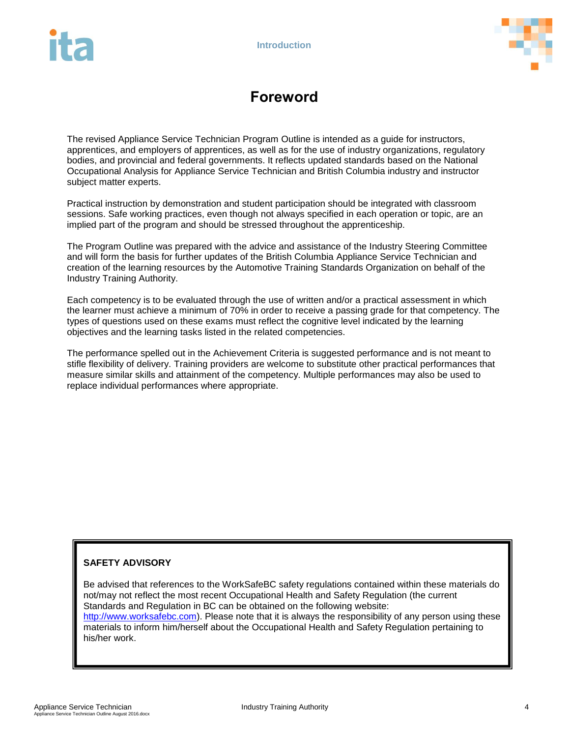# Foreword

The revised Appliance Service Technician Program Outline is intended as a guide for instructors, apprentices, and employers of apprentices, as well as for the use of industry organizations, regulatory bodies, and provincial and federal governments. It reflects updated standards based on the National Occupational Analysis for Appliance Service Technician and British Columbia industry and instructor subject matter experts.

Practical instruction by demonstration and student participation should be integrated with classroom sessions. Safe working practices, even though not always specified in each operation or topic, are an implied part of the program and should be stressed throughout the apprenticeship.

The Program Outline was prepared with the advice and assistance of the Industry Steering Committee and will form the basis for further updates of the British Columbia Appliance Service Technician and creation of the learning resources by the Automotive Training Standards Organization on behalf of the Industry Training Authority.

Each competency is to be evaluated through the use of written and/or a practical assessment in which the learner must achieve a minimum of 70% in order to receive a passing grade for that competency. The types of questions used on these exams must reflect the cognitive level indicated by the learning objectives and the learning tasks listed in the related competencies.

The performance spelled out in the Achievement Criteria is suggested performance and is not meant to stifle flexibility of delivery. Training providers are welcome to substitute other practical performances that measure similar skills and attainment of the competency. Multiple performances may also be used to replace individual performances where appropriate.

**SAFETY ADVISORY**

Be advised that references to the WorkSafeBC safety regulations contained within these materials do not/may not reflect the most recent Occupational Health and Safety Regulation (the current Standards and Regulation in BC can be obtained on the following website: http://www.worksafebc.com). Please note that it is always the responsibility of any person using these materials to inform him/herself about the Occupational Health and Safety Regulation pertaining to his/her work.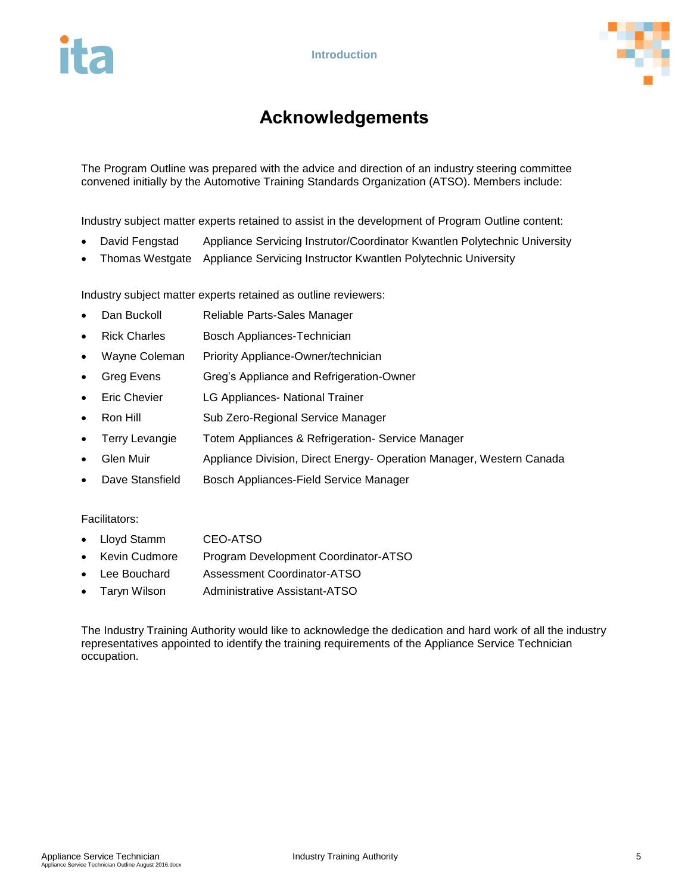# Acknowledgements

The Program Outline was prepared with the advice and direction of an industry steering committee convened initially by the Automotive Training Standards Organization (ATSO). Members include:

Industry subject matter experts retained to assist in the development of Program Outline content:

- David Fengstad — Appliance Servicing Instrutor/Coordinator Kwantlen Polytechnic University
- Thomas Westgate — Appliance Servicing Instructor Kwantlen Polytechnic University

Industry subject matter experts retained as outline reviewers:

- Dan Buckoll — Reliable Parts-Sales Manager
- Rick Charles — Bosch Appliances-Technician
- Wayne Coleman — Priority Appliance-Owner/technician
- Greg Evens — Greg's Appliance and Refrigeration-Owner
- Eric Chevier — LG Appliances- National Trainer
- Ron Hill — Sub Zero-Regional Service Manager
- Terry Levangie — Totem Appliances & Refrigeration- Service Manager
- Glen Muir — Appliance Division, Direct Energy- Operation Manager, Western Canada
- Dave Stansfield — Bosch Appliances-Field Service Manager

Facilitators:

- Lloyd Stamm — CEO-ATSO
- Kevin Cudmore — Program Development Coordinator-ATSO
- Lee Bouchard — Assessment Coordinator-ATSO
- Taryn Wilson — Administrative Assistant-ATSO

The Industry Training Authority would like to acknowledge the dedication and hard work of all the industry representatives appointed to identify the training requirements of the Appliance Service Technician occupation.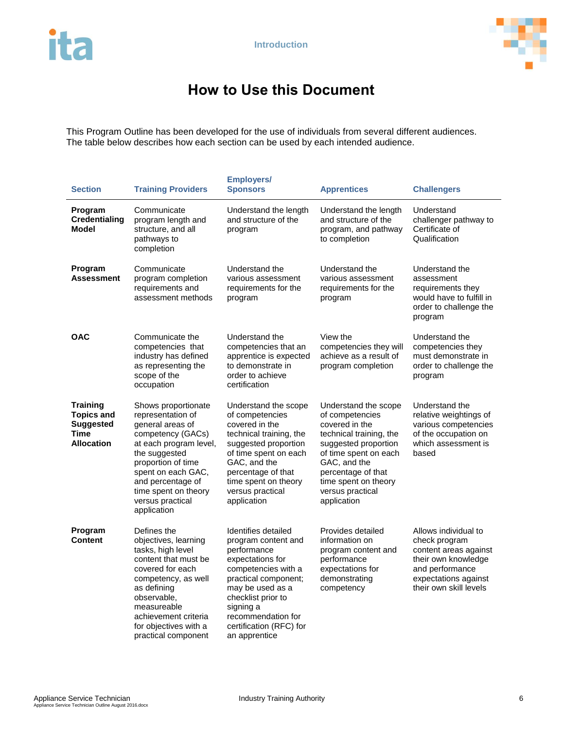# How to Use this Document

This Program Outline has been developed for the use of individuals from several different audiences. The table below describes how each section can be used by each intended audience.

| Section | Training Providers | Employers/ Sponsors | Apprentices | Challengers |
|---|---|---|---|---|
| **Program Credentialing Model** | Communicate program length and structure, and all pathways to completion | Understand the length and structure of the program | Understand the length and structure of the program, and pathway to completion | Understand challenger pathway to Certificate of Qualification |
| **Program Assessment** | Communicate program completion requirements and assessment methods | Understand the various assessment requirements for the program | Understand the various assessment requirements for the program | Understand the assessment requirements they would have to fulfill in order to challenge the program |
| **OAC** | Communicate the competencies that industry has defined as representing the scope of the occupation | Understand the competencies that an apprentice is expected to demonstrate in order to achieve certification | View the competencies they will achieve as a result of program completion | Understand the competencies they must demonstrate in order to challenge the program |
| **Training Topics and Suggested Time Allocation** | Shows proportionate representation of general areas of competency (GACs) at each program level, the suggested proportion of time spent on each GAC, and percentage of time spent on theory versus practical application | Understand the scope of competencies covered in the technical training, the suggested proportion of time spent on each GAC, and the percentage of that time spent on theory versus practical application | Understand the scope of competencies covered in the technical training, the suggested proportion of time spent on each GAC, and the percentage of that time spent on theory versus practical application | Understand the relative weightings of various competencies of the occupation on which assessment is based |
| **Program Content** | Defines the objectives, learning tasks, high level content that must be covered for each competency, as well as defining observable, measureable achievement criteria for objectives with a practical component | Identifies detailed program content and performance expectations for competencies with a practical component; may be used as a checklist prior to signing a recommendation for certification (RFC) for an apprentice | Provides detailed information on program content and performance expectations for demonstrating competency | Allows individual to check program content areas against their own knowledge and performance expectations against their own skill levels |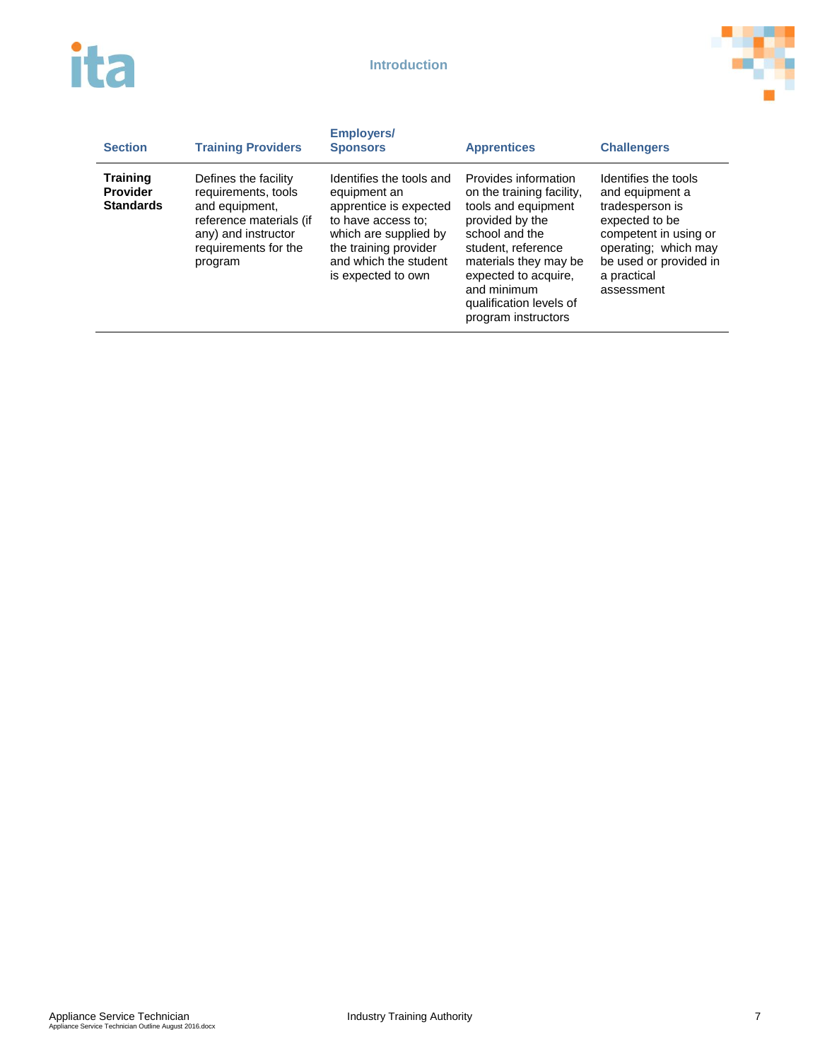| Section | Training Providers | Employers/ Sponsors | Apprentices | Challengers |
| --- | --- | --- | --- | --- |
| **Training Provider Standards** | Defines the facility requirements, tools and equipment, reference materials (if any) and instructor requirements for the program | Identifies the tools and equipment an apprentice is expected to have access to; which are supplied by the training provider and which the student is expected to own | Provides information on the training facility, tools and equipment provided by the school and the student, reference materials they may be expected to acquire, and minimum qualification levels of program instructors | Identifies the tools and equipment a tradesperson is expected to be competent in using or operating; which may be used or provided in a practical assessment |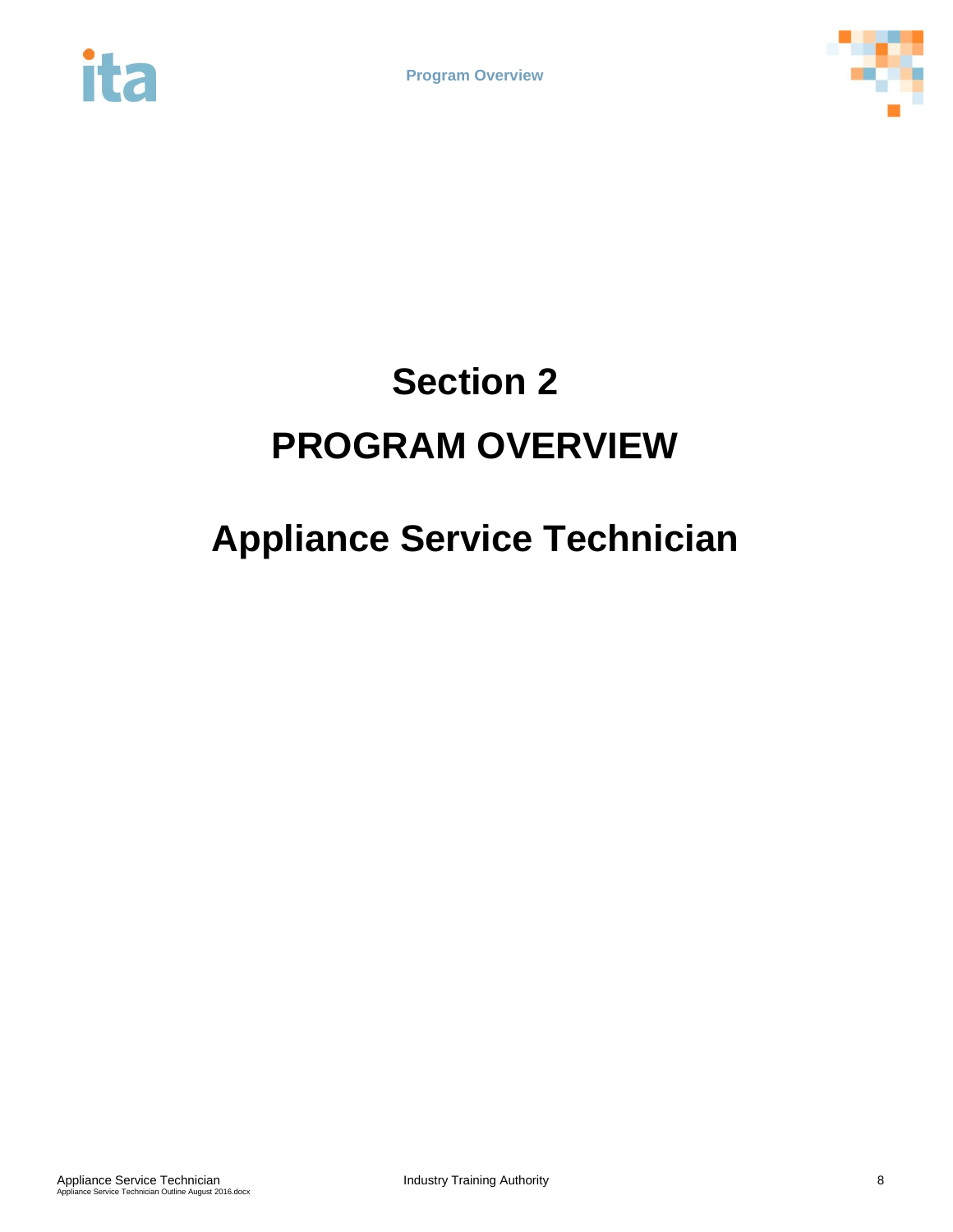# Section 2

# PROGRAM OVERVIEW

# Appliance Service Technician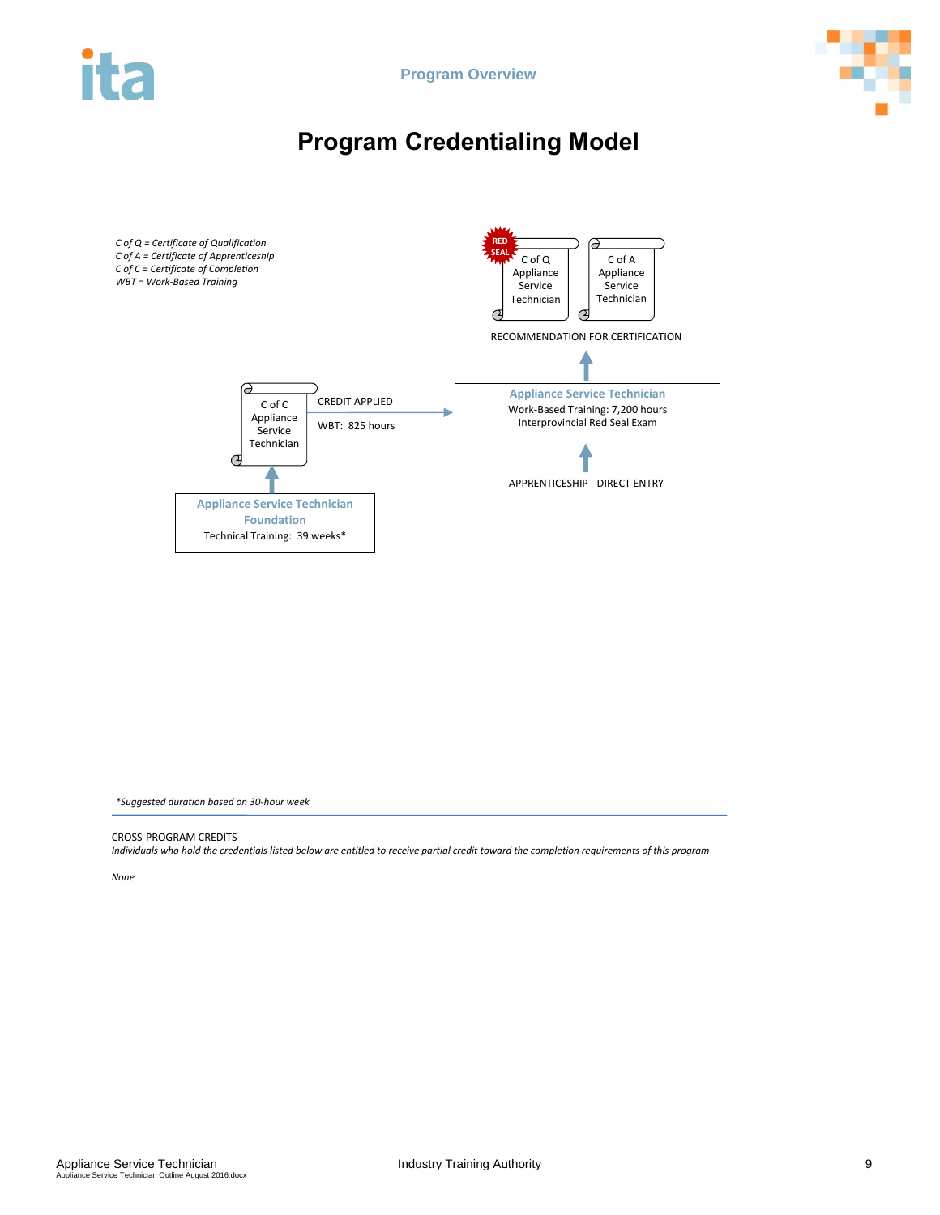# Program Credentialing Model

*C of Q = Certificate of Qualification*
*C of A = Certificate of Apprenticeship*
*C of C = Certificate of Completion*
*WBT = Work-Based Training*

RED SEAL

C of Q Appliance Service Technician

C of A Appliance Service Technician

RECOMMENDATION FOR CERTIFICATION

**Appliance Service Technician**
Work-Based Training: 7,200 hours
Interprovincial Red Seal Exam

APPRENTICESHIP - DIRECT ENTRY

C of C Appliance Service Technician

CREDIT APPLIED

WBT: 825 hours

**Appliance Service Technician Foundation**
Technical Training: 39 weeks*

*\*Suggested duration based on 30-hour week*

CROSS-PROGRAM CREDITS

*Individuals who hold the credentials listed below are entitled to receive partial credit toward the completion requirements of this program*

*None*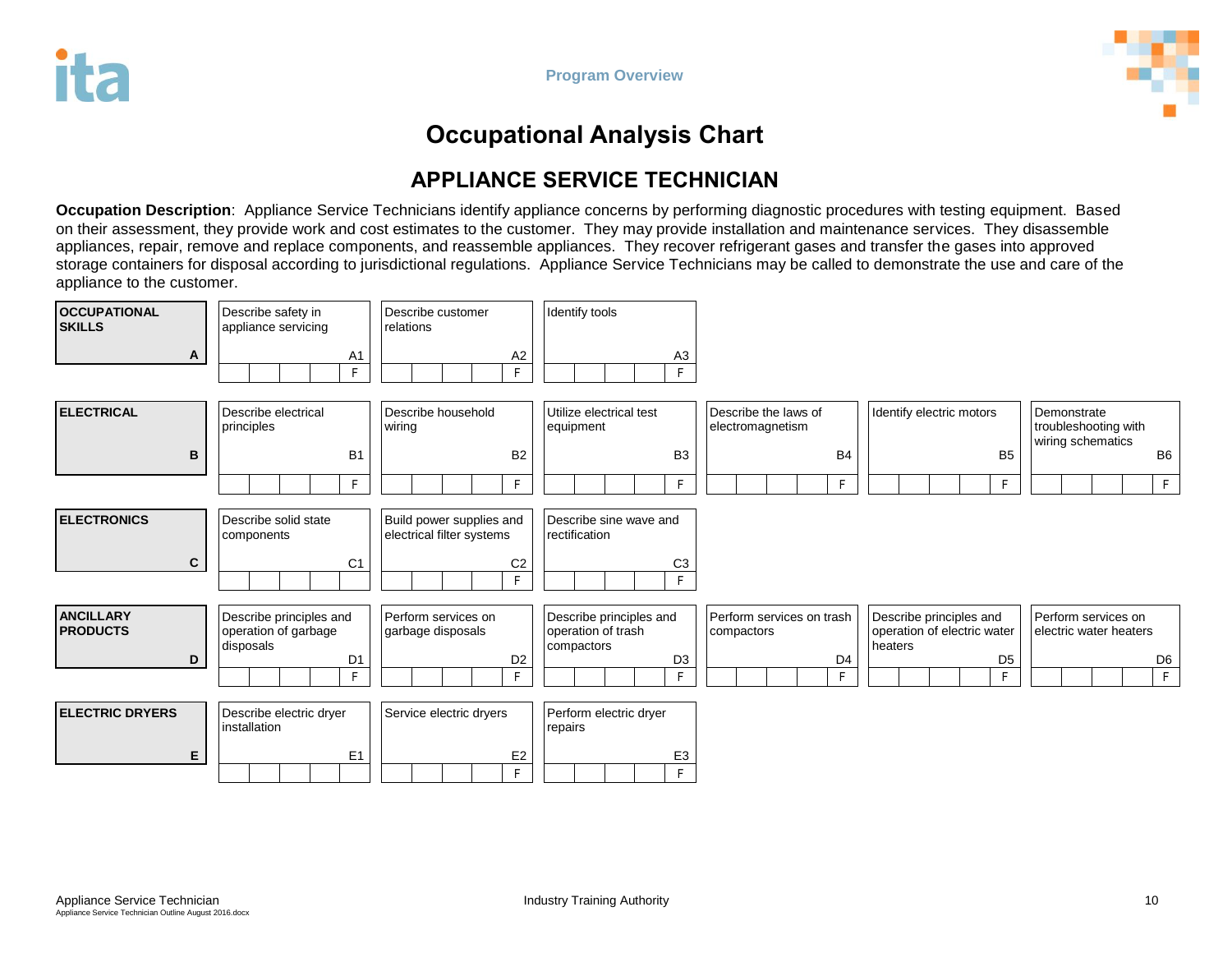# Occupational Analysis Chart

## APPLIANCE SERVICE TECHNICIAN

**Occupation Description**: Appliance Service Technicians identify appliance concerns by performing diagnostic procedures with testing equipment. Based on their assessment, they provide work and cost estimates to the customer. They may provide installation and maintenance services. They disassemble appliances, repair, remove and replace components, and reassemble appliances. They recover refrigerant gases and transfer the gases into approved storage containers for disposal according to jurisdictional regulations. Appliance Service Technicians may be called to demonstrate the use and care of the appliance to the customer.

| Category | 1 | 2 | 3 | 4 | 5 | 6 |
|---|---|---|---|---|---|---|
| **OCCUPATIONAL SKILLS** A | Describe safety in appliance servicing A1 (F) | Describe customer relations A2 (F) | Identify tools A3 (F) | | | |
| **ELECTRICAL** B | Describe electrical principles B1 (F) | Describe household wiring B2 (F) | Utilize electrical test equipment B3 (F) | Describe the laws of electromagnetism B4 (F) | Identify electric motors B5 (F) | Demonstrate troubleshooting with wiring schematics B6 (F) |
| **ELECTRONICS** C | Describe solid state components C1 | Build power supplies and electrical filter systems C2 (F) | Describe sine wave and rectification C3 (F) | | | |
| **ANCILLARY PRODUCTS** D | Describe principles and operation of garbage disposals D1 (F) | Perform services on garbage disposals D2 (F) | Describe principles and operation of trash compactors D3 (F) | Perform services on trash compactors D4 (F) | Describe principles and operation of electric water heaters D5 (F) | Perform services on electric water heaters D6 (F) |
| **ELECTRIC DRYERS** E | Describe electric dryer installation E1 | Service electric dryers E2 (F) | Perform electric dryer repairs E3 (F) | | | |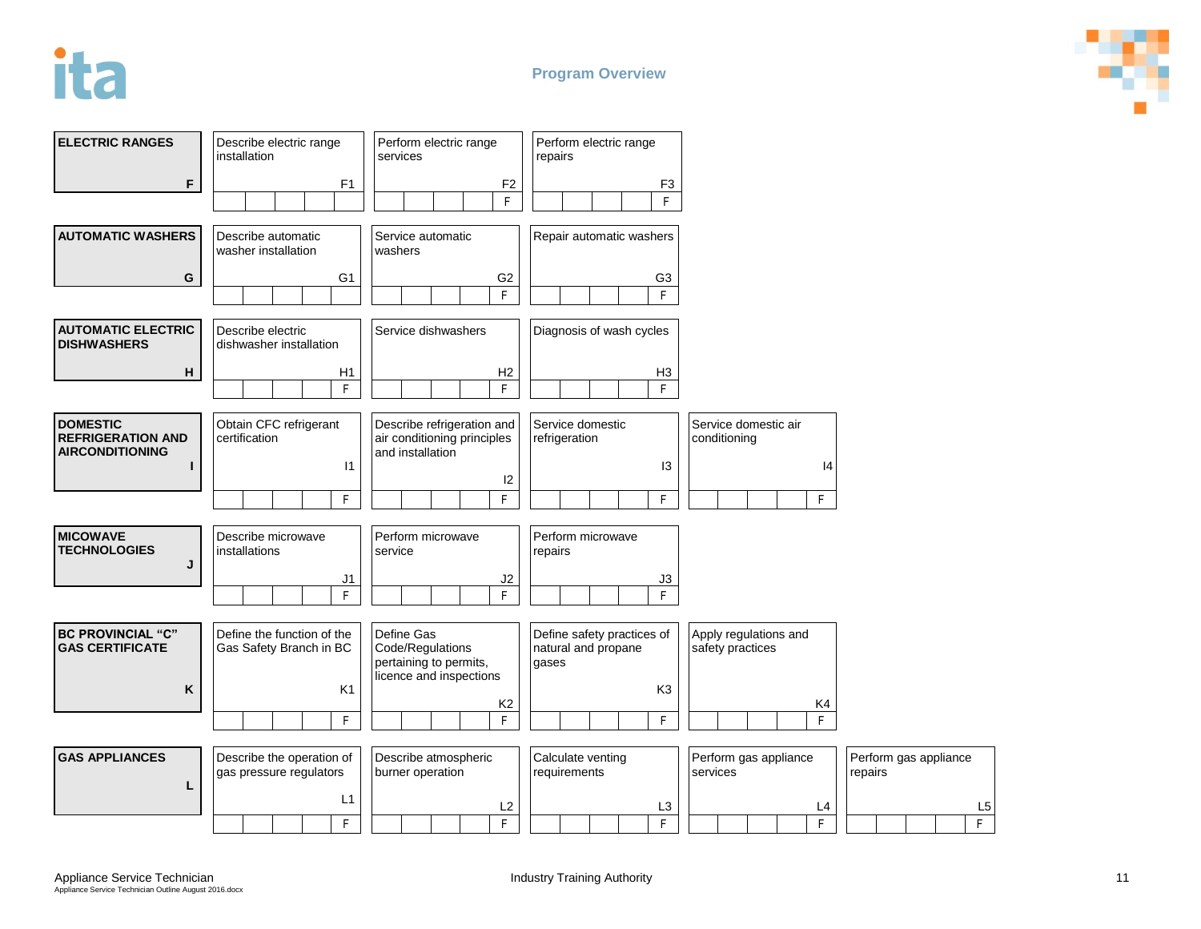## Program Overview

| Line | Competency 1 | Competency 2 | Competency 3 | Competency 4 | Competency 5 |
|---|---|---|---|---|---|
| **ELECTRIC RANGES** F | Describe electric range installation F1 | Perform electric range services F2 (F) | Perform electric range repairs F3 (F) | | |
| **AUTOMATIC WASHERS** G | Describe automatic washer installation G1 | Service automatic washers G2 (F) | Repair automatic washers G3 (F) | | |
| **AUTOMATIC ELECTRIC DISHWASHERS** H | Describe electric dishwasher installation H1 (F) | Service dishwashers H2 (F) | Diagnosis of wash cycles H3 (F) | | |
| **DOMESTIC REFRIGERATION AND AIRCONDITIONING** I | Obtain CFC refrigerant certification I1 (F) | Describe refrigeration and air conditioning principles and installation I2 (F) | Service domestic refrigeration I3 (F) | Service domestic air conditioning I4 (F) | |
| **MICOWAVE TECHNOLOGIES** J | Describe microwave installations J1 (F) | Perform microwave service J2 (F) | Perform microwave repairs J3 (F) | | |
| **BC PROVINCIAL "C" GAS CERTIFICATE** K | Define the function of the Gas Safety Branch in BC K1 (F) | Define Gas Code/Regulations pertaining to permits, licence and inspections K2 (F) | Define safety practices of natural and propane gases K3 (F) | Apply regulations and safety practices K4 (F) | |
| **GAS APPLIANCES** L | Describe the operation of gas pressure regulators L1 (F) | Describe atmospheric burner operation L2 (F) | Calculate venting requirements L3 (F) | Perform gas appliance services L4 (F) | Perform gas appliance repairs L5 (F) |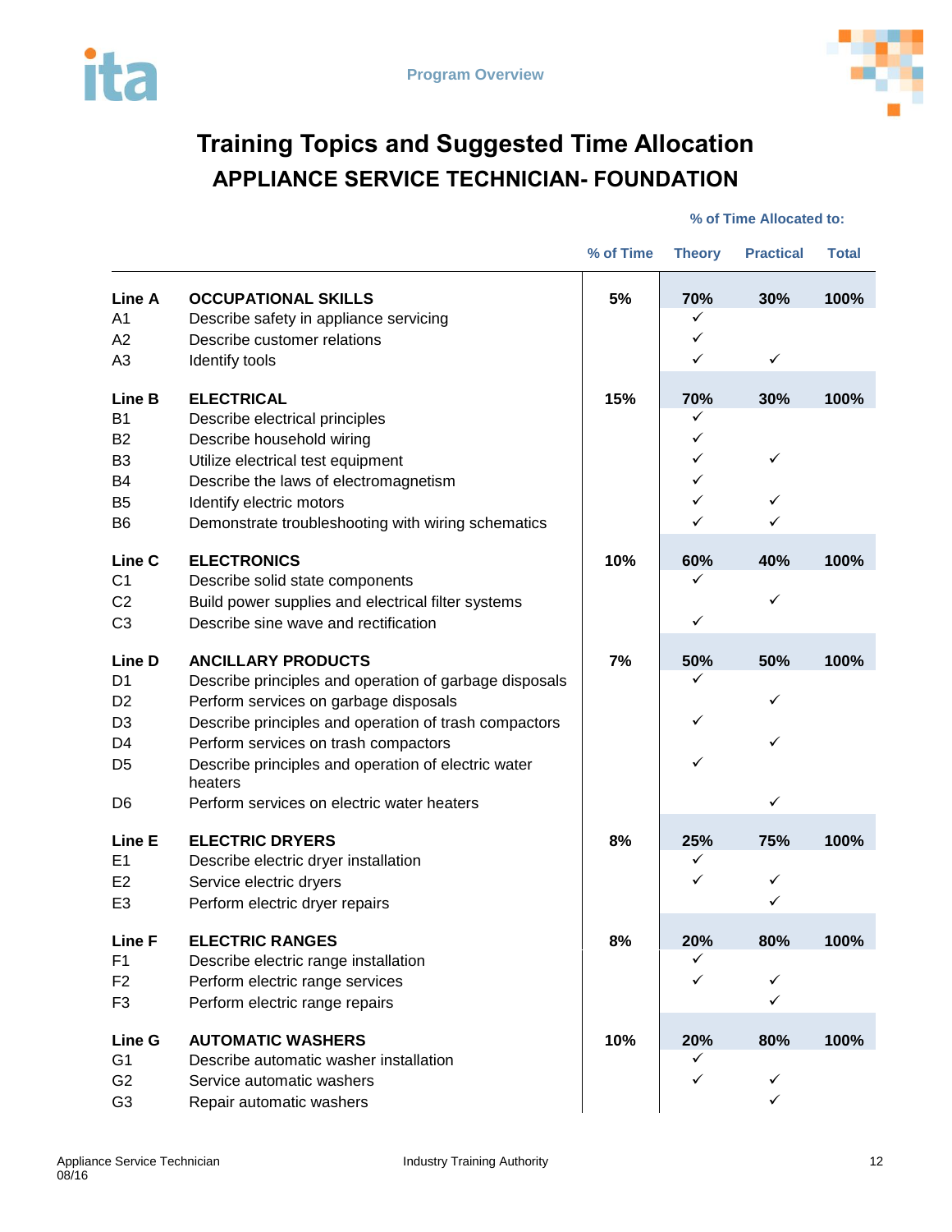# Training Topics and Suggested Time Allocation

## APPLIANCE SERVICE TECHNICIAN- FOUNDATION

| | | % of Time | Theory | Practical | Total |
|---|---|---|---|---|---|
| | | | **% of Time Allocated to:** | | |
| **Line A** | **OCCUPATIONAL SKILLS** | **5%** | **70%** | **30%** | **100%** |
| A1 | Describe safety in appliance servicing | | ✓ | | |
| A2 | Describe customer relations | | ✓ | | |
| A3 | Identify tools | | ✓ | ✓ | |
| **Line B** | **ELECTRICAL** | **15%** | **70%** | **30%** | **100%** |
| B1 | Describe electrical principles | | ✓ | | |
| B2 | Describe household wiring | | ✓ | | |
| B3 | Utilize electrical test equipment | | ✓ | ✓ | |
| B4 | Describe the laws of electromagnetism | | ✓ | | |
| B5 | Identify electric motors | | ✓ | ✓ | |
| B6 | Demonstrate troubleshooting with wiring schematics | | ✓ | ✓ | |
| **Line C** | **ELECTRONICS** | **10%** | **60%** | **40%** | **100%** |
| C1 | Describe solid state components | | ✓ | | |
| C2 | Build power supplies and electrical filter systems | | | ✓ | |
| C3 | Describe sine wave and rectification | | ✓ | | |
| **Line D** | **ANCILLARY PRODUCTS** | **7%** | **50%** | **50%** | **100%** |
| D1 | Describe principles and operation of garbage disposals | | ✓ | | |
| D2 | Perform services on garbage disposals | | | ✓ | |
| D3 | Describe principles and operation of trash compactors | | ✓ | | |
| D4 | Perform services on trash compactors | | | ✓ | |
| D5 | Describe principles and operation of electric water heaters | | ✓ | | |
| D6 | Perform services on electric water heaters | | | ✓ | |
| **Line E** | **ELECTRIC DRYERS** | **8%** | **25%** | **75%** | **100%** |
| E1 | Describe electric dryer installation | | ✓ | | |
| E2 | Service electric dryers | | ✓ | ✓ | |
| E3 | Perform electric dryer repairs | | | ✓ | |
| **Line F** | **ELECTRIC RANGES** | **8%** | **20%** | **80%** | **100%** |
| F1 | Describe electric range installation | | ✓ | | |
| F2 | Perform electric range services | | ✓ | ✓ | |
| F3 | Perform electric range repairs | | | ✓ | |
| **Line G** | **AUTOMATIC WASHERS** | **10%** | **20%** | **80%** | **100%** |
| G1 | Describe automatic washer installation | | ✓ | | |
| G2 | Service automatic washers | | ✓ | ✓ | |
| G3 | Repair automatic washers | | | ✓ | |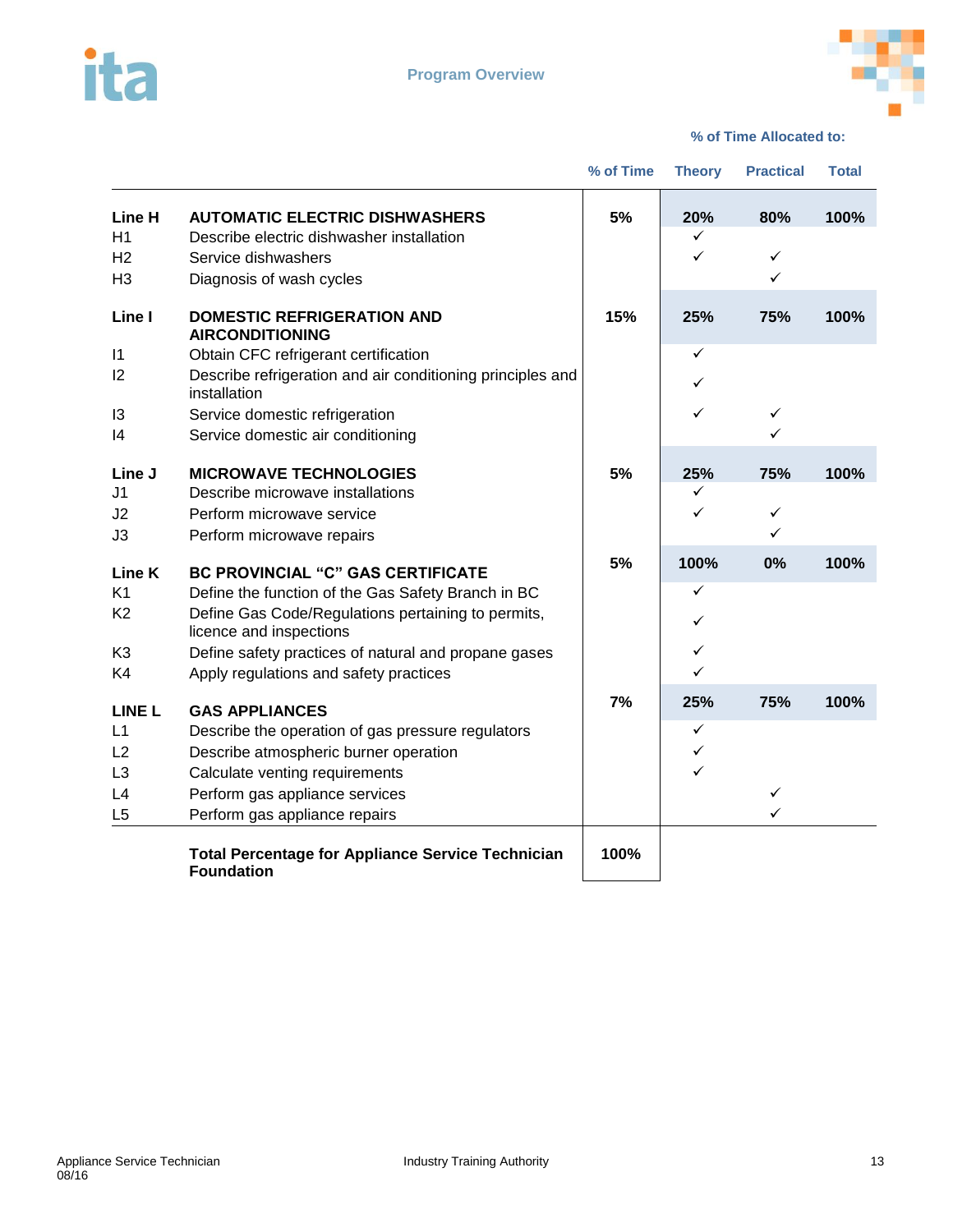## Program Overview

| | | | % of Time Allocated to: | | |
|---|---|---|---|---|---|
| | | **% of Time** | **Theory** | **Practical** | **Total** |
| **Line H** | **AUTOMATIC ELECTRIC DISHWASHERS** | **5%** | **20%** | **80%** | **100%** |
| H1 | Describe electric dishwasher installation | | ✓ | | |
| H2 | Service dishwashers | | ✓ | ✓ | |
| H3 | Diagnosis of wash cycles | | | ✓ | |
| **Line I** | **DOMESTIC REFRIGERATION AND AIRCONDITIONING** | **15%** | **25%** | **75%** | **100%** |
| I1 | Obtain CFC refrigerant certification | | ✓ | | |
| I2 | Describe refrigeration and air conditioning principles and installation | | ✓ | | |
| I3 | Service domestic refrigeration | | ✓ | ✓ | |
| I4 | Service domestic air conditioning | | | ✓ | |
| **Line J** | **MICROWAVE TECHNOLOGIES** | **5%** | **25%** | **75%** | **100%** |
| J1 | Describe microwave installations | | ✓ | | |
| J2 | Perform microwave service | | ✓ | ✓ | |
| J3 | Perform microwave repairs | | | ✓ | |
| **Line K** | **BC PROVINCIAL "C" GAS CERTIFICATE** | **5%** | **100%** | **0%** | **100%** |
| K1 | Define the function of the Gas Safety Branch in BC | | ✓ | | |
| K2 | Define Gas Code/Regulations pertaining to permits, licence and inspections | | ✓ | | |
| K3 | Define safety practices of natural and propane gases | | ✓ | | |
| K4 | Apply regulations and safety practices | | ✓ | | |
| **LINE L** | **GAS APPLIANCES** | **7%** | **25%** | **75%** | **100%** |
| L1 | Describe the operation of gas pressure regulators | | ✓ | | |
| L2 | Describe atmospheric burner operation | | ✓ | | |
| L3 | Calculate venting requirements | | ✓ | | |
| L4 | Perform gas appliance services | | | ✓ | |
| L5 | Perform gas appliance repairs | | | ✓ | |
| | **Total Percentage for Appliance Service Technician Foundation** | **100%** | | | |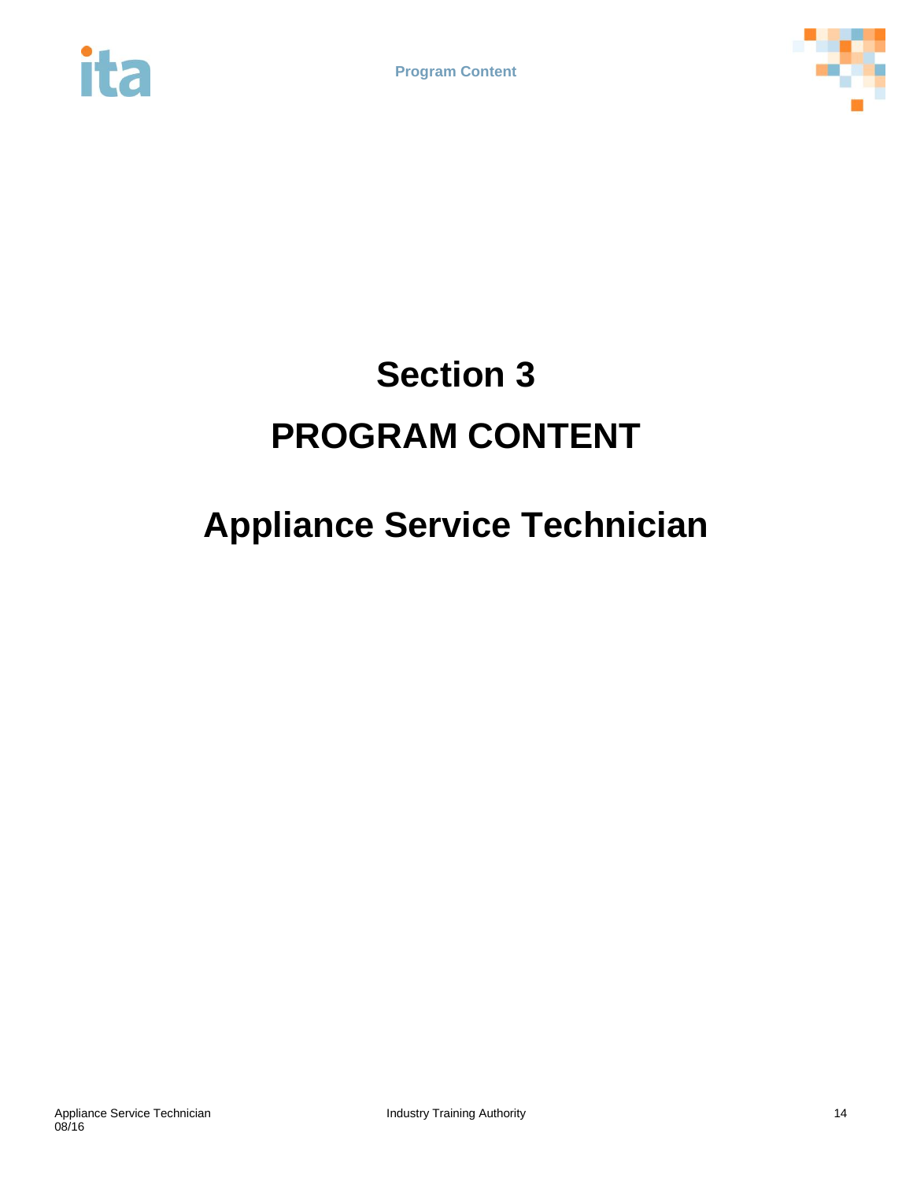# Section 3

# PROGRAM CONTENT

# Appliance Service Technician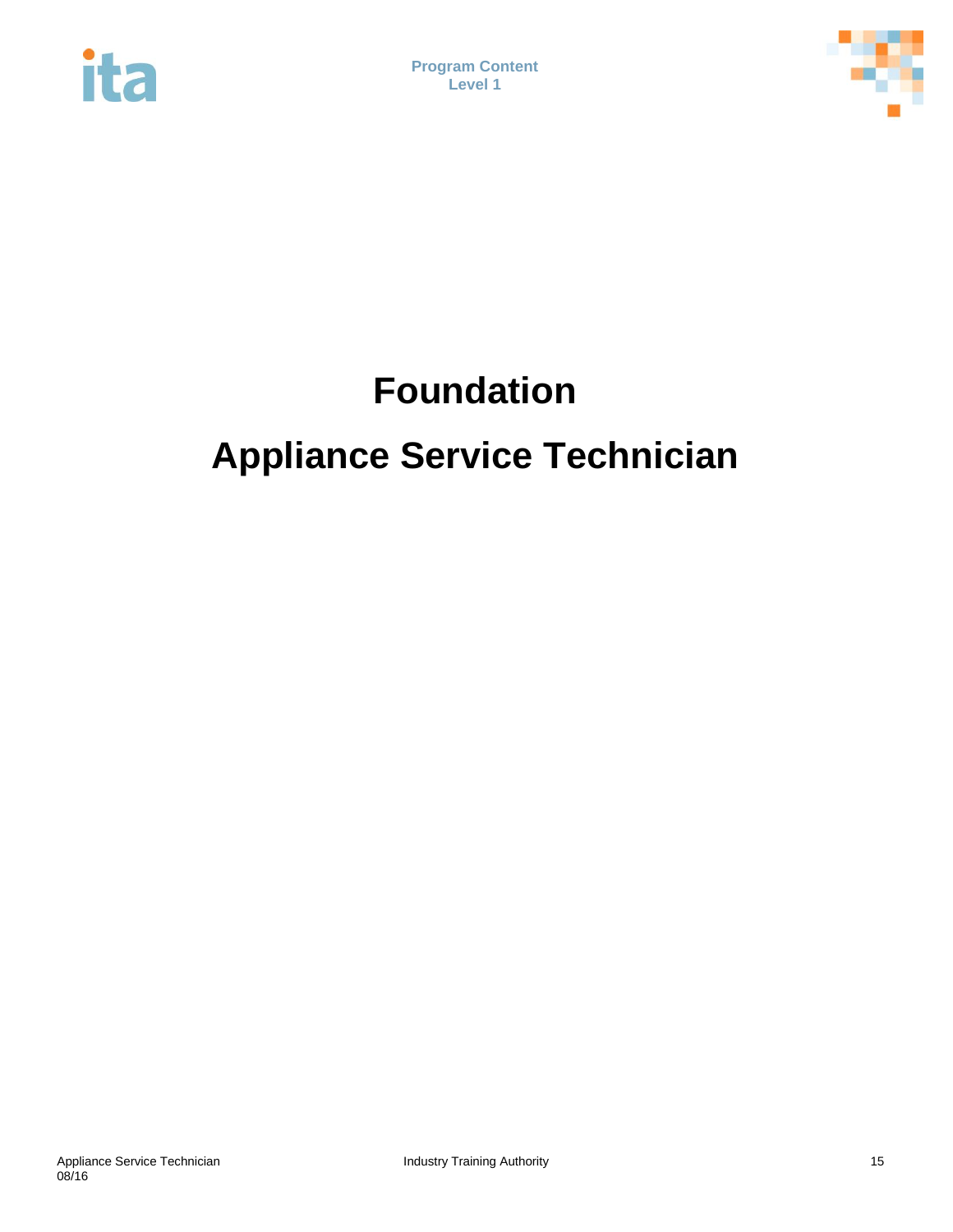# Foundation

# Appliance Service Technician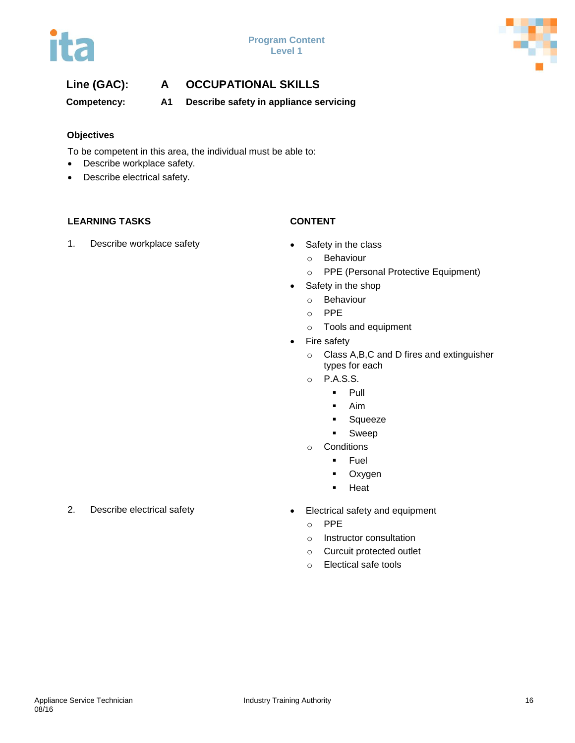**Line (GAC):** **A** **OCCUPATIONAL SKILLS**

**Competency:** **A1** **Describe safety in appliance servicing**

**Objectives**

To be competent in this area, the individual must be able to:

- Describe workplace safety.
- Describe electrical safety.

| LEARNING TASKS | CONTENT |
|---|---|
| 1. Describe workplace safety | • Safety in the class<br>  ○ Behaviour<br>  ○ PPE (Personal Protective Equipment)<br>• Safety in the shop<br>  ○ Behaviour<br>  ○ PPE<br>  ○ Tools and equipment<br>• Fire safety<br>  ○ Class A,B,C and D fires and extinguisher types for each<br>  ○ P.A.S.S.<br>    ▪ Pull<br>    ▪ Aim<br>    ▪ Squeeze<br>    ▪ Sweep<br>  ○ Conditions<br>    ▪ Fuel<br>    ▪ Oxygen<br>    ▪ Heat |
| 2. Describe electrical safety | • Electrical safety and equipment<br>  ○ PPE<br>  ○ Instructor consultation<br>  ○ Curcuit protected outlet<br>  ○ Electical safe tools |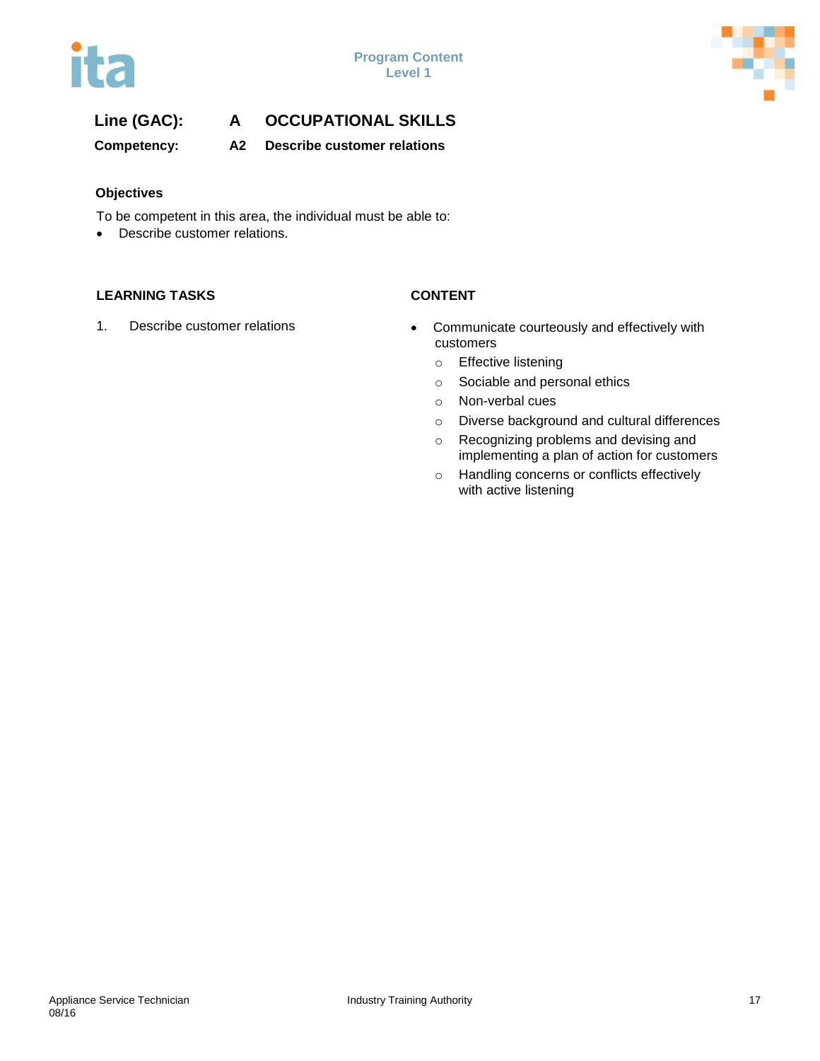## Line (GAC): A OCCUPATIONAL SKILLS

**Competency: A2 Describe customer relations**

### Objectives

To be competent in this area, the individual must be able to:

- Describe customer relations.

| LEARNING TASKS | CONTENT |
|---|---|
| 1. Describe customer relations | • Communicate courteously and effectively with customers<br>  ○ Effective listening<br>  ○ Sociable and personal ethics<br>  ○ Non-verbal cues<br>  ○ Diverse background and cultural differences<br>  ○ Recognizing problems and devising and implementing a plan of action for customers<br>  ○ Handling concerns or conflicts effectively with active listening |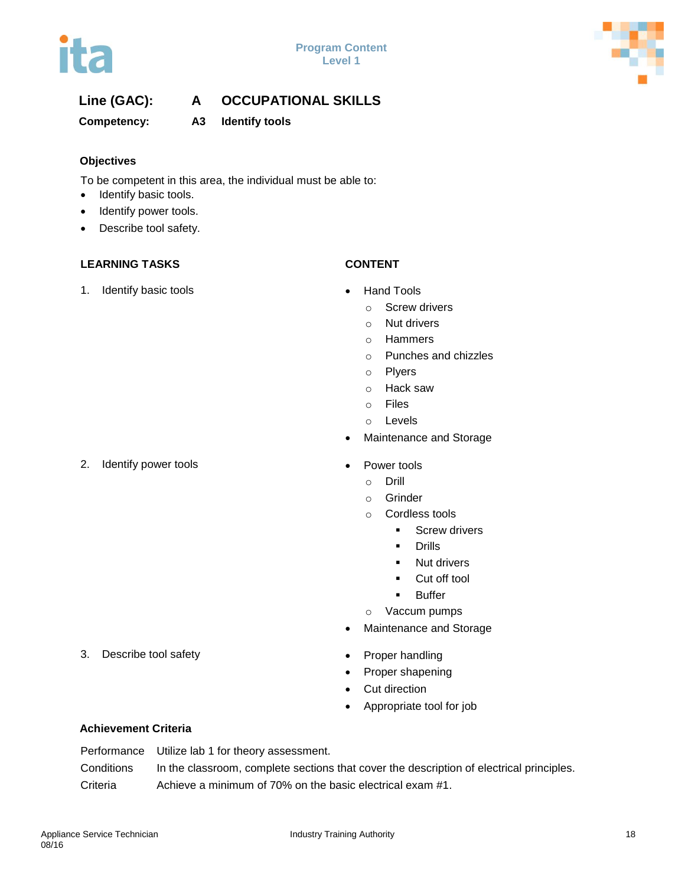**Line (GAC):** **A** **OCCUPATIONAL SKILLS**

**Competency:** **A3** **Identify tools**

### Objectives

To be competent in this area, the individual must be able to:

- Identify basic tools.
- Identify power tools.
- Describe tool safety.

| LEARNING TASKS | CONTENT |
|---|---|
| 1. Identify basic tools | • Hand Tools<br>&nbsp;&nbsp;○ Screw drivers<br>&nbsp;&nbsp;○ Nut drivers<br>&nbsp;&nbsp;○ Hammers<br>&nbsp;&nbsp;○ Punches and chizzles<br>&nbsp;&nbsp;○ Plyers<br>&nbsp;&nbsp;○ Hack saw<br>&nbsp;&nbsp;○ Files<br>&nbsp;&nbsp;○ Levels<br>• Maintenance and Storage |
| 2. Identify power tools | • Power tools<br>&nbsp;&nbsp;○ Drill<br>&nbsp;&nbsp;○ Grinder<br>&nbsp;&nbsp;○ Cordless tools<br>&nbsp;&nbsp;&nbsp;&nbsp;▪ Screw drivers<br>&nbsp;&nbsp;&nbsp;&nbsp;▪ Drills<br>&nbsp;&nbsp;&nbsp;&nbsp;▪ Nut drivers<br>&nbsp;&nbsp;&nbsp;&nbsp;▪ Cut off tool<br>&nbsp;&nbsp;&nbsp;&nbsp;▪ Buffer<br>&nbsp;&nbsp;○ Vaccum pumps<br>• Maintenance and Storage |
| 3. Describe tool safety | • Proper handling<br>• Proper shapening<br>• Cut direction<br>• Appropriate tool for job |

### Achievement Criteria

| | |
|---|---|
| Performance | Utilize lab 1 for theory assessment. |
| Conditions | In the classroom, complete sections that cover the description of electrical principles. |
| Criteria | Achieve a minimum of 70% on the basic electrical exam #1. |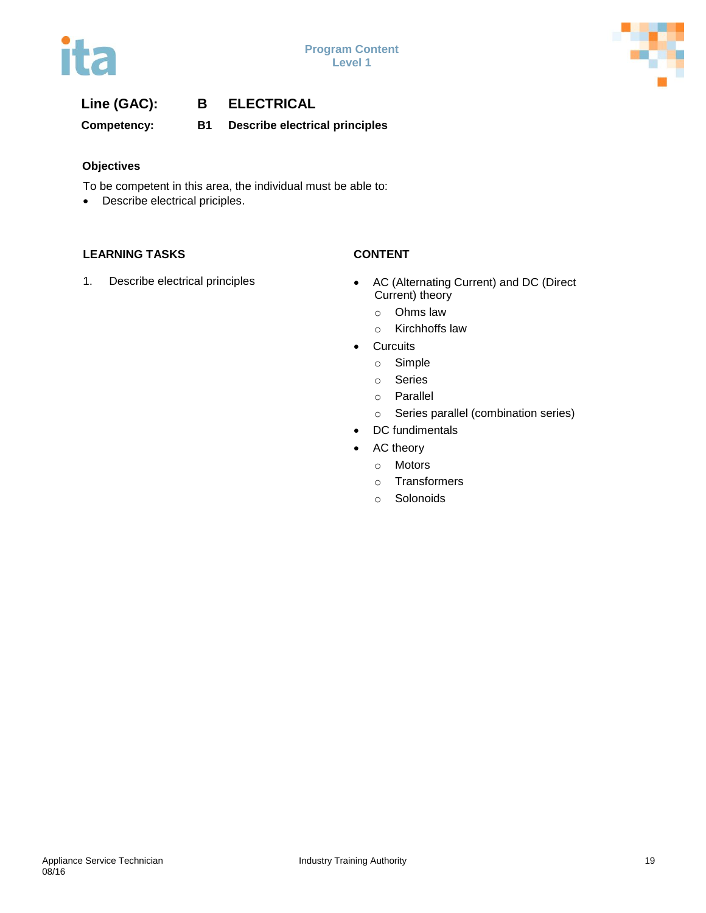**Line (GAC):** **B ELECTRICAL**

**Competency:** **B1 Describe electrical principles**

**Objectives**

To be competent in this area, the individual must be able to:

- Describe electrical priciples.

| LEARNING TASKS | CONTENT |
|---|---|
| 1. Describe electrical principles | • AC (Alternating Current) and DC (Direct Current) theory<br>  ○ Ohms law<br>  ○ Kirchhoffs law<br>• Curcuits<br>  ○ Simple<br>  ○ Series<br>  ○ Parallel<br>  ○ Series parallel (combination series)<br>• DC fundimentals<br>• AC theory<br>  ○ Motors<br>  ○ Transformers<br>  ○ Solonoids |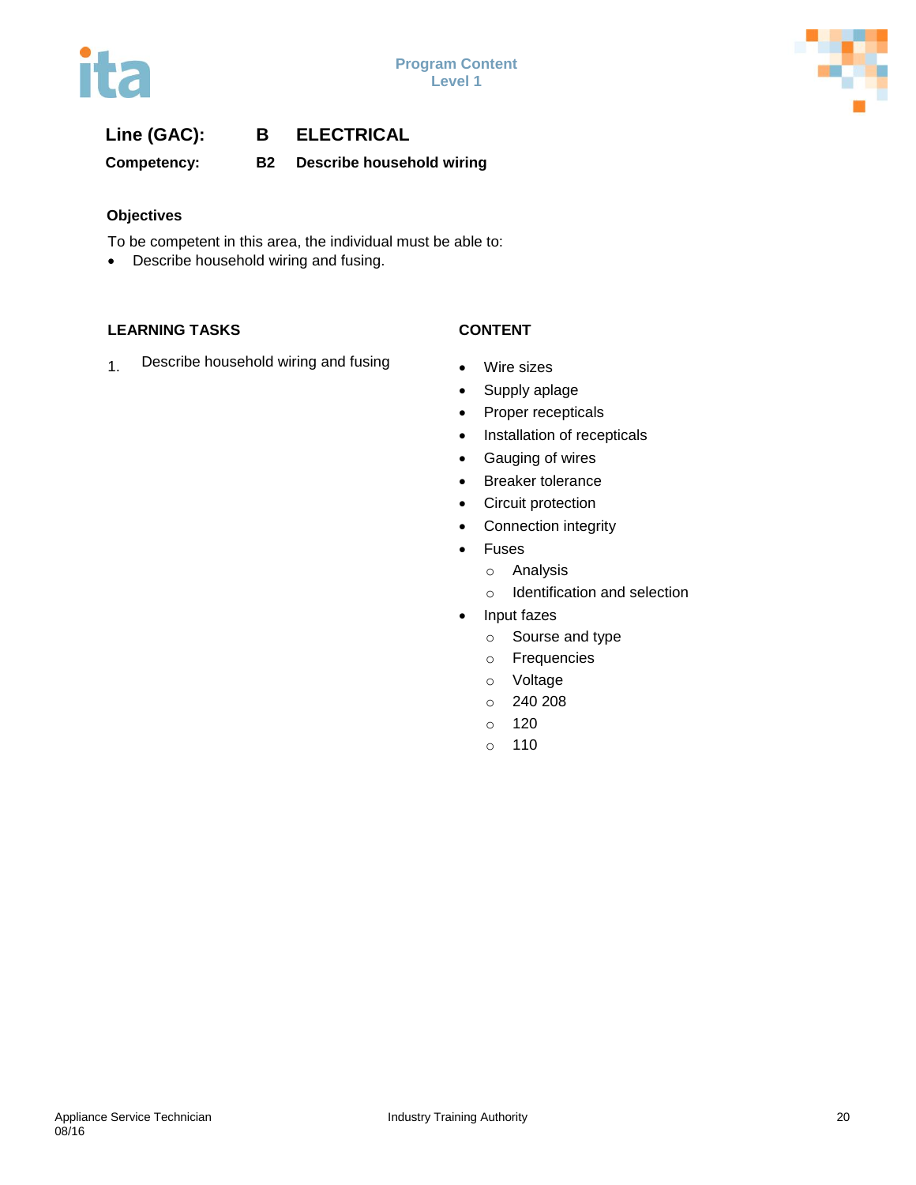**Line (GAC):** **B** **ELECTRICAL**

**Competency:** **B2** **Describe household wiring**

**Objectives**

To be competent in this area, the individual must be able to:

- Describe household wiring and fusing.

| LEARNING TASKS | CONTENT |
|---|---|
| 1. Describe household wiring and fusing | • Wire sizes<br>• Supply aplage<br>• Proper recepticals<br>• Installation of recepticals<br>• Gauging of wires<br>• Breaker tolerance<br>• Circuit protection<br>• Connection integrity<br>• Fuses<br>  ○ Analysis<br>  ○ Identification and selection<br>• Input fazes<br>  ○ Sourse and type<br>  ○ Frequencies<br>  ○ Voltage<br>  ○ 240 208<br>  ○ 120<br>  ○ 110 |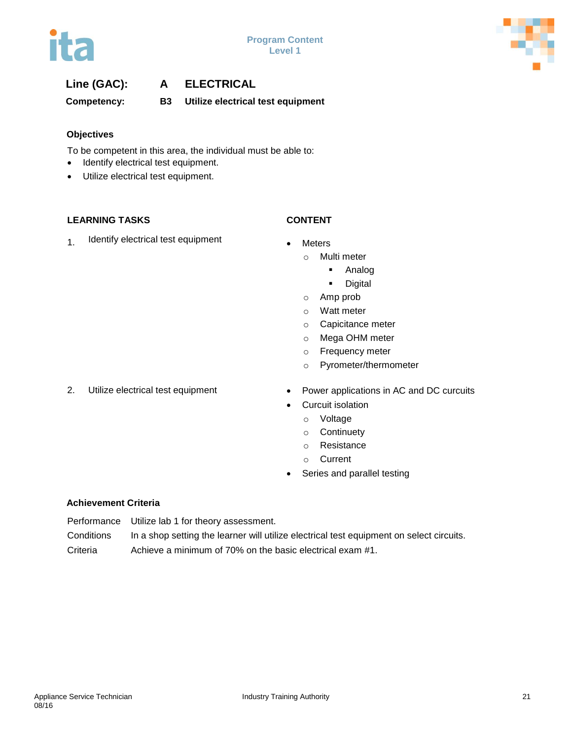**Line (GAC):** **A ELECTRICAL**

**Competency:** **B3 Utilize electrical test equipment**

### Objectives

To be competent in this area, the individual must be able to:

- Identify electrical test equipment.
- Utilize electrical test equipment.

| LEARNING TASKS | CONTENT |
| --- | --- |
| 1. Identify electrical test equipment | • Meters<br>  ○ Multi meter<br>    ▪ Analog<br>    ▪ Digital<br>  ○ Amp prob<br>  ○ Watt meter<br>  ○ Capicitance meter<br>  ○ Mega OHM meter<br>  ○ Frequency meter<br>  ○ Pyrometer/thermometer |
| 2. Utilize electrical test equipment | • Power applications in AC and DC curcuits<br>• Curcuit isolation<br>  ○ Voltage<br>  ○ Continuety<br>  ○ Resistance<br>  ○ Current<br>• Series and parallel testing |

### Achievement Criteria

| | |
| --- | --- |
| Performance | Utilize lab 1 for theory assessment. |
| Conditions | In a shop setting the learner will utilize electrical test equipment on select circuits. |
| Criteria | Achieve a minimum of 70% on the basic electrical exam #1. |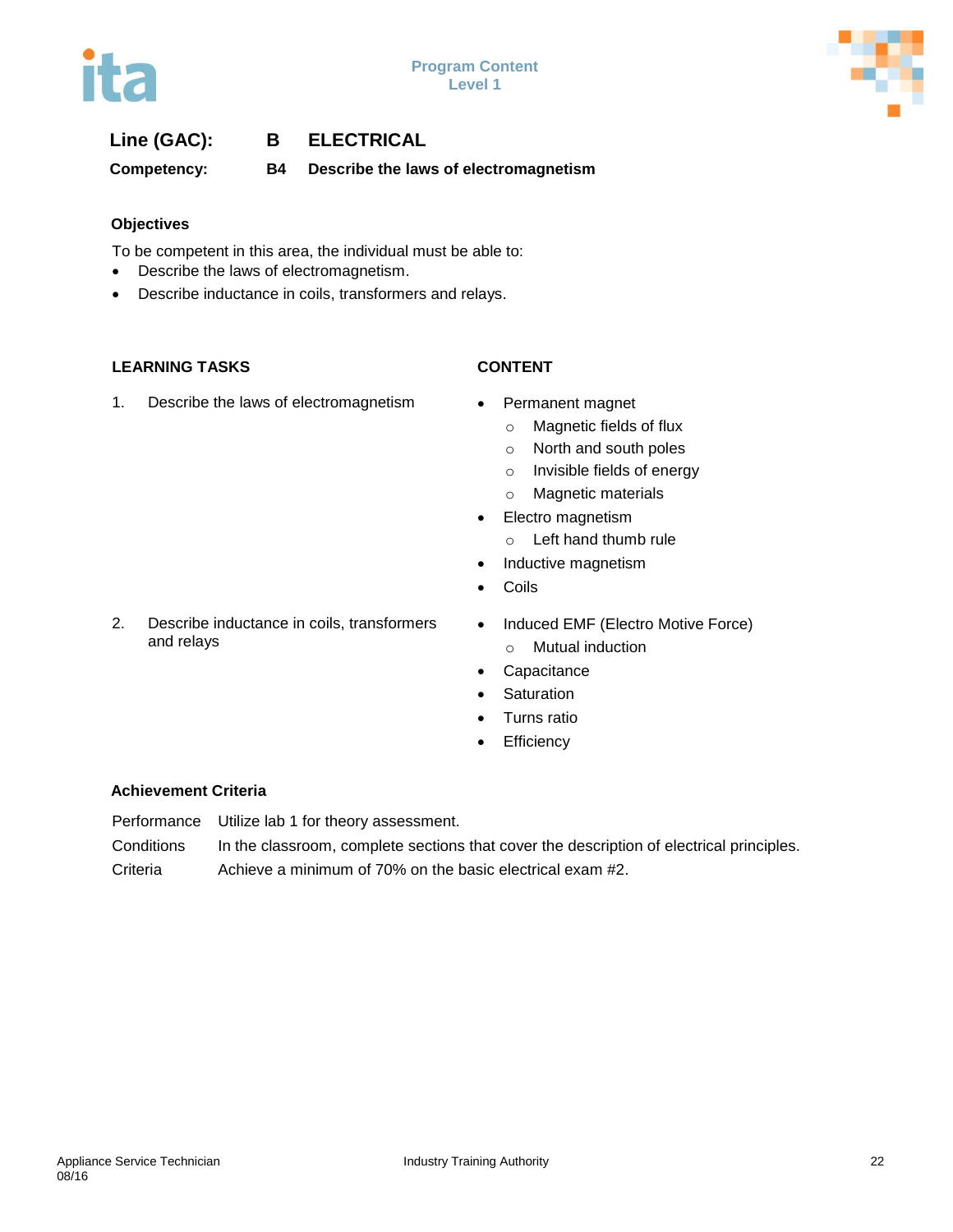**Line (GAC):** **B ELECTRICAL**

**Competency:** **B4 Describe the laws of electromagnetism**

### Objectives

To be competent in this area, the individual must be able to:

- Describe the laws of electromagnetism.
- Describe inductance in coils, transformers and relays.

| LEARNING TASKS | CONTENT |
|---|---|
| 1. Describe the laws of electromagnetism | • Permanent magnet<br>  ○ Magnetic fields of flux<br>  ○ North and south poles<br>  ○ Invisible fields of energy<br>  ○ Magnetic materials<br>• Electro magnetism<br>  ○ Left hand thumb rule<br>• Inductive magnetism<br>• Coils |
| 2. Describe inductance in coils, transformers and relays | • Induced EMF (Electro Motive Force)<br>  ○ Mutual induction<br>• Capacitance<br>• Saturation<br>• Turns ratio<br>• Efficiency |

### Achievement Criteria

| | |
|---|---|
| Performance | Utilize lab 1 for theory assessment. |
| Conditions | In the classroom, complete sections that cover the description of electrical principles. |
| Criteria | Achieve a minimum of 70% on the basic electrical exam #2. |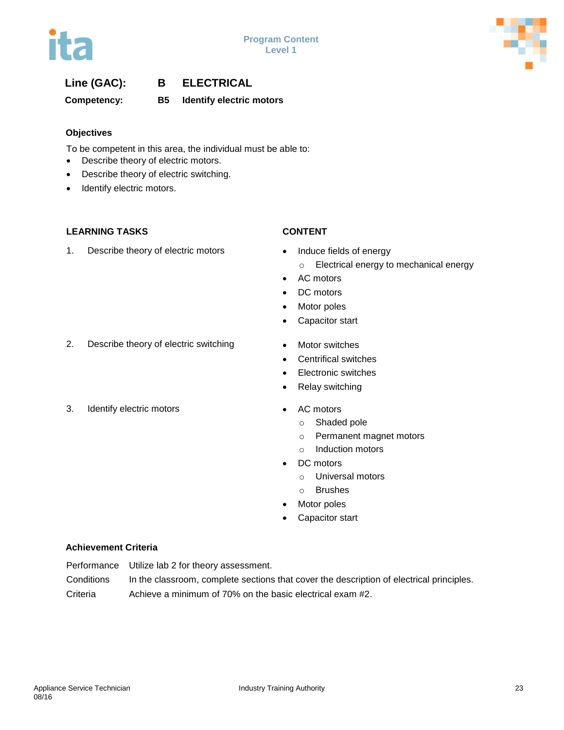**Line (GAC):** **B** **ELECTRICAL**

**Competency:** **B5** **Identify electric motors**

### Objectives

To be competent in this area, the individual must be able to:

- Describe theory of electric motors.
- Describe theory of electric switching.
- Identify electric motors.

| LEARNING TASKS | CONTENT |
|---|---|
| 1. Describe theory of electric motors | • Induce fields of energy<br>  ○ Electrical energy to mechanical energy<br>• AC motors<br>• DC motors<br>• Motor poles<br>• Capacitor start |
| 2. Describe theory of electric switching | • Motor switches<br>• Centrifical switches<br>• Electronic switches<br>• Relay switching |
| 3. Identify electric motors | • AC motors<br>  ○ Shaded pole<br>  ○ Permanent magnet motors<br>  ○ Induction motors<br>• DC motors<br>  ○ Universal motors<br>  ○ Brushes<br>• Motor poles<br>• Capacitor start |

### Achievement Criteria

| | |
|---|---|
| Performance | Utilize lab 2 for theory assessment. |
| Conditions | In the classroom, complete sections that cover the description of electrical principles. |
| Criteria | Achieve a minimum of 70% on the basic electrical exam #2. |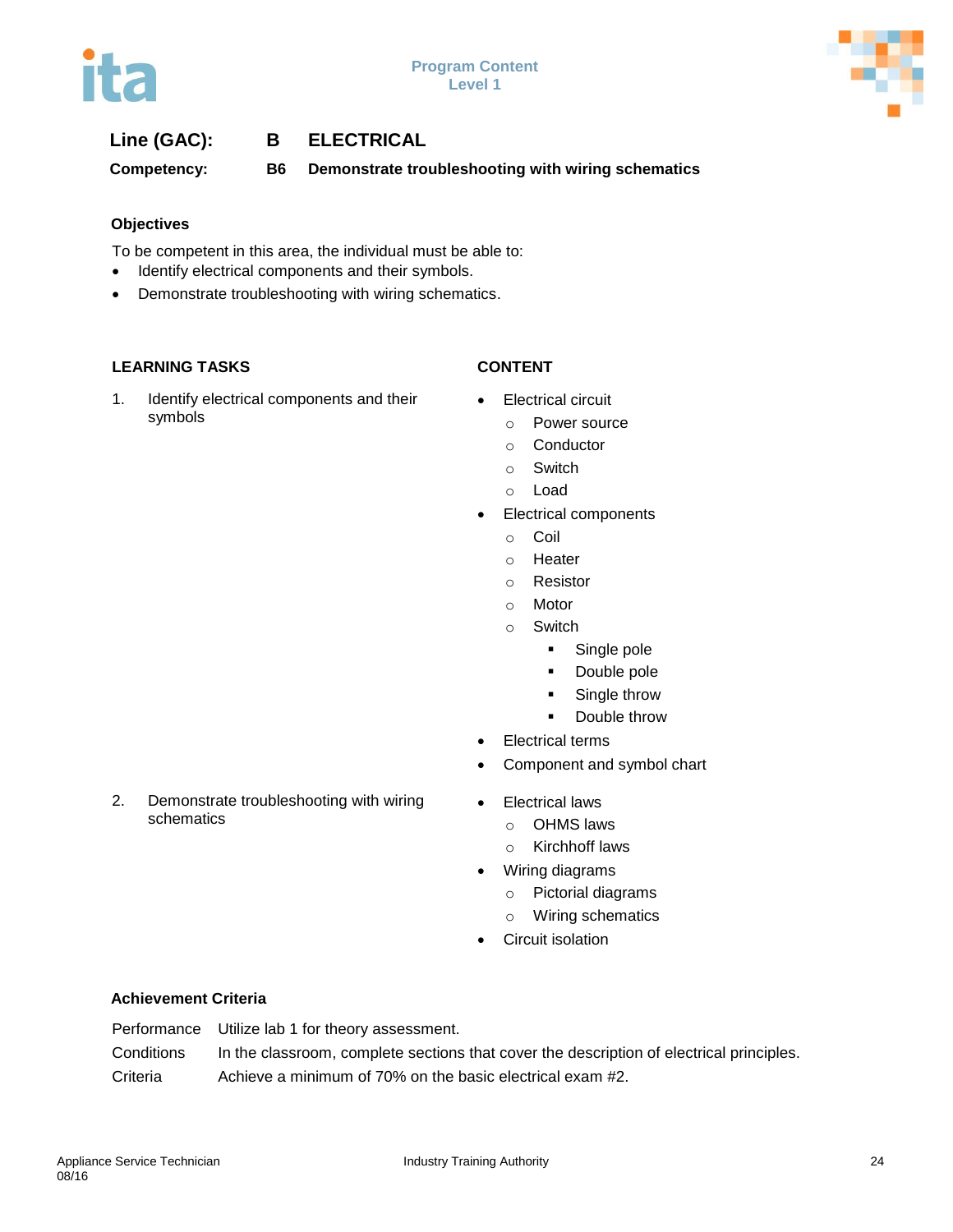**Line (GAC):** **B** **ELECTRICAL**

**Competency:** **B6** **Demonstrate troubleshooting with wiring schematics**

### Objectives

To be competent in this area, the individual must be able to:

- Identify electrical components and their symbols.
- Demonstrate troubleshooting with wiring schematics.

| LEARNING TASKS | CONTENT |
|---|---|
| 1. Identify electrical components and their symbols | • Electrical circuit<br>  ○ Power source<br>  ○ Conductor<br>  ○ Switch<br>  ○ Load<br>• Electrical components<br>  ○ Coil<br>  ○ Heater<br>  ○ Resistor<br>  ○ Motor<br>  ○ Switch<br>    ▪ Single pole<br>    ▪ Double pole<br>    ▪ Single throw<br>    ▪ Double throw<br>• Electrical terms<br>• Component and symbol chart |
| 2. Demonstrate troubleshooting with wiring schematics | • Electrical laws<br>  ○ OHMS laws<br>  ○ Kirchhoff laws<br>• Wiring diagrams<br>  ○ Pictorial diagrams<br>  ○ Wiring schematics<br>• Circuit isolation |

### Achievement Criteria

| | |
|---|---|
| Performance | Utilize lab 1 for theory assessment. |
| Conditions | In the classroom, complete sections that cover the description of electrical principles. |
| Criteria | Achieve a minimum of 70% on the basic electrical exam #2. |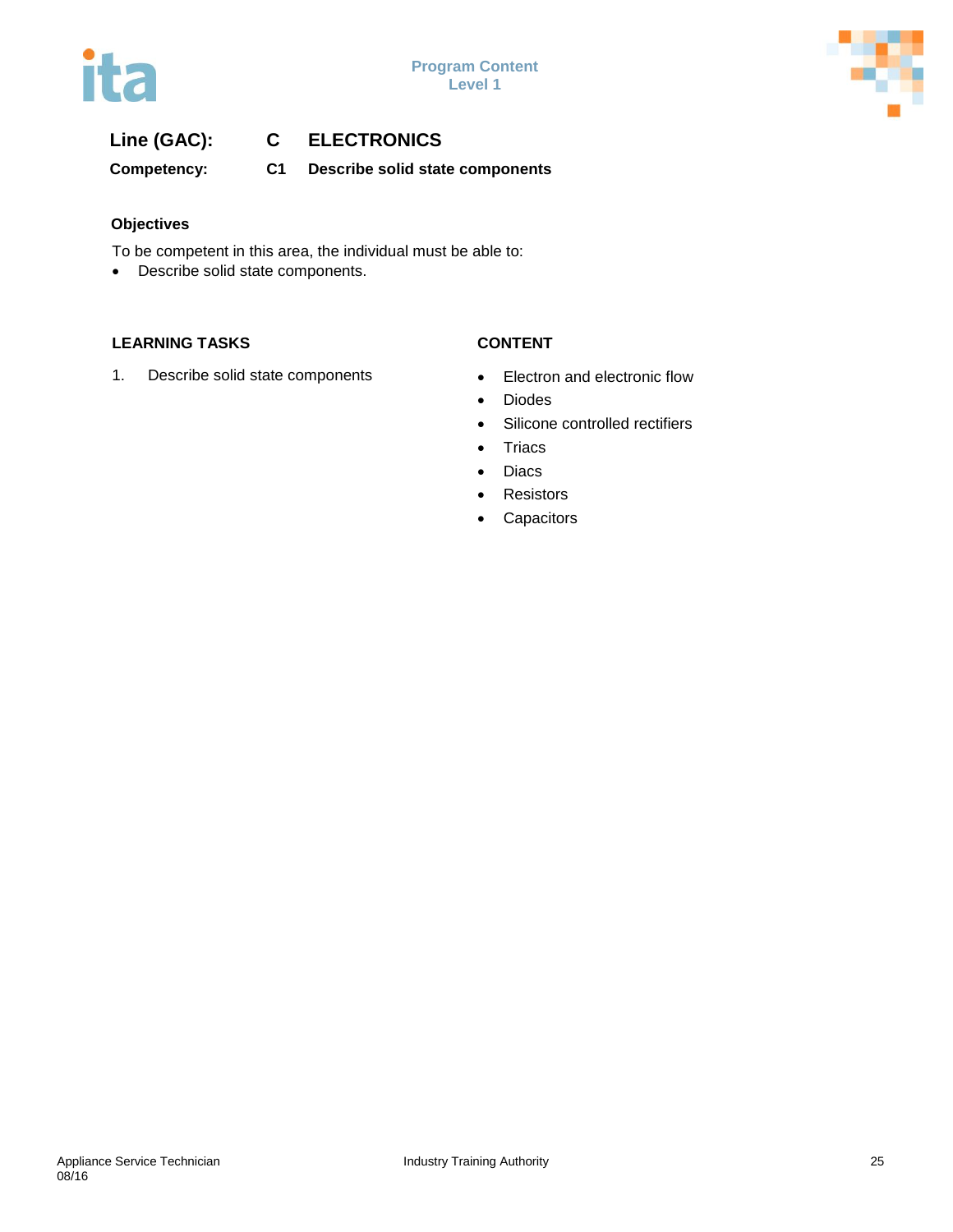**Line (GAC):** C ELECTRONICS

**Competency:** C1 Describe solid state components

### Objectives

To be competent in this area, the individual must be able to:

- Describe solid state components.

| LEARNING TASKS | CONTENT |
| --- | --- |
| 1. Describe solid state components | • Electron and electronic flow<br>• Diodes<br>• Silicone controlled rectifiers<br>• Triacs<br>• Diacs<br>• Resistors<br>• Capacitors |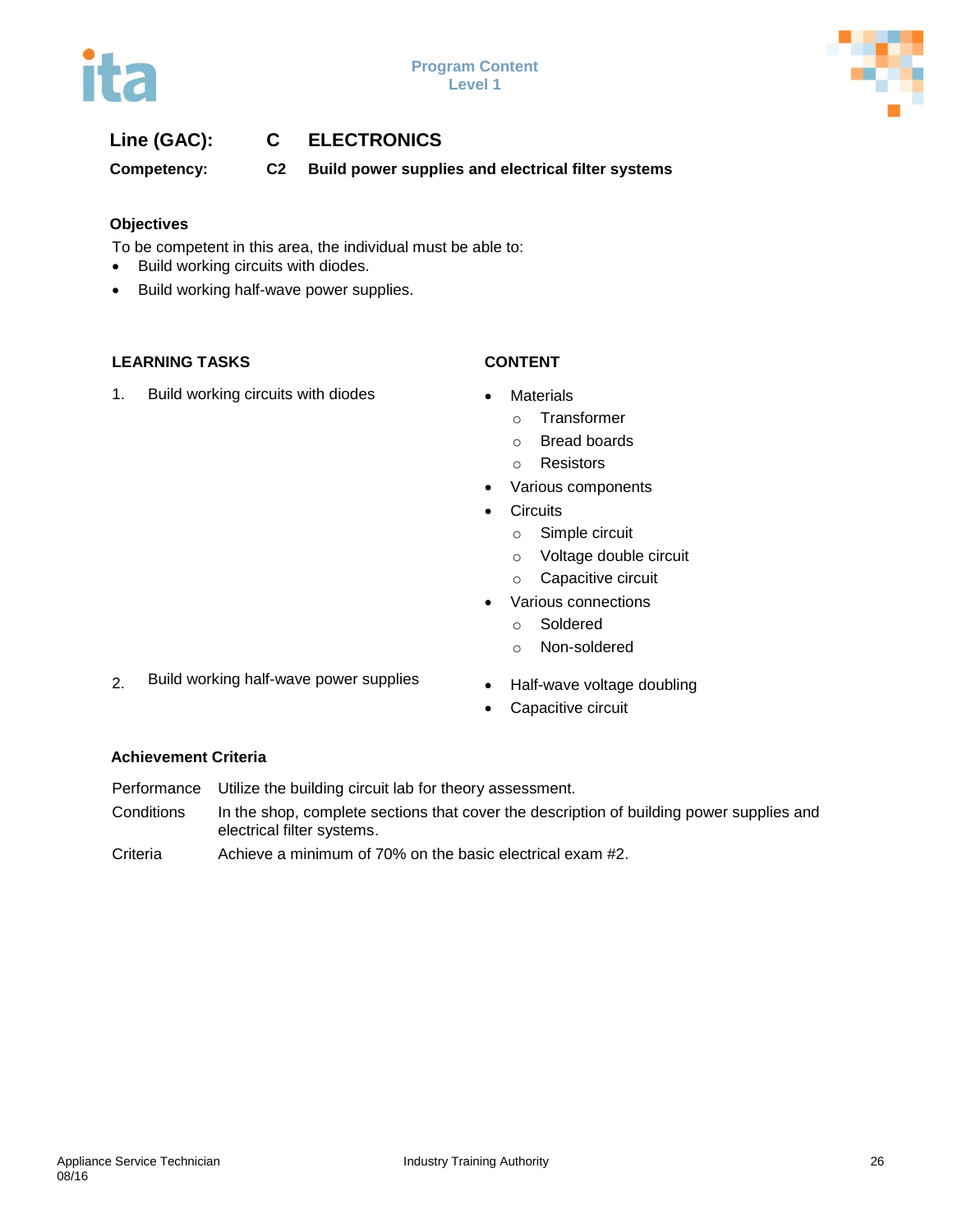**Line (GAC):** C ELECTRONICS

**Competency:** C2 Build power supplies and electrical filter systems

### Objectives

To be competent in this area, the individual must be able to:

- Build working circuits with diodes.
- Build working half-wave power supplies.

| LEARNING TASKS | CONTENT |
|---|---|
| 1. Build working circuits with diodes | • Materials<br>  ○ Transformer<br>  ○ Bread boards<br>  ○ Resistors<br>• Various components<br>• Circuits<br>  ○ Simple circuit<br>  ○ Voltage double circuit<br>  ○ Capacitive circuit<br>• Various connections<br>  ○ Soldered<br>  ○ Non-soldered |
| 2. Build working half-wave power supplies | • Half-wave voltage doubling<br>• Capacitive circuit |

### Achievement Criteria

| | |
|---|---|
| Performance | Utilize the building circuit lab for theory assessment. |
| Conditions | In the shop, complete sections that cover the description of building power supplies and electrical filter systems. |
| Criteria | Achieve a minimum of 70% on the basic electrical exam #2. |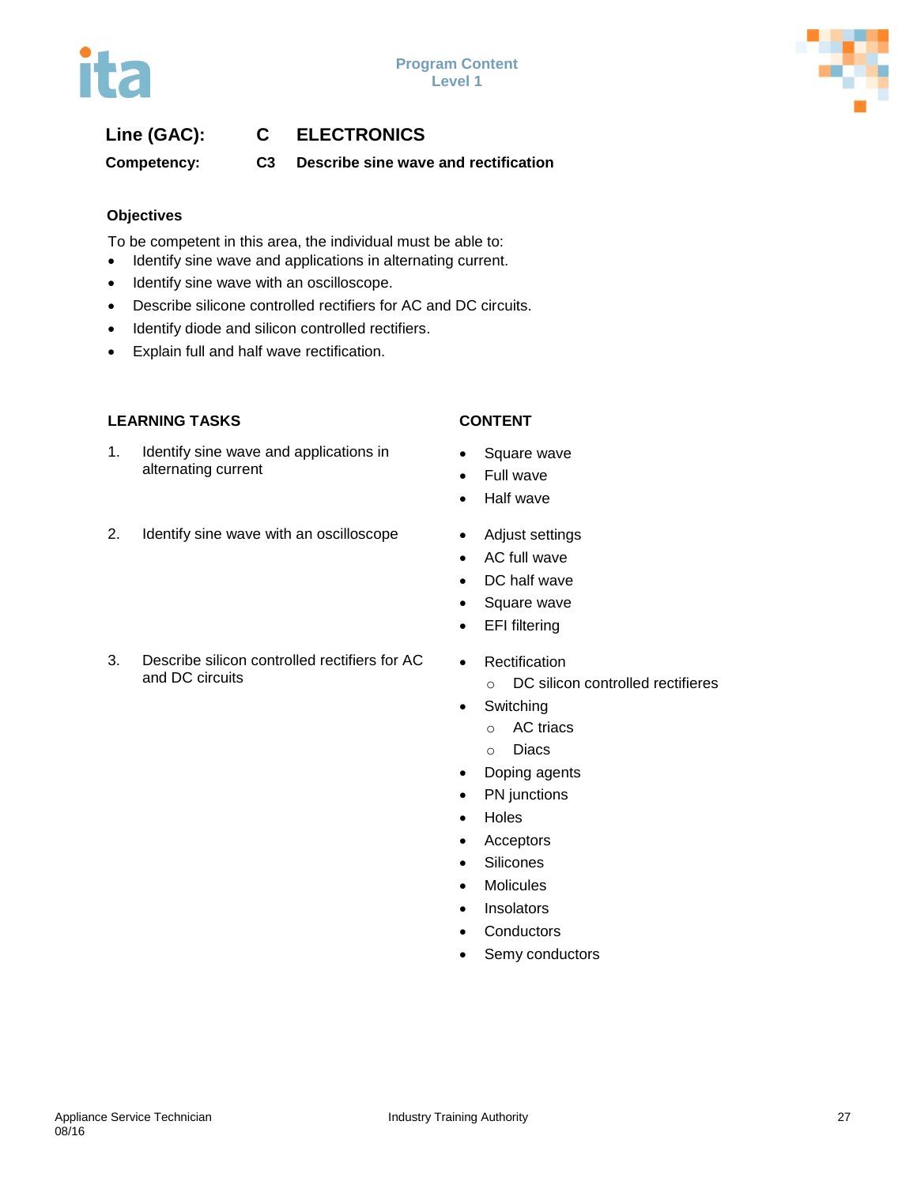**Line (GAC):** **C** **ELECTRONICS**

**Competency:** **C3** **Describe sine wave and rectification**

### Objectives

To be competent in this area, the individual must be able to:

- Identify sine wave and applications in alternating current.
- Identify sine wave with an oscilloscope.
- Describe silicone controlled rectifiers for AC and DC circuits.
- Identify diode and silicon controlled rectifiers.
- Explain full and half wave rectification.

| LEARNING TASKS | CONTENT |
| --- | --- |
| 1. Identify sine wave and applications in alternating current | • Square wave<br>• Full wave<br>• Half wave |
| 2. Identify sine wave with an oscilloscope | • Adjust settings<br>• AC full wave<br>• DC half wave<br>• Square wave<br>• EFI filtering |
| 3. Describe silicon controlled rectifiers for AC and DC circuits | • Rectification<br>  ○ DC silicon controlled rectifieres<br>• Switching<br>  ○ AC triacs<br>  ○ Diacs<br>• Doping agents<br>• PN junctions<br>• Holes<br>• Acceptors<br>• Silicones<br>• Molicules<br>• Insolators<br>• Conductors<br>• Semy conductors |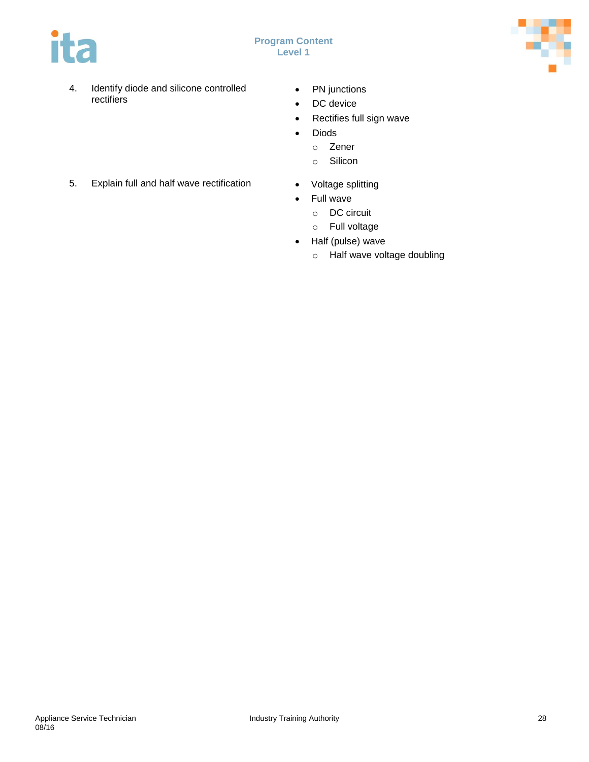| | |
|---|---|
| 4. Identify diode and silicone controlled rectifiers | • PN junctions<br>• DC device<br>• Rectifies full sign wave<br>• Diods<br>  ○ Zener<br>  ○ Silicon |
| 5. Explain full and half wave rectification | • Voltage splitting<br>• Full wave<br>  ○ DC circuit<br>  ○ Full voltage<br>• Half (pulse) wave<br>  ○ Half wave voltage doubling |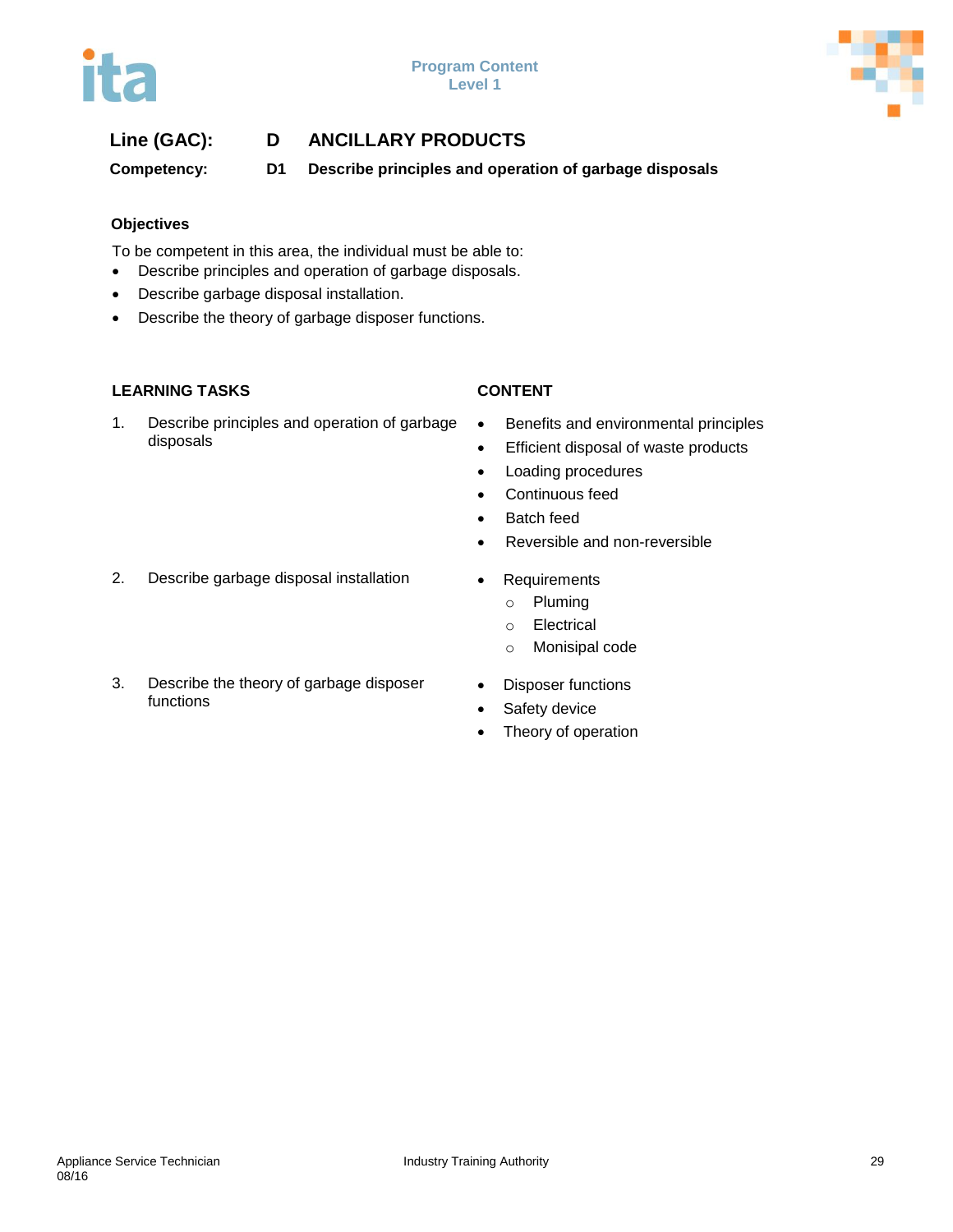**Line (GAC):** D **ANCILLARY PRODUCTS**

**Competency:** D1 **Describe principles and operation of garbage disposals**

**Objectives**

To be competent in this area, the individual must be able to:

- Describe principles and operation of garbage disposals.
- Describe garbage disposal installation.
- Describe the theory of garbage disposer functions.

| LEARNING TASKS | CONTENT |
|---|---|
| 1. Describe principles and operation of garbage disposals | • Benefits and environmental principles<br>• Efficient disposal of waste products<br>• Loading procedures<br>• Continuous feed<br>• Batch feed<br>• Reversible and non-reversible |
| 2. Describe garbage disposal installation | • Requirements<br>  ○ Pluming<br>  ○ Electrical<br>  ○ Monisipal code |
| 3. Describe the theory of garbage disposer functions | • Disposer functions<br>• Safety device<br>• Theory of operation |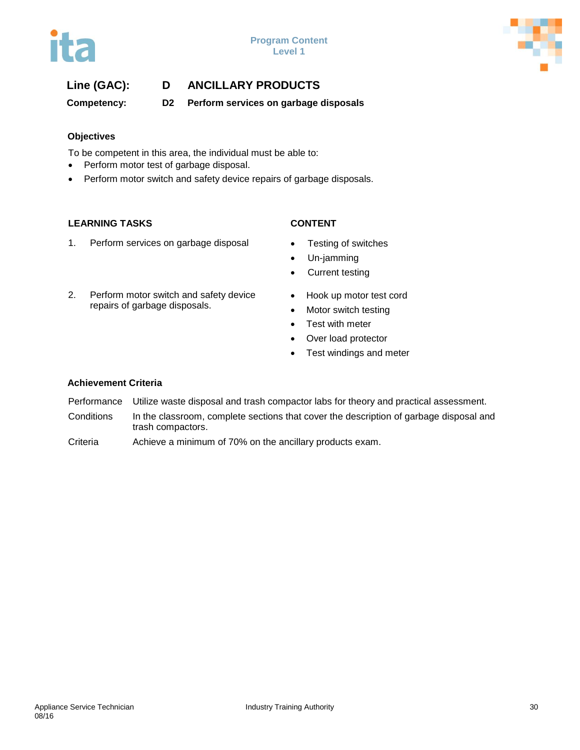**Line (GAC):** **D ANCILLARY PRODUCTS**

**Competency:** **D2 Perform services on garbage disposals**

### Objectives

To be competent in this area, the individual must be able to:

- Perform motor test of garbage disposal.
- Perform motor switch and safety device repairs of garbage disposals.

| LEARNING TASKS | CONTENT |
|---|---|
| 1. Perform services on garbage disposal | • Testing of switches<br>• Un-jamming<br>• Current testing |
| 2. Perform motor switch and safety device repairs of garbage disposals. | • Hook up motor test cord<br>• Motor switch testing<br>• Test with meter<br>• Over load protector<br>• Test windings and meter |

### Achievement Criteria

| | |
|---|---|
| Performance | Utilize waste disposal and trash compactor labs for theory and practical assessment. |
| Conditions | In the classroom, complete sections that cover the description of garbage disposal and trash compactors. |
| Criteria | Achieve a minimum of 70% on the ancillary products exam. |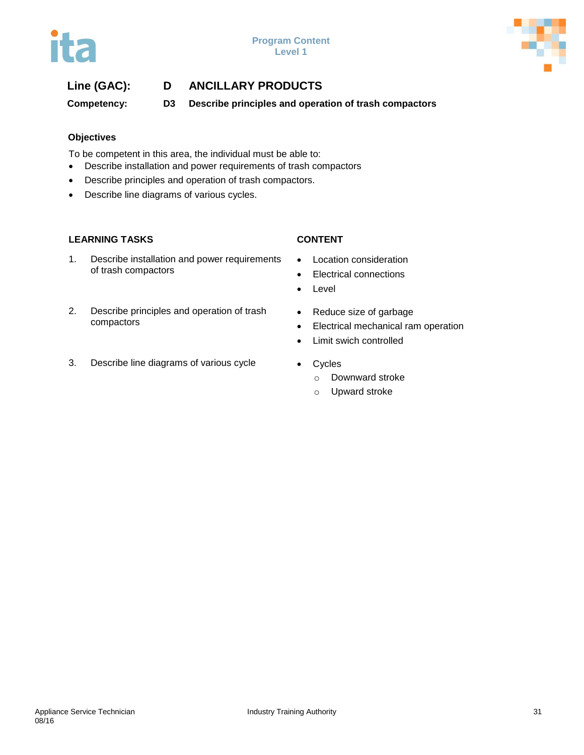**Line (GAC):** D ANCILLARY PRODUCTS

**Competency:** D3 Describe principles and operation of trash compactors

**Objectives**

To be competent in this area, the individual must be able to:

- Describe installation and power requirements of trash compactors
- Describe principles and operation of trash compactors.
- Describe line diagrams of various cycles.

| LEARNING TASKS | CONTENT |
|---|---|
| 1. Describe installation and power requirements of trash compactors | • Location consideration<br>• Electrical connections<br>• Level |
| 2. Describe principles and operation of trash compactors | • Reduce size of garbage<br>• Electrical mechanical ram operation<br>• Limit swich controlled |
| 3. Describe line diagrams of various cycle | • Cycles<br>&nbsp;&nbsp;○ Downward stroke<br>&nbsp;&nbsp;○ Upward stroke |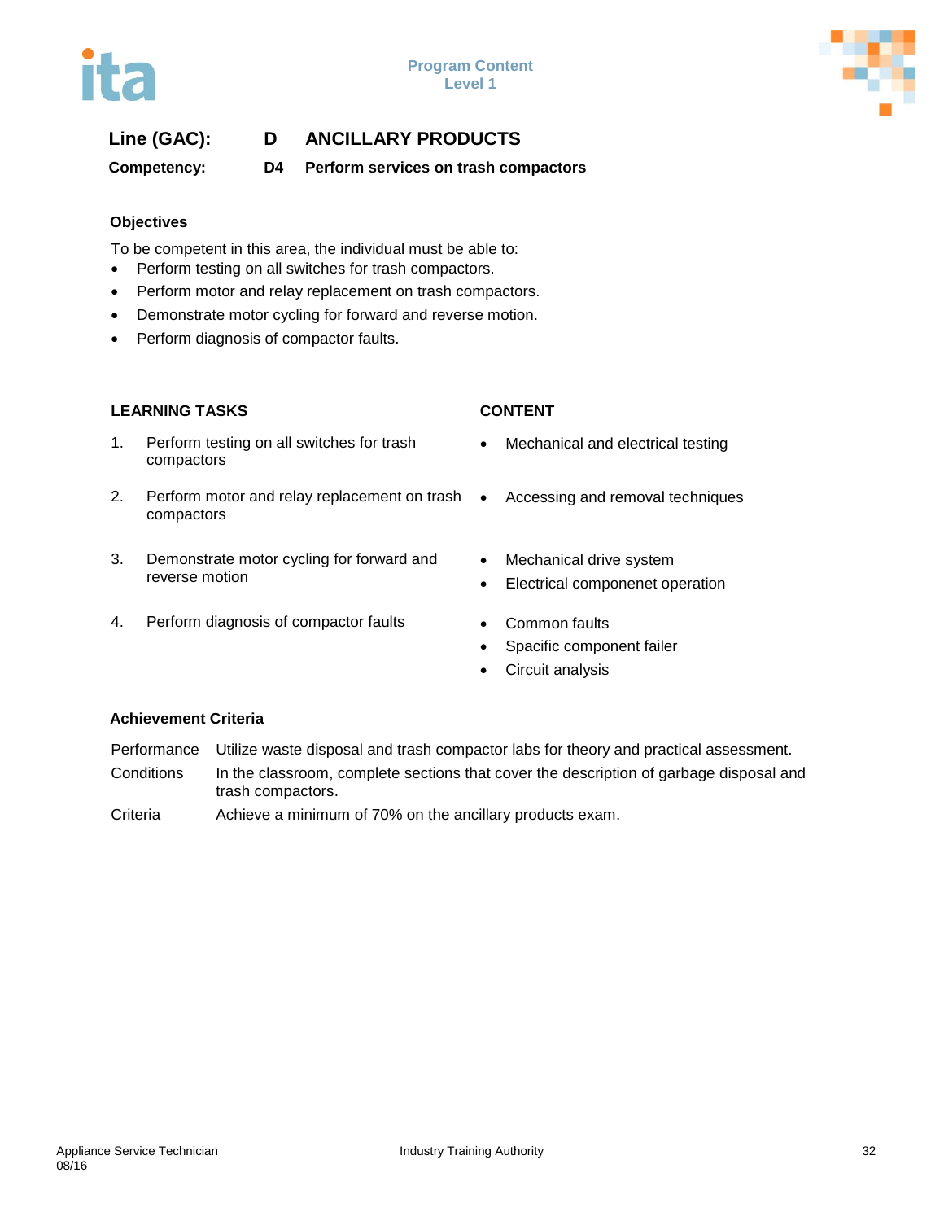**Line (GAC):** D **ANCILLARY PRODUCTS**

**Competency:** D4 **Perform services on trash compactors**

### Objectives

To be competent in this area, the individual must be able to:

- Perform testing on all switches for trash compactors.
- Perform motor and relay replacement on trash compactors.
- Demonstrate motor cycling for forward and reverse motion.
- Perform diagnosis of compactor faults.

| LEARNING TASKS | CONTENT |
| --- | --- |
| 1. Perform testing on all switches for trash compactors | • Mechanical and electrical testing |
| 2. Perform motor and relay replacement on trash compactors | • Accessing and removal techniques |
| 3. Demonstrate motor cycling for forward and reverse motion | • Mechanical drive system<br>• Electrical componenet operation |
| 4. Perform diagnosis of compactor faults | • Common faults<br>• Spacific component failer<br>• Circuit analysis |

### Achievement Criteria

| | |
| --- | --- |
| Performance | Utilize waste disposal and trash compactor labs for theory and practical assessment. |
| Conditions | In the classroom, complete sections that cover the description of garbage disposal and trash compactors. |
| Criteria | Achieve a minimum of 70% on the ancillary products exam. |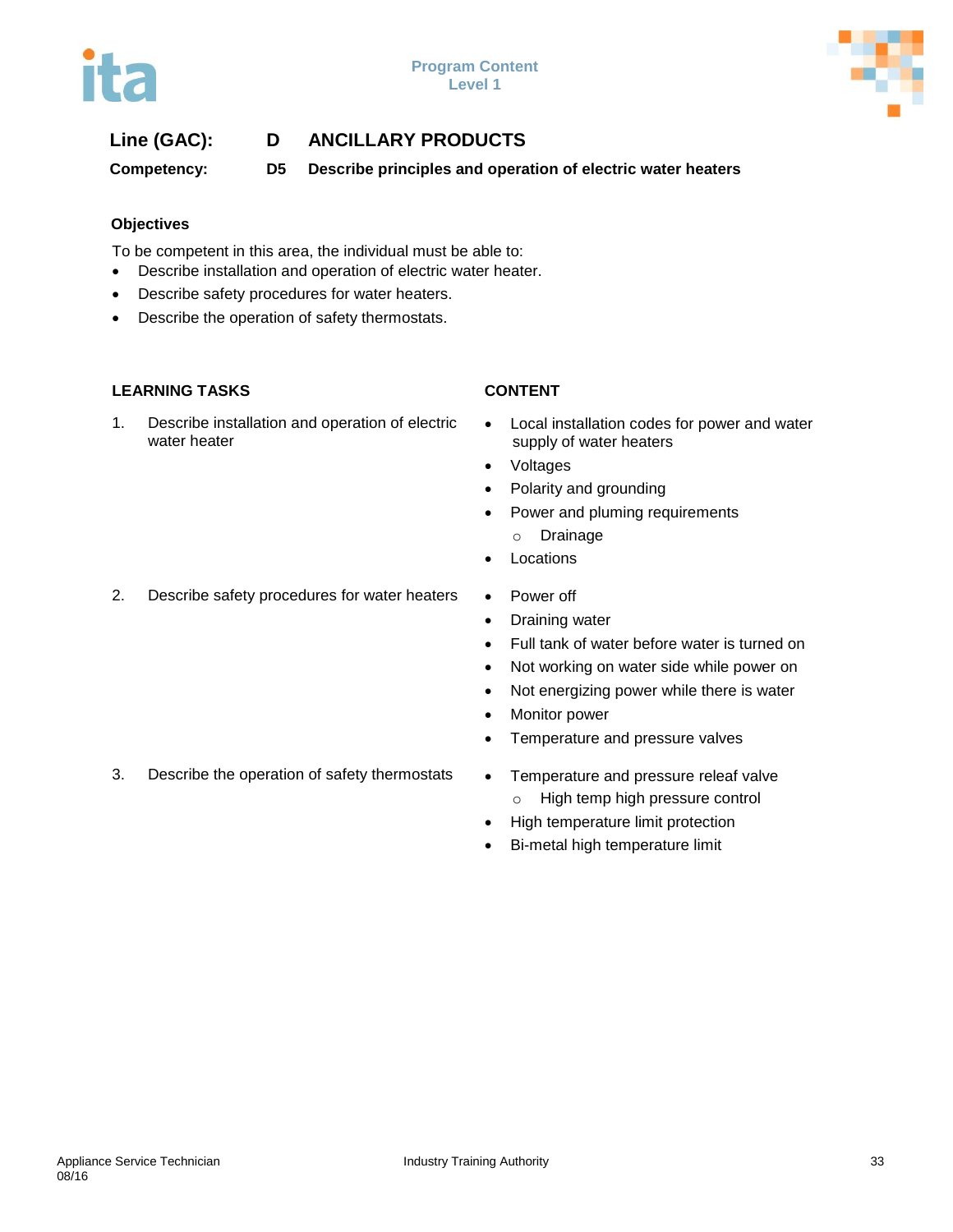**Line (GAC):** D ANCILLARY PRODUCTS

**Competency:** D5 Describe principles and operation of electric water heaters

### Objectives

To be competent in this area, the individual must be able to:

- Describe installation and operation of electric water heater.
- Describe safety procedures for water heaters.
- Describe the operation of safety thermostats.

| LEARNING TASKS | CONTENT |
|---|---|
| 1. Describe installation and operation of electric water heater | • Local installation codes for power and water supply of water heaters<br>• Voltages<br>• Polarity and grounding<br>• Power and pluming requirements<br>  ○ Drainage<br>• Locations |
| 2. Describe safety procedures for water heaters | • Power off<br>• Draining water<br>• Full tank of water before water is turned on<br>• Not working on water side while power on<br>• Not energizing power while there is water<br>• Monitor power<br>• Temperature and pressure valves |
| 3. Describe the operation of safety thermostats | • Temperature and pressure releaf valve<br>  ○ High temp high pressure control<br>• High temperature limit protection<br>• Bi-metal high temperature limit |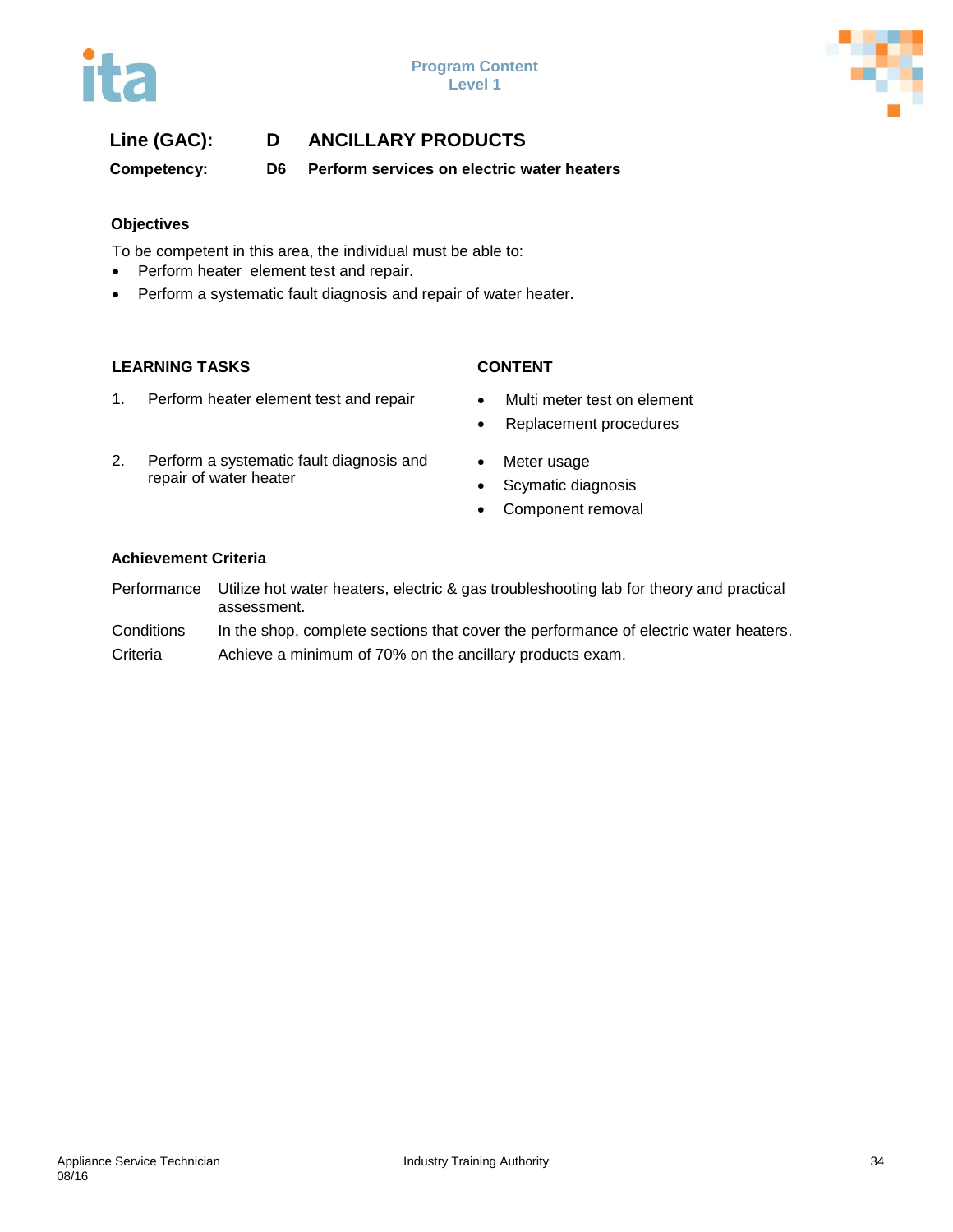**Line (GAC):** **D ANCILLARY PRODUCTS**

**Competency:** **D6 Perform services on electric water heaters**

### Objectives

To be competent in this area, the individual must be able to:

- Perform heater element test and repair.
- Perform a systematic fault diagnosis and repair of water heater.

| LEARNING TASKS | CONTENT |
|---|---|
| 1. Perform heater element test and repair | • Multi meter test on element<br>• Replacement procedures |
| 2. Perform a systematic fault diagnosis and repair of water heater | • Meter usage<br>• Scymatic diagnosis<br>• Component removal |

### Achievement Criteria

| | |
|---|---|
| Performance | Utilize hot water heaters, electric & gas troubleshooting lab for theory and practical assessment. |
| Conditions | In the shop, complete sections that cover the performance of electric water heaters. |
| Criteria | Achieve a minimum of 70% on the ancillary products exam. |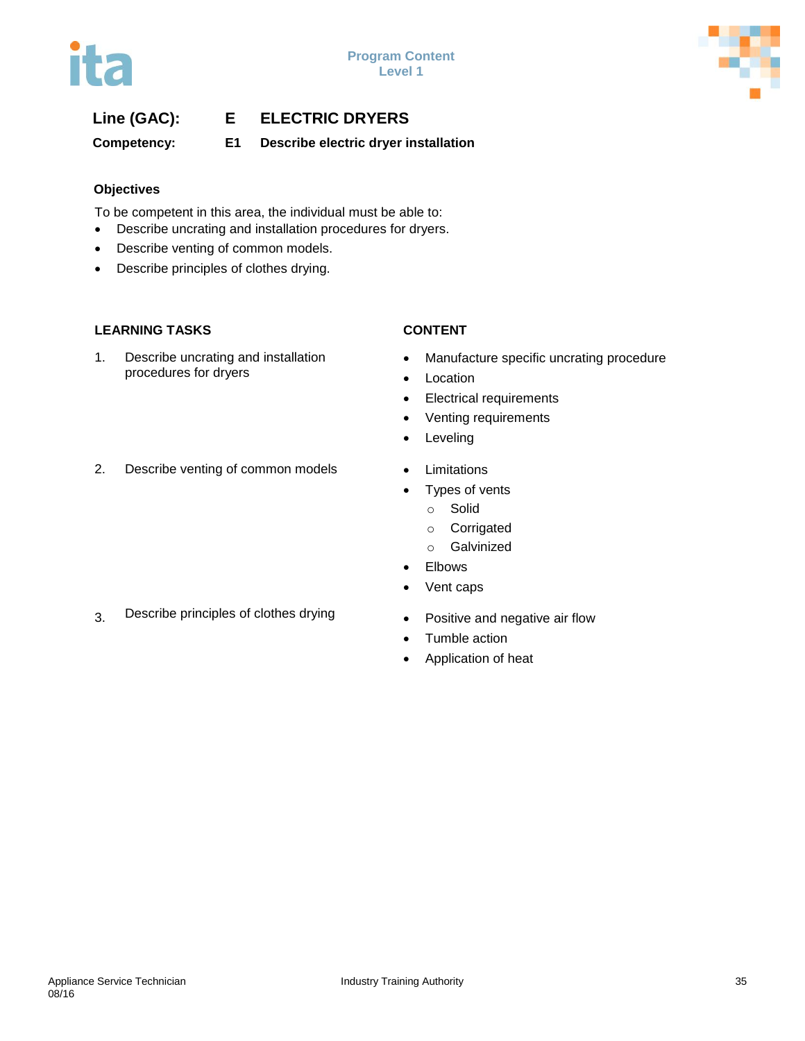**Line (GAC):** **E** **ELECTRIC DRYERS**

**Competency:** **E1** **Describe electric dryer installation**

**Objectives**

To be competent in this area, the individual must be able to:

- Describe uncrating and installation procedures for dryers.
- Describe venting of common models.
- Describe principles of clothes drying.

| LEARNING TASKS | CONTENT |
|---|---|
| 1. Describe uncrating and installation procedures for dryers | • Manufacture specific uncrating procedure<br>• Location<br>• Electrical requirements<br>• Venting requirements<br>• Leveling |
| 2. Describe venting of common models | • Limitations<br>• Types of vents<br>  ○ Solid<br>  ○ Corrigated<br>  ○ Galvinized<br>• Elbows<br>• Vent caps |
| 3. Describe principles of clothes drying | • Positive and negative air flow<br>• Tumble action<br>• Application of heat |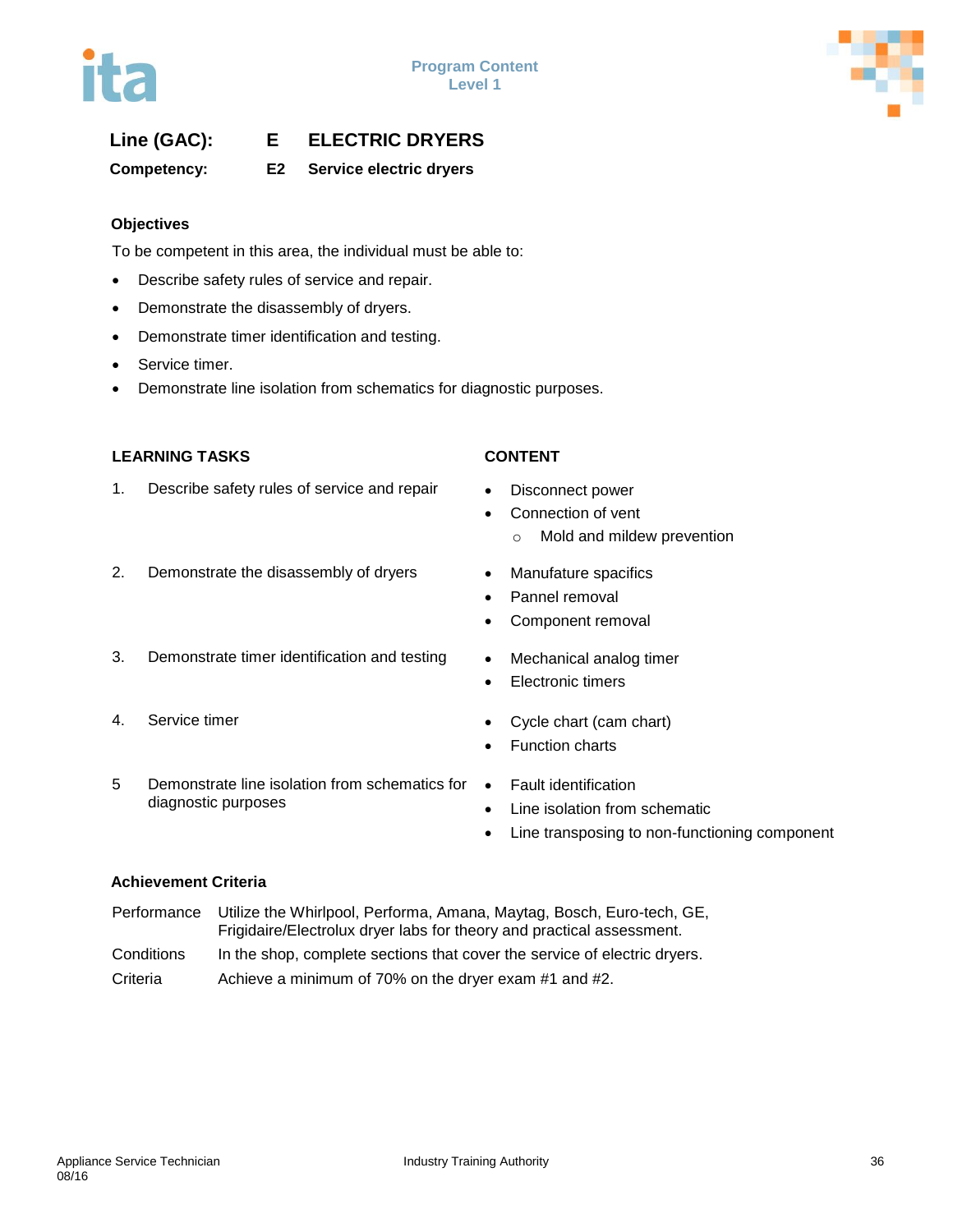**Line (GAC):** **E** **ELECTRIC DRYERS**

**Competency:** **E2** **Service electric dryers**

### Objectives

To be competent in this area, the individual must be able to:

- Describe safety rules of service and repair.
- Demonstrate the disassembly of dryers.
- Demonstrate timer identification and testing.
- Service timer.
- Demonstrate line isolation from schematics for diagnostic purposes.

| LEARNING TASKS | CONTENT |
|---|---|
| 1. Describe safety rules of service and repair | • Disconnect power<br>• Connection of vent<br>  ○ Mold and mildew prevention |
| 2. Demonstrate the disassembly of dryers | • Manufature spacifics<br>• Pannel removal<br>• Component removal |
| 3. Demonstrate timer identification and testing | • Mechanical analog timer<br>• Electronic timers |
| 4. Service timer | • Cycle chart (cam chart)<br>• Function charts |
| 5 Demonstrate line isolation from schematics for diagnostic purposes | • Fault identification<br>• Line isolation from schematic<br>• Line transposing to non-functioning component |

### Achievement Criteria

| | |
|---|---|
| Performance | Utilize the Whirlpool, Performa, Amana, Maytag, Bosch, Euro-tech, GE, Frigidaire/Electrolux dryer labs for theory and practical assessment. |
| Conditions | In the shop, complete sections that cover the service of electric dryers. |
| Criteria | Achieve a minimum of 70% on the dryer exam #1 and #2. |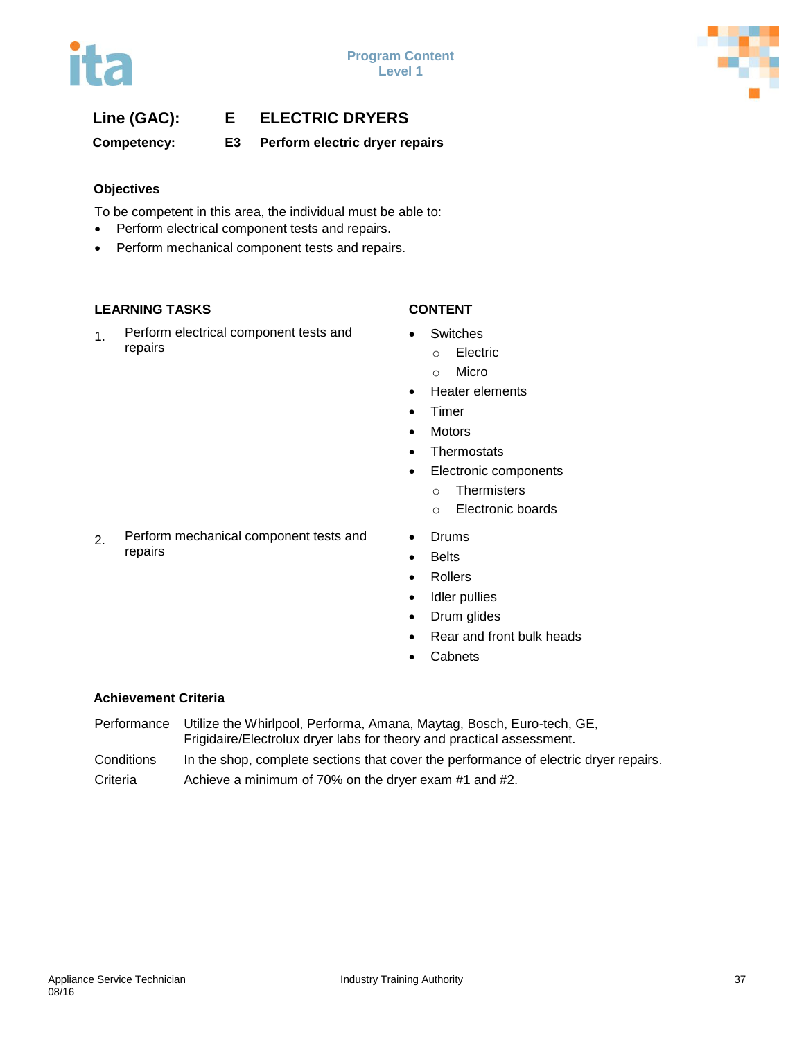**Line (GAC):** E ELECTRIC DRYERS

**Competency:** E3 Perform electric dryer repairs

### Objectives

To be competent in this area, the individual must be able to:

- Perform electrical component tests and repairs.
- Perform mechanical component tests and repairs.

| LEARNING TASKS | CONTENT |
|---|---|
| 1. Perform electrical component tests and repairs | • Switches<br>  ○ Electric<br>  ○ Micro<br>• Heater elements<br>• Timer<br>• Motors<br>• Thermostats<br>• Electronic components<br>  ○ Thermisters<br>  ○ Electronic boards |
| 2. Perform mechanical component tests and repairs | • Drums<br>• Belts<br>• Rollers<br>• Idler pullies<br>• Drum glides<br>• Rear and front bulk heads<br>• Cabnets |

### Achievement Criteria

| | |
|---|---|
| Performance | Utilize the Whirlpool, Performa, Amana, Maytag, Bosch, Euro-tech, GE, Frigidaire/Electrolux dryer labs for theory and practical assessment. |
| Conditions | In the shop, complete sections that cover the performance of electric dryer repairs. |
| Criteria | Achieve a minimum of 70% on the dryer exam #1 and #2. |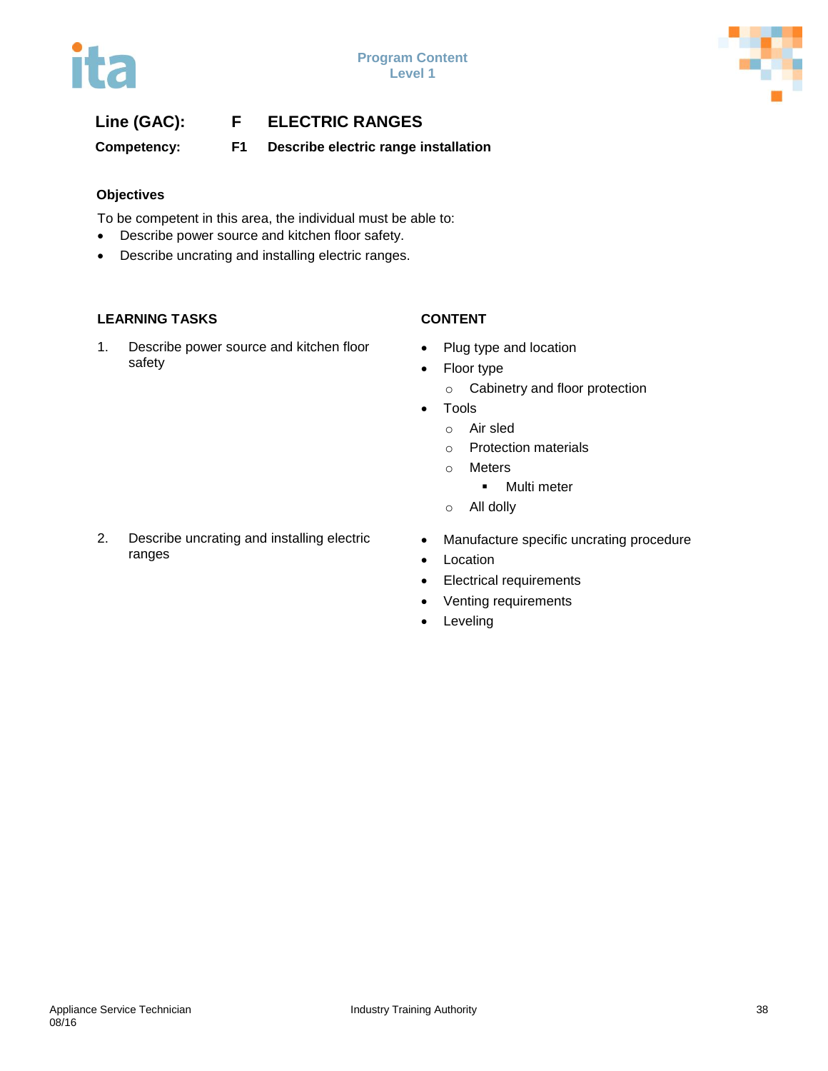**Line (GAC):** **F ELECTRIC RANGES**

**Competency:** **F1 Describe electric range installation**

**Objectives**

To be competent in this area, the individual must be able to:

- Describe power source and kitchen floor safety.
- Describe uncrating and installing electric ranges.

| LEARNING TASKS | CONTENT |
|---|---|
| 1. Describe power source and kitchen floor safety | • Plug type and location<br>• Floor type<br>  ○ Cabinetry and floor protection<br>• Tools<br>  ○ Air sled<br>  ○ Protection materials<br>  ○ Meters<br>    ▪ Multi meter<br>  ○ All dolly |
| 2. Describe uncrating and installing electric ranges | • Manufacture specific uncrating procedure<br>• Location<br>• Electrical requirements<br>• Venting requirements<br>• Leveling |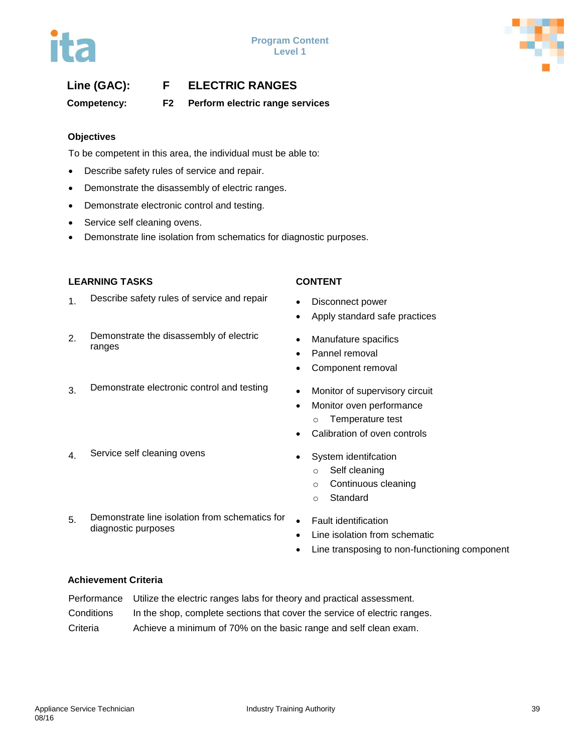**Line (GAC):** **F** **ELECTRIC RANGES**

**Competency:** **F2** **Perform electric range services**

### Objectives

To be competent in this area, the individual must be able to:

- Describe safety rules of service and repair.
- Demonstrate the disassembly of electric ranges.
- Demonstrate electronic control and testing.
- Service self cleaning ovens.
- Demonstrate line isolation from schematics for diagnostic purposes.

| LEARNING TASKS | CONTENT |
|---|---|
| 1. Describe safety rules of service and repair | • Disconnect power<br>• Apply standard safe practices |
| 2. Demonstrate the disassembly of electric ranges | • Manufature spacifics<br>• Pannel removal<br>• Component removal |
| 3. Demonstrate electronic control and testing | • Monitor of supervisory circuit<br>• Monitor oven performance<br>  ○ Temperature test<br>• Calibration of oven controls |
| 4. Service self cleaning ovens | • System identifcation<br>  ○ Self cleaning<br>  ○ Continuous cleaning<br>  ○ Standard |
| 5. Demonstrate line isolation from schematics for diagnostic purposes | • Fault identification<br>• Line isolation from schematic<br>• Line transposing to non-functioning component |

### Achievement Criteria

| | |
|---|---|
| Performance | Utilize the electric ranges labs for theory and practical assessment. |
| Conditions | In the shop, complete sections that cover the service of electric ranges. |
| Criteria | Achieve a minimum of 70% on the basic range and self clean exam. |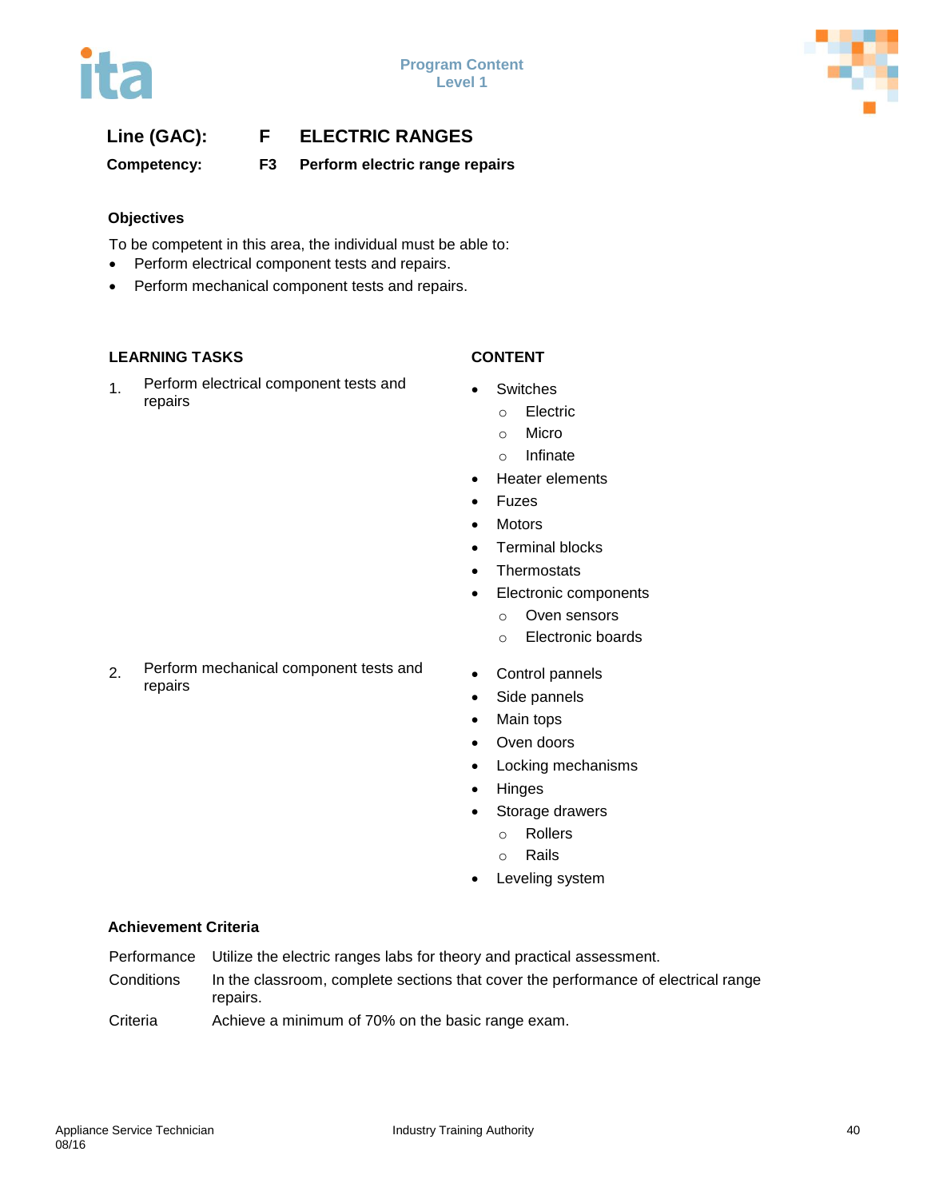**Line (GAC):** **F** **ELECTRIC RANGES**

**Competency:** **F3** **Perform electric range repairs**

**Objectives**

To be competent in this area, the individual must be able to:

- Perform electrical component tests and repairs.
- Perform mechanical component tests and repairs.

| LEARNING TASKS | CONTENT |
|---|---|
| 1. Perform electrical component tests and repairs | • Switches<br>  ○ Electric<br>  ○ Micro<br>  ○ Infinate<br>• Heater elements<br>• Fuzes<br>• Motors<br>• Terminal blocks<br>• Thermostats<br>• Electronic components<br>  ○ Oven sensors<br>  ○ Electronic boards |
| 2. Perform mechanical component tests and repairs | • Control pannels<br>• Side pannels<br>• Main tops<br>• Oven doors<br>• Locking mechanisms<br>• Hinges<br>• Storage drawers<br>  ○ Rollers<br>  ○ Rails<br>• Leveling system |

**Achievement Criteria**

| | |
|---|---|
| Performance | Utilize the electric ranges labs for theory and practical assessment. |
| Conditions | In the classroom, complete sections that cover the performance of electrical range repairs. |
| Criteria | Achieve a minimum of 70% on the basic range exam. |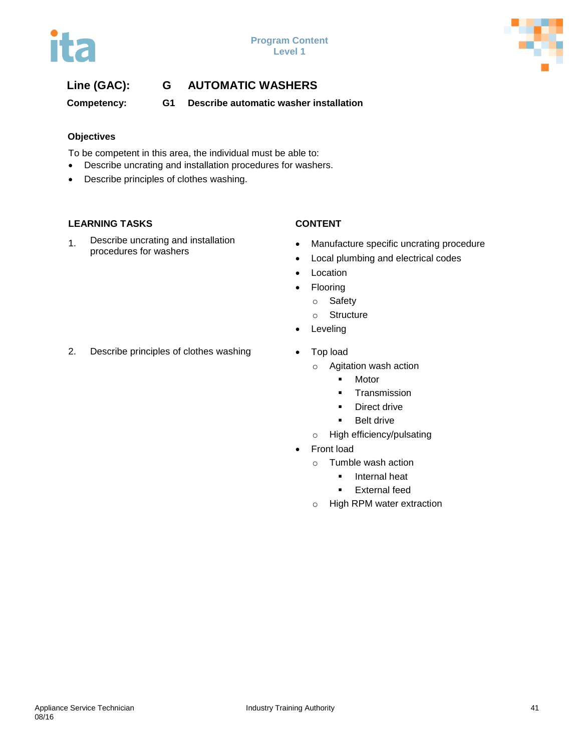**Line (GAC):** G AUTOMATIC WASHERS

**Competency:** G1 Describe automatic washer installation

### Objectives

To be competent in this area, the individual must be able to:

- Describe uncrating and installation procedures for washers.
- Describe principles of clothes washing.

| LEARNING TASKS | CONTENT |
|---|---|
| 1. Describe uncrating and installation procedures for washers | • Manufacture specific uncrating procedure<br>• Local plumbing and electrical codes<br>• Location<br>• Flooring<br>&nbsp;&nbsp;&nbsp;&nbsp;○ Safety<br>&nbsp;&nbsp;&nbsp;&nbsp;○ Structure<br>• Leveling |
| 2. Describe principles of clothes washing | • Top load<br>&nbsp;&nbsp;&nbsp;&nbsp;○ Agitation wash action<br>&nbsp;&nbsp;&nbsp;&nbsp;&nbsp;&nbsp;&nbsp;&nbsp;▪ Motor<br>&nbsp;&nbsp;&nbsp;&nbsp;&nbsp;&nbsp;&nbsp;&nbsp;▪ Transmission<br>&nbsp;&nbsp;&nbsp;&nbsp;&nbsp;&nbsp;&nbsp;&nbsp;▪ Direct drive<br>&nbsp;&nbsp;&nbsp;&nbsp;&nbsp;&nbsp;&nbsp;&nbsp;▪ Belt drive<br>&nbsp;&nbsp;&nbsp;&nbsp;○ High efficiency/pulsating<br>• Front load<br>&nbsp;&nbsp;&nbsp;&nbsp;○ Tumble wash action<br>&nbsp;&nbsp;&nbsp;&nbsp;&nbsp;&nbsp;&nbsp;&nbsp;▪ Internal heat<br>&nbsp;&nbsp;&nbsp;&nbsp;&nbsp;&nbsp;&nbsp;&nbsp;▪ External feed<br>&nbsp;&nbsp;&nbsp;&nbsp;○ High RPM water extraction |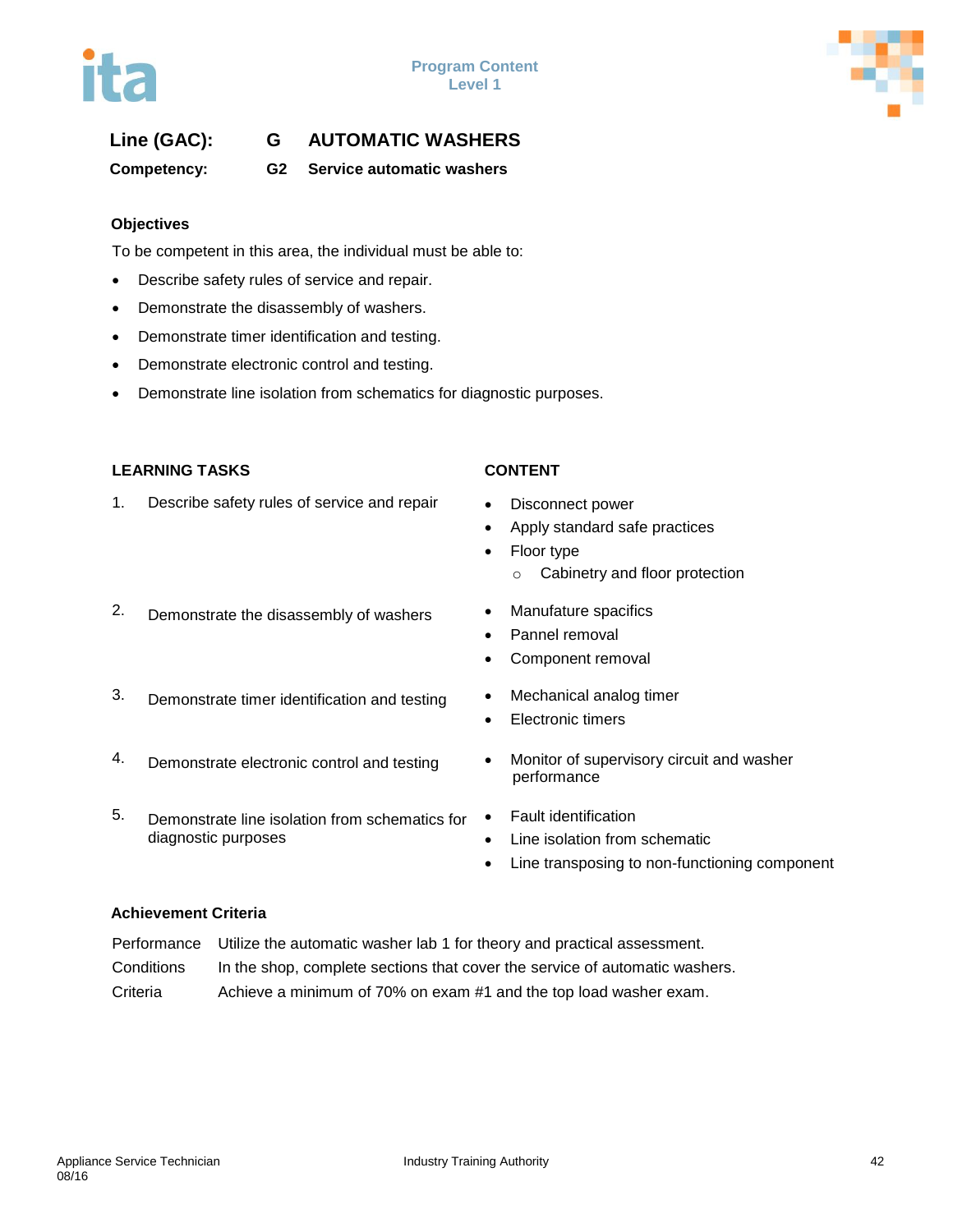**Line (GAC):** **G** **AUTOMATIC WASHERS**

**Competency:** **G2** **Service automatic washers**

### Objectives

To be competent in this area, the individual must be able to:

- Describe safety rules of service and repair.
- Demonstrate the disassembly of washers.
- Demonstrate timer identification and testing.
- Demonstrate electronic control and testing.
- Demonstrate line isolation from schematics for diagnostic purposes.

| LEARNING TASKS | CONTENT |
|---|---|
| 1. Describe safety rules of service and repair | • Disconnect power<br>• Apply standard safe practices<br>• Floor type<br>  ○ Cabinetry and floor protection |
| 2. Demonstrate the disassembly of washers | • Manufature spacifics<br>• Pannel removal<br>• Component removal |
| 3. Demonstrate timer identification and testing | • Mechanical analog timer<br>• Electronic timers |
| 4. Demonstrate electronic control and testing | • Monitor of supervisory circuit and washer performance |
| 5. Demonstrate line isolation from schematics for diagnostic purposes | • Fault identification<br>• Line isolation from schematic<br>• Line transposing to non-functioning component |

### Achievement Criteria

| | |
|---|---|
| Performance | Utilize the automatic washer lab 1 for theory and practical assessment. |
| Conditions | In the shop, complete sections that cover the service of automatic washers. |
| Criteria | Achieve a minimum of 70% on exam #1 and the top load washer exam. |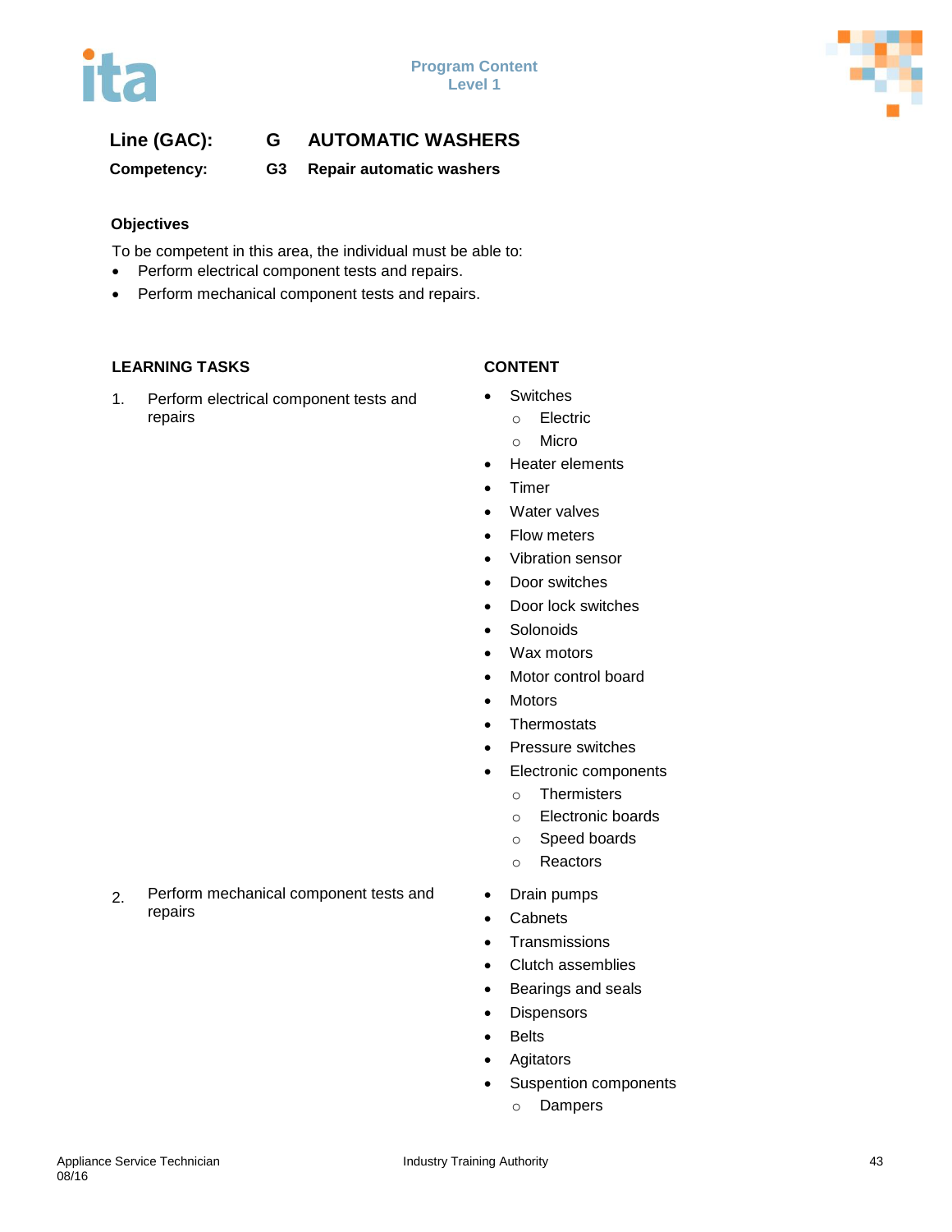**Line (GAC):** G AUTOMATIC WASHERS

**Competency:** G3 Repair automatic washers

### Objectives

To be competent in this area, the individual must be able to:

- Perform electrical component tests and repairs.
- Perform mechanical component tests and repairs.

| LEARNING TASKS | CONTENT |
|---|---|
| 1. Perform electrical component tests and repairs | • Switches<br>  ○ Electric<br>  ○ Micro<br>• Heater elements<br>• Timer<br>• Water valves<br>• Flow meters<br>• Vibration sensor<br>• Door switches<br>• Door lock switches<br>• Solonoids<br>• Wax motors<br>• Motor control board<br>• Motors<br>• Thermostats<br>• Pressure switches<br>• Electronic components<br>  ○ Thermisters<br>  ○ Electronic boards<br>  ○ Speed boards<br>  ○ Reactors |
| 2. Perform mechanical component tests and repairs | • Drain pumps<br>• Cabnets<br>• Transmissions<br>• Clutch assemblies<br>• Bearings and seals<br>• Dispensors<br>• Belts<br>• Agitators<br>• Suspention components<br>  ○ Dampers |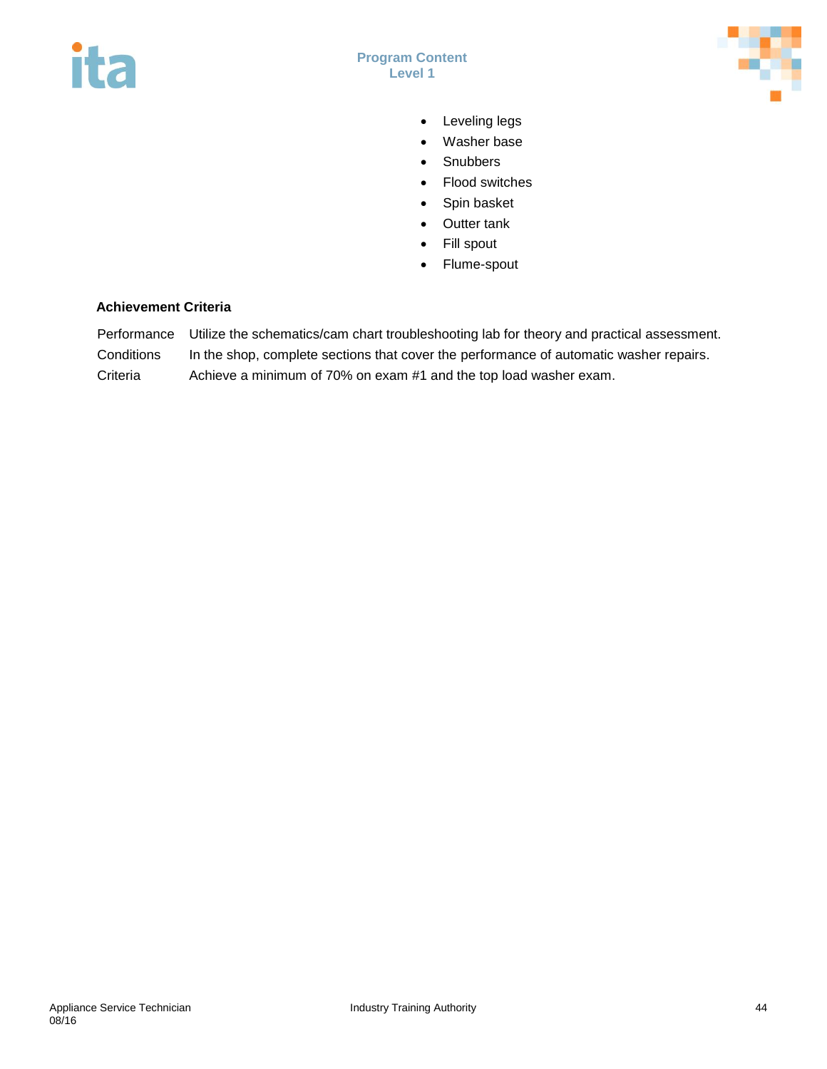- Leveling legs
- Washer base
- Snubbers
- Flood switches
- Spin basket
- Outter tank
- Fill spout
- Flume-spout

**Achievement Criteria**

| | |
|---|---|
| Performance | Utilize the schematics/cam chart troubleshooting lab for theory and practical assessment. |
| Conditions | In the shop, complete sections that cover the performance of automatic washer repairs. |
| Criteria | Achieve a minimum of 70% on exam #1 and the top load washer exam. |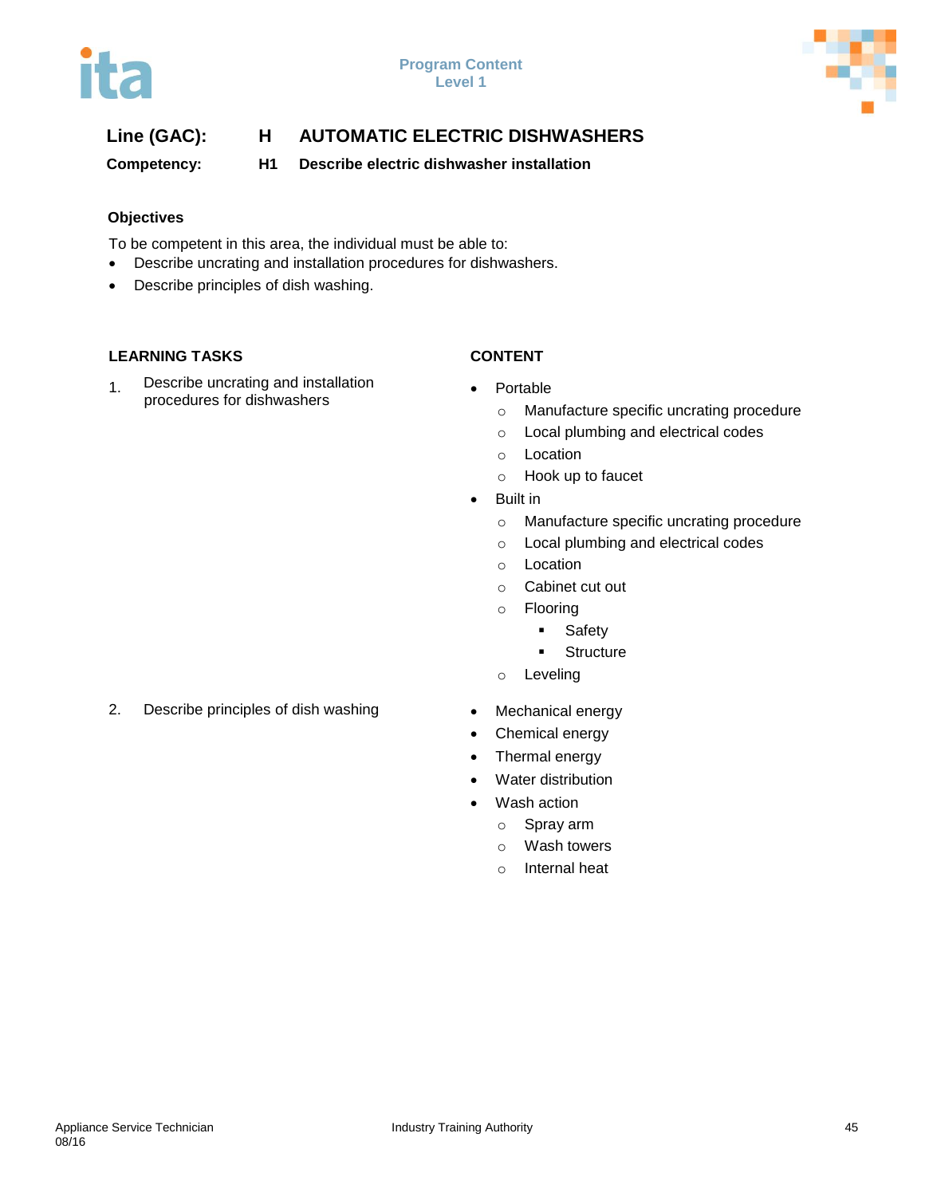**Line (GAC):** **H AUTOMATIC ELECTRIC DISHWASHERS**

**Competency:** **H1 Describe electric dishwasher installation**

### Objectives

To be competent in this area, the individual must be able to:

- Describe uncrating and installation procedures for dishwashers.
- Describe principles of dish washing.

| LEARNING TASKS | CONTENT |
|---|---|
| 1. Describe uncrating and installation procedures for dishwashers | • Portable<br>&nbsp;&nbsp;○ Manufacture specific uncrating procedure<br>&nbsp;&nbsp;○ Local plumbing and electrical codes<br>&nbsp;&nbsp;○ Location<br>&nbsp;&nbsp;○ Hook up to faucet<br>• Built in<br>&nbsp;&nbsp;○ Manufacture specific uncrating procedure<br>&nbsp;&nbsp;○ Local plumbing and electrical codes<br>&nbsp;&nbsp;○ Location<br>&nbsp;&nbsp;○ Cabinet cut out<br>&nbsp;&nbsp;○ Flooring<br>&nbsp;&nbsp;&nbsp;&nbsp;▪ Safety<br>&nbsp;&nbsp;&nbsp;&nbsp;▪ Structure<br>&nbsp;&nbsp;○ Leveling |
| 2. Describe principles of dish washing | • Mechanical energy<br>• Chemical energy<br>• Thermal energy<br>• Water distribution<br>• Wash action<br>&nbsp;&nbsp;○ Spray arm<br>&nbsp;&nbsp;○ Wash towers<br>&nbsp;&nbsp;○ Internal heat |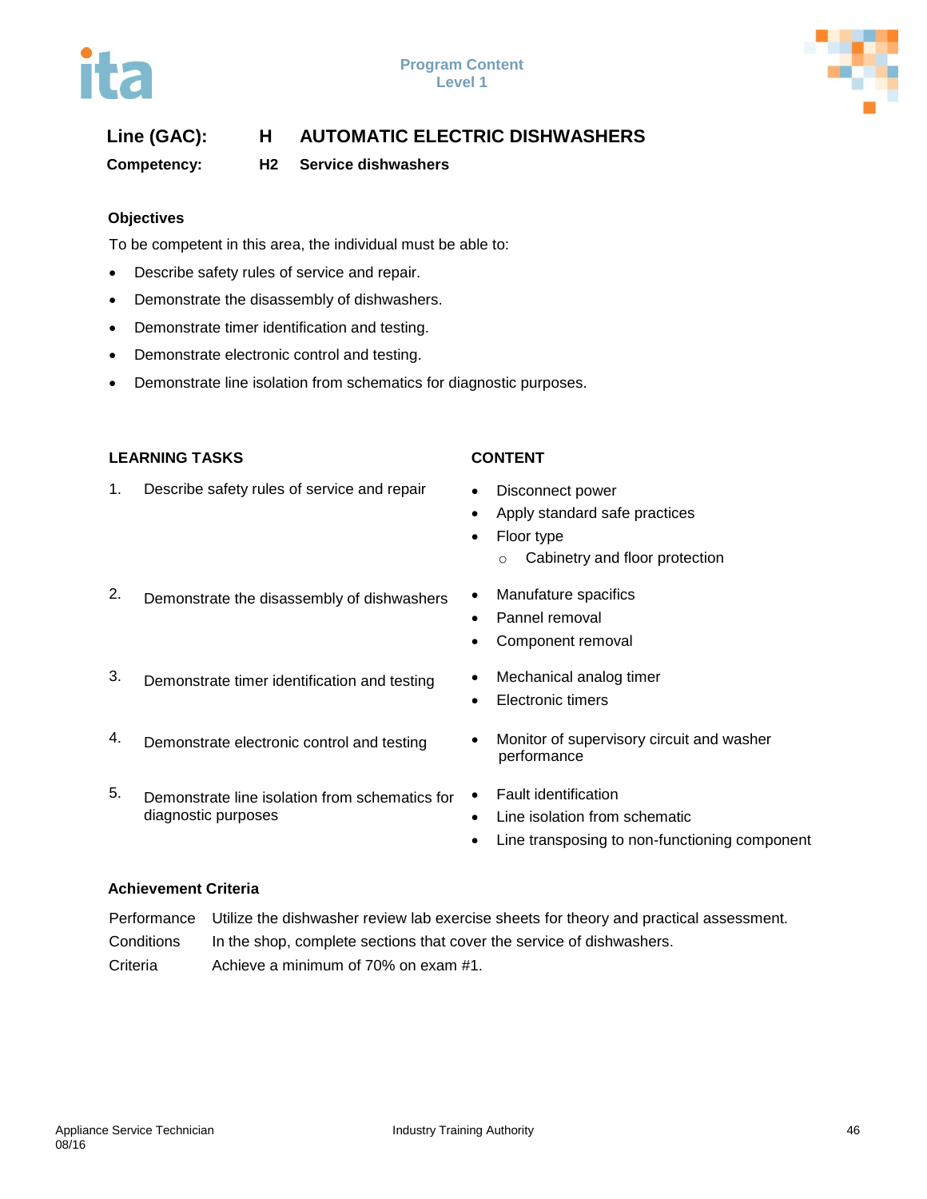**Line (GAC): H AUTOMATIC ELECTRIC DISHWASHERS**

**Competency: H2 Service dishwashers**

**Objectives**

To be competent in this area, the individual must be able to:

- Describe safety rules of service and repair.
- Demonstrate the disassembly of dishwashers.
- Demonstrate timer identification and testing.
- Demonstrate electronic control and testing.
- Demonstrate line isolation from schematics for diagnostic purposes.

| LEARNING TASKS | CONTENT |
|---|---|
| 1. Describe safety rules of service and repair | • Disconnect power<br>• Apply standard safe practices<br>• Floor type<br>  ○ Cabinetry and floor protection |
| 2. Demonstrate the disassembly of dishwashers | • Manufature spacifics<br>• Pannel removal<br>• Component removal |
| 3. Demonstrate timer identification and testing | • Mechanical analog timer<br>• Electronic timers |
| 4. Demonstrate electronic control and testing | • Monitor of supervisory circuit and washer performance |
| 5. Demonstrate line isolation from schematics for diagnostic purposes | • Fault identification<br>• Line isolation from schematic<br>• Line transposing to non-functioning component |

**Achievement Criteria**

| | |
|---|---|
| Performance | Utilize the dishwasher review lab exercise sheets for theory and practical assessment. |
| Conditions | In the shop, complete sections that cover the service of dishwashers. |
| Criteria | Achieve a minimum of 70% on exam #1. |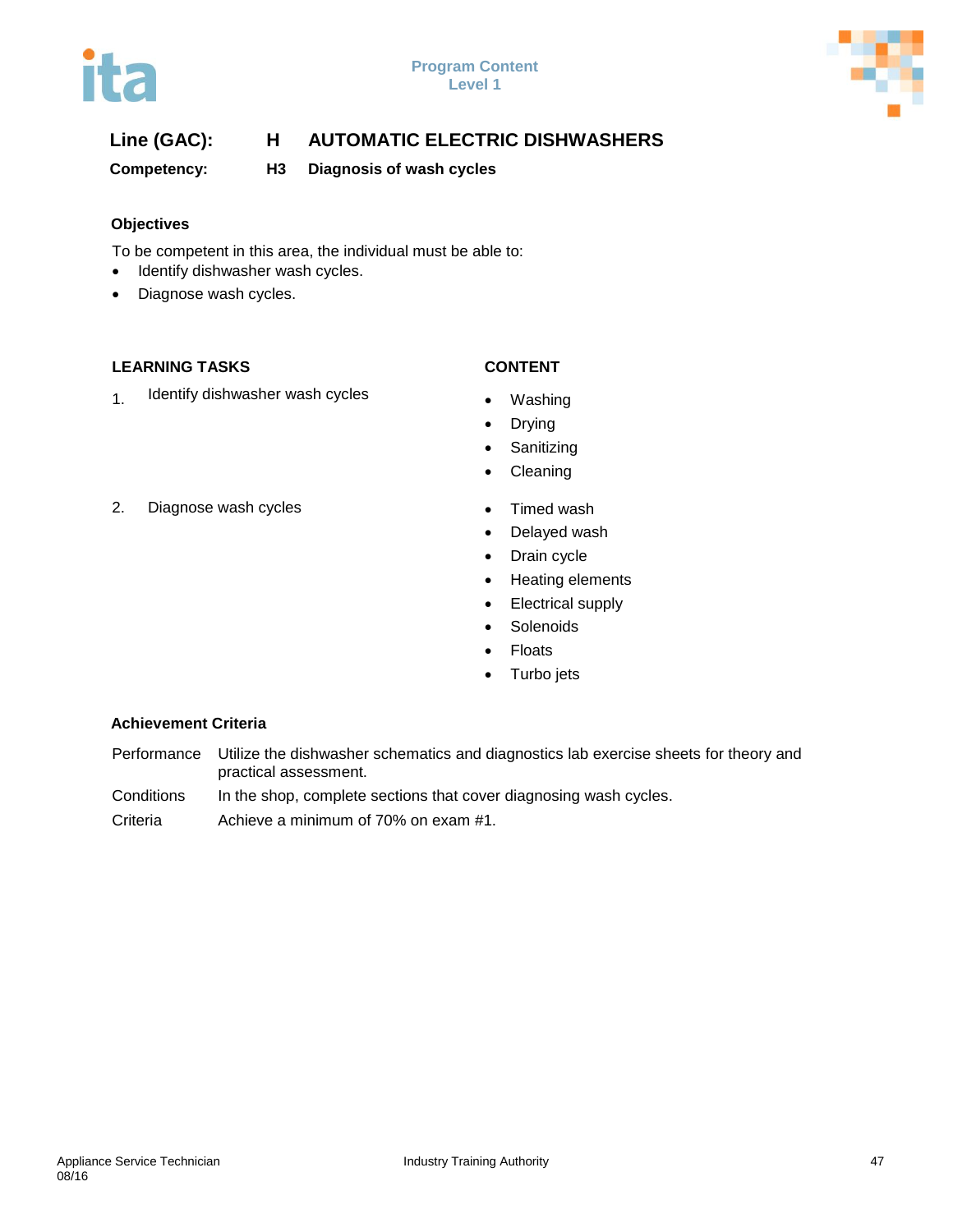**Line (GAC):** **H** **AUTOMATIC ELECTRIC DISHWASHERS**

**Competency:** **H3** **Diagnosis of wash cycles**

### Objectives

To be competent in this area, the individual must be able to:

- Identify dishwasher wash cycles.
- Diagnose wash cycles.

| LEARNING TASKS | CONTENT |
|---|---|
| 1. Identify dishwasher wash cycles | • Washing<br>• Drying<br>• Sanitizing<br>• Cleaning |
| 2. Diagnose wash cycles | • Timed wash<br>• Delayed wash<br>• Drain cycle<br>• Heating elements<br>• Electrical supply<br>• Solenoids<br>• Floats<br>• Turbo jets |

### Achievement Criteria

| | |
|---|---|
| Performance | Utilize the dishwasher schematics and diagnostics lab exercise sheets for theory and practical assessment. |
| Conditions | In the shop, complete sections that cover diagnosing wash cycles. |
| Criteria | Achieve a minimum of 70% on exam #1. |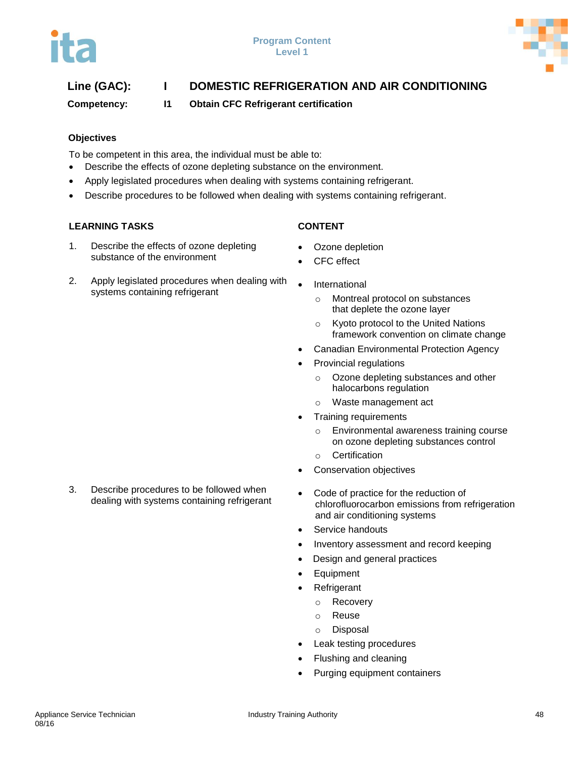**Line (GAC):** I **DOMESTIC REFRIGERATION AND AIR CONDITIONING**

**Competency:** I1 **Obtain CFC Refrigerant certification**

**Objectives**

To be competent in this area, the individual must be able to:

- Describe the effects of ozone depleting substance on the environment.
- Apply legislated procedures when dealing with systems containing refrigerant.
- Describe procedures to be followed when dealing with systems containing refrigerant.

| LEARNING TASKS | CONTENT |
|---|---|
| 1. Describe the effects of ozone depleting substance of the environment | • Ozone depletion<br>• CFC effect |
| 2. Apply legislated procedures when dealing with systems containing refrigerant | • International<br>  ○ Montreal protocol on substances that deplete the ozone layer<br>  ○ Kyoto protocol to the United Nations framework convention on climate change<br>• Canadian Environmental Protection Agency<br>• Provincial regulations<br>  ○ Ozone depleting substances and other halocarbons regulation<br>  ○ Waste management act<br>• Training requirements<br>  ○ Environmental awareness training course on ozone depleting substances control<br>  ○ Certification<br>• Conservation objectives |
| 3. Describe procedures to be followed when dealing with systems containing refrigerant | • Code of practice for the reduction of chlorofluorocarbon emissions from refrigeration and air conditioning systems<br>• Service handouts<br>• Inventory assessment and record keeping<br>• Design and general practices<br>• Equipment<br>• Refrigerant<br>  ○ Recovery<br>  ○ Reuse<br>  ○ Disposal<br>• Leak testing procedures<br>• Flushing and cleaning<br>• Purging equipment containers |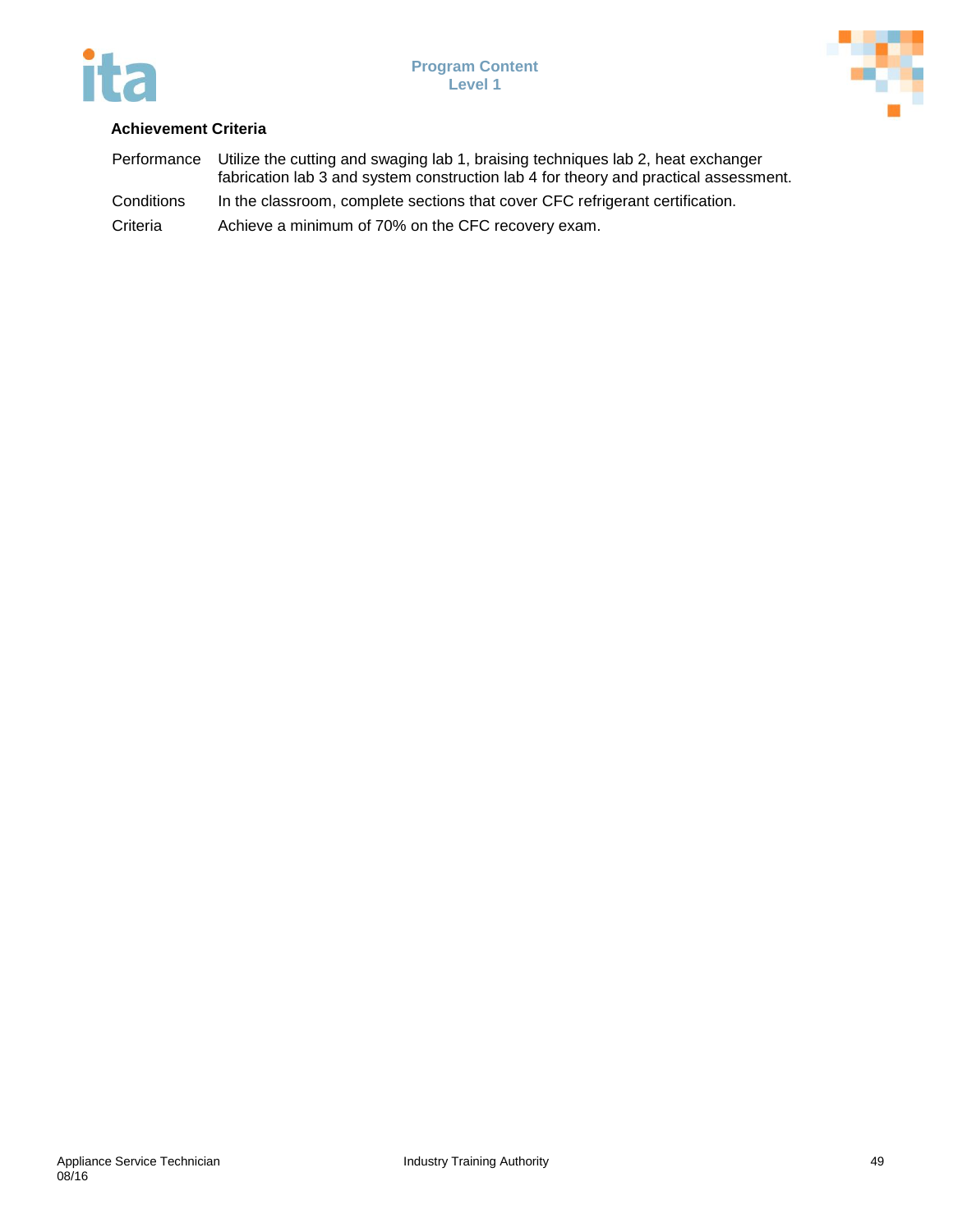**Achievement Criteria**

| | |
|---|---|
| Performance | Utilize the cutting and swaging lab 1, braising techniques lab 2, heat exchanger fabrication lab 3 and system construction lab 4 for theory and practical assessment. |
| Conditions | In the classroom, complete sections that cover CFC refrigerant certification. |
| Criteria | Achieve a minimum of 70% on the CFC recovery exam. |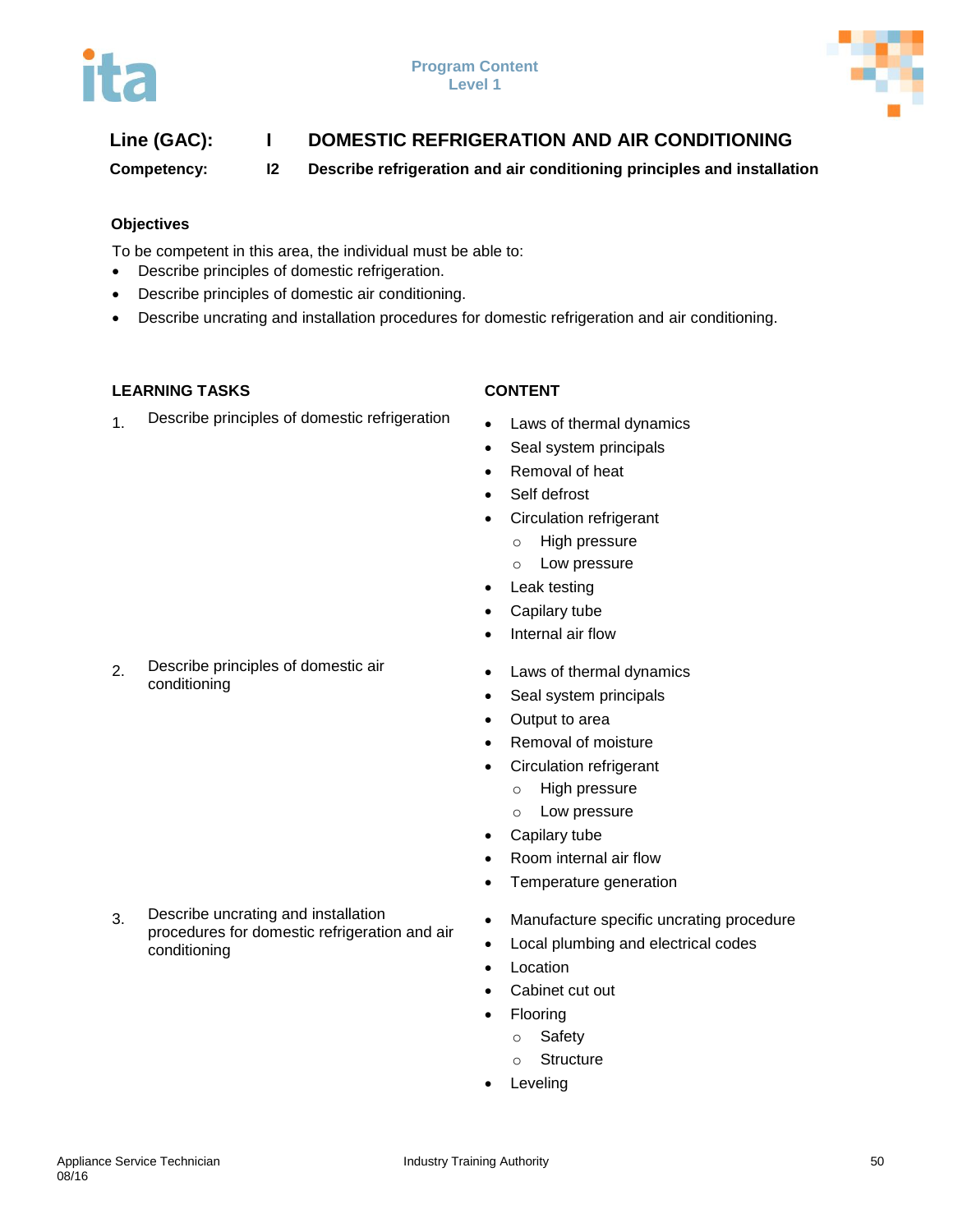**Line (GAC):** **I** **DOMESTIC REFRIGERATION AND AIR CONDITIONING**

**Competency:** **I2** **Describe refrigeration and air conditioning principles and installation**

**Objectives**

To be competent in this area, the individual must be able to:

- Describe principles of domestic refrigeration.
- Describe principles of domestic air conditioning.
- Describe uncrating and installation procedures for domestic refrigeration and air conditioning.

| LEARNING TASKS | CONTENT |
|---|---|
| 1. Describe principles of domestic refrigeration | • Laws of thermal dynamics<br>• Seal system principals<br>• Removal of heat<br>• Self defrost<br>• Circulation refrigerant<br>  ○ High pressure<br>  ○ Low pressure<br>• Leak testing<br>• Capilary tube<br>• Internal air flow |
| 2. Describe principles of domestic air conditioning | • Laws of thermal dynamics<br>• Seal system principals<br>• Output to area<br>• Removal of moisture<br>• Circulation refrigerant<br>  ○ High pressure<br>  ○ Low pressure<br>• Capilary tube<br>• Room internal air flow<br>• Temperature generation |
| 3. Describe uncrating and installation procedures for domestic refrigeration and air conditioning | • Manufacture specific uncrating procedure<br>• Local plumbing and electrical codes<br>• Location<br>• Cabinet cut out<br>• Flooring<br>  ○ Safety<br>  ○ Structure<br>• Leveling |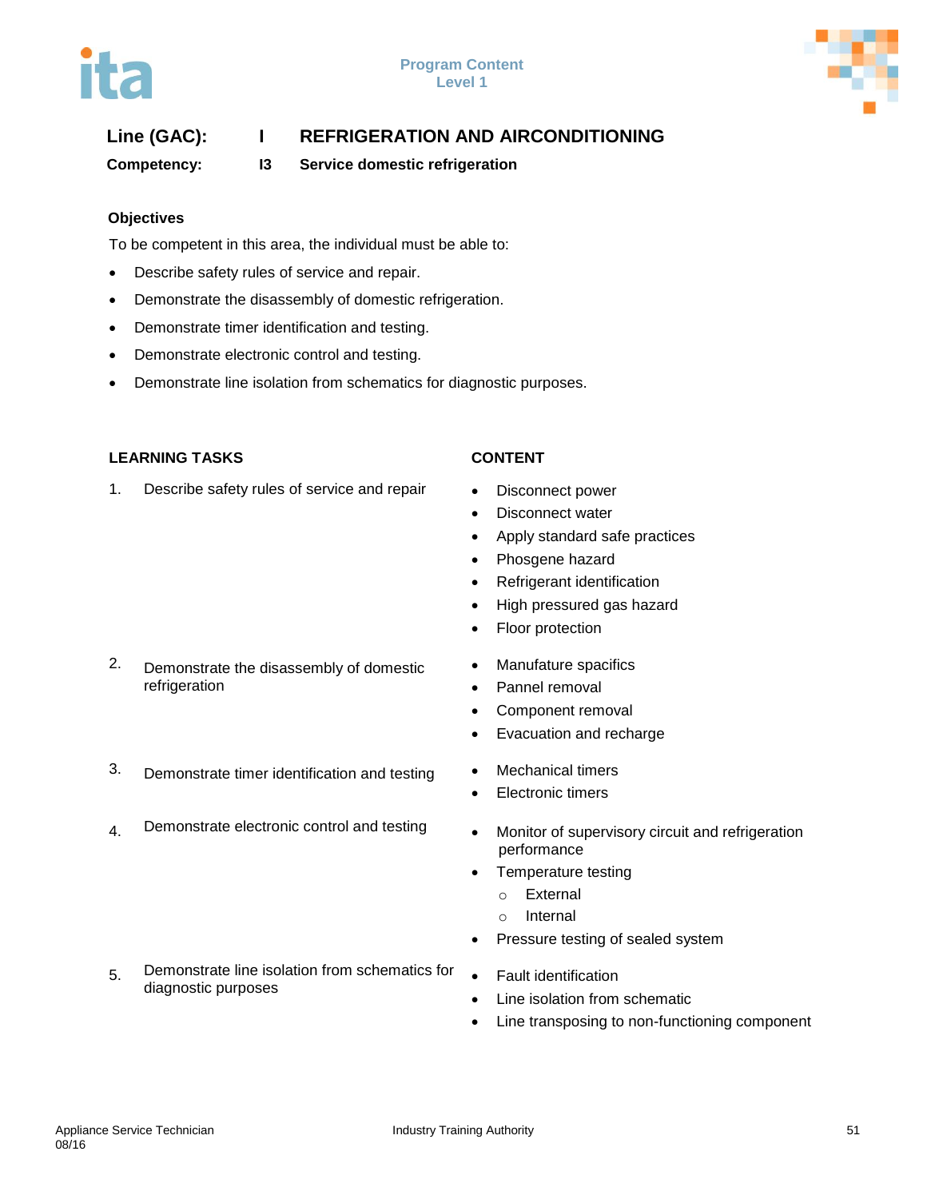**Line (GAC):** I **REFRIGERATION AND AIRCONDITIONING**

**Competency:** I3 **Service domestic refrigeration**

### Objectives

To be competent in this area, the individual must be able to:

- Describe safety rules of service and repair.
- Demonstrate the disassembly of domestic refrigeration.
- Demonstrate timer identification and testing.
- Demonstrate electronic control and testing.
- Demonstrate line isolation from schematics for diagnostic purposes.

| LEARNING TASKS | CONTENT |
|---|---|
| 1. Describe safety rules of service and repair | • Disconnect power<br>• Disconnect water<br>• Apply standard safe practices<br>• Phosgene hazard<br>• Refrigerant identification<br>• High pressured gas hazard<br>• Floor protection |
| 2. Demonstrate the disassembly of domestic refrigeration | • Manufature spacifics<br>• Pannel removal<br>• Component removal<br>• Evacuation and recharge |
| 3. Demonstrate timer identification and testing | • Mechanical timers<br>• Electronic timers |
| 4. Demonstrate electronic control and testing | • Monitor of supervisory circuit and refrigeration performance<br>• Temperature testing<br>  ○ External<br>  ○ Internal<br>• Pressure testing of sealed system |
| 5. Demonstrate line isolation from schematics for diagnostic purposes | • Fault identification<br>• Line isolation from schematic<br>• Line transposing to non-functioning component |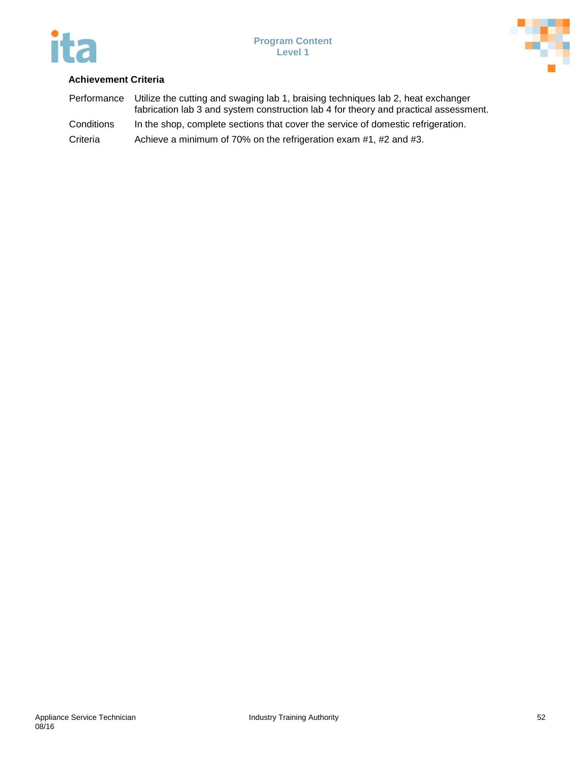**Achievement Criteria**

| | |
|---|---|
| Performance | Utilize the cutting and swaging lab 1, braising techniques lab 2, heat exchanger fabrication lab 3 and system construction lab 4 for theory and practical assessment. |
| Conditions | In the shop, complete sections that cover the service of domestic refrigeration. |
| Criteria | Achieve a minimum of 70% on the refrigeration exam #1, #2 and #3. |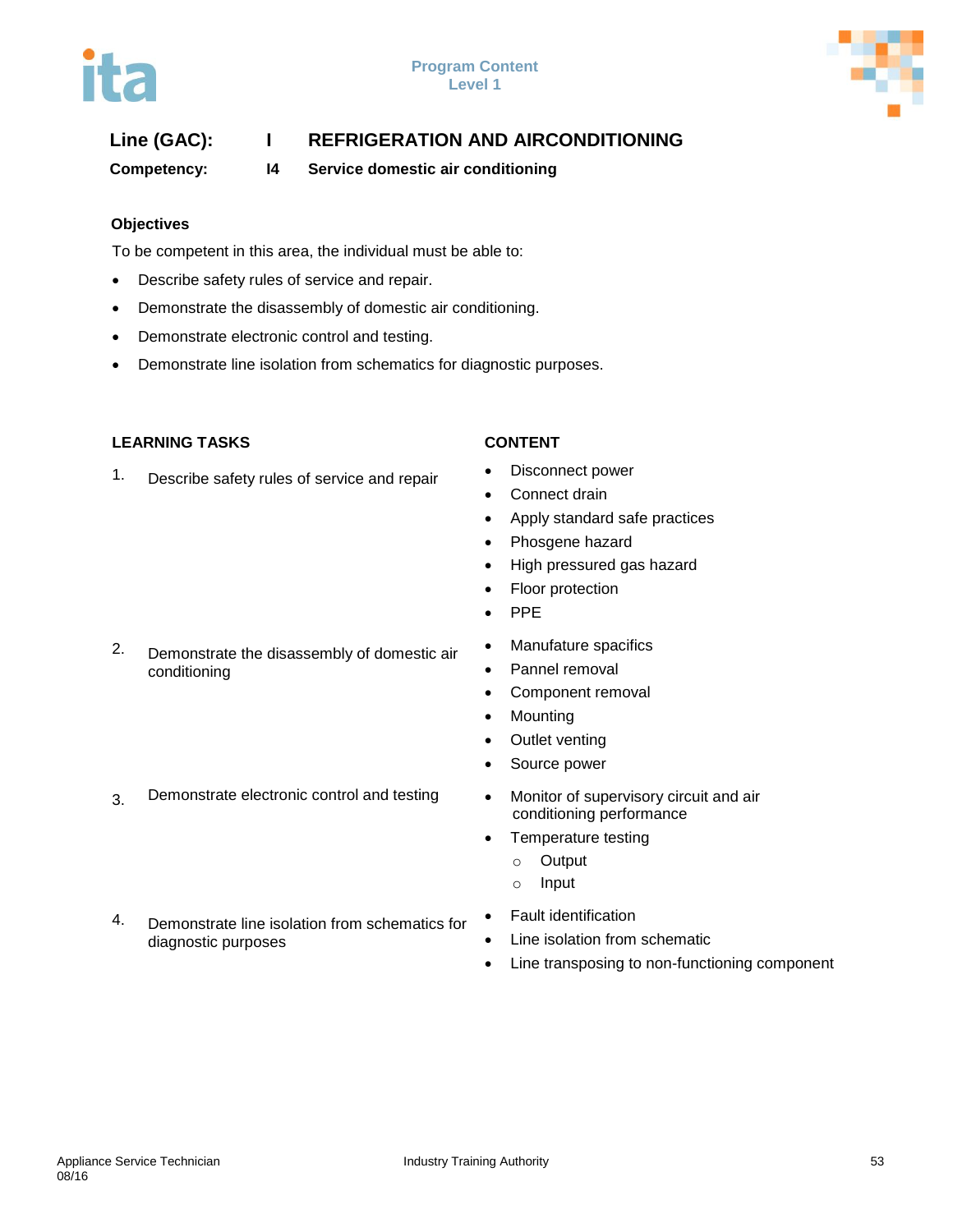**Line (GAC):** I **REFRIGERATION AND AIRCONDITIONING**

**Competency:** I4 **Service domestic air conditioning**

**Objectives**

To be competent in this area, the individual must be able to:

- Describe safety rules of service and repair.
- Demonstrate the disassembly of domestic air conditioning.
- Demonstrate electronic control and testing.
- Demonstrate line isolation from schematics for diagnostic purposes.

| LEARNING TASKS | CONTENT |
|---|---|
| 1. Describe safety rules of service and repair | • Disconnect power<br>• Connect drain<br>• Apply standard safe practices<br>• Phosgene hazard<br>• High pressured gas hazard<br>• Floor protection<br>• PPE |
| 2. Demonstrate the disassembly of domestic air conditioning | • Manufature spacifics<br>• Pannel removal<br>• Component removal<br>• Mounting<br>• Outlet venting<br>• Source power |
| 3. Demonstrate electronic control and testing | • Monitor of supervisory circuit and air conditioning performance<br>• Temperature testing<br>&nbsp;&nbsp;&nbsp;&nbsp;○ Output<br>&nbsp;&nbsp;&nbsp;&nbsp;○ Input |
| 4. Demonstrate line isolation from schematics for diagnostic purposes | • Fault identification<br>• Line isolation from schematic<br>• Line transposing to non-functioning component |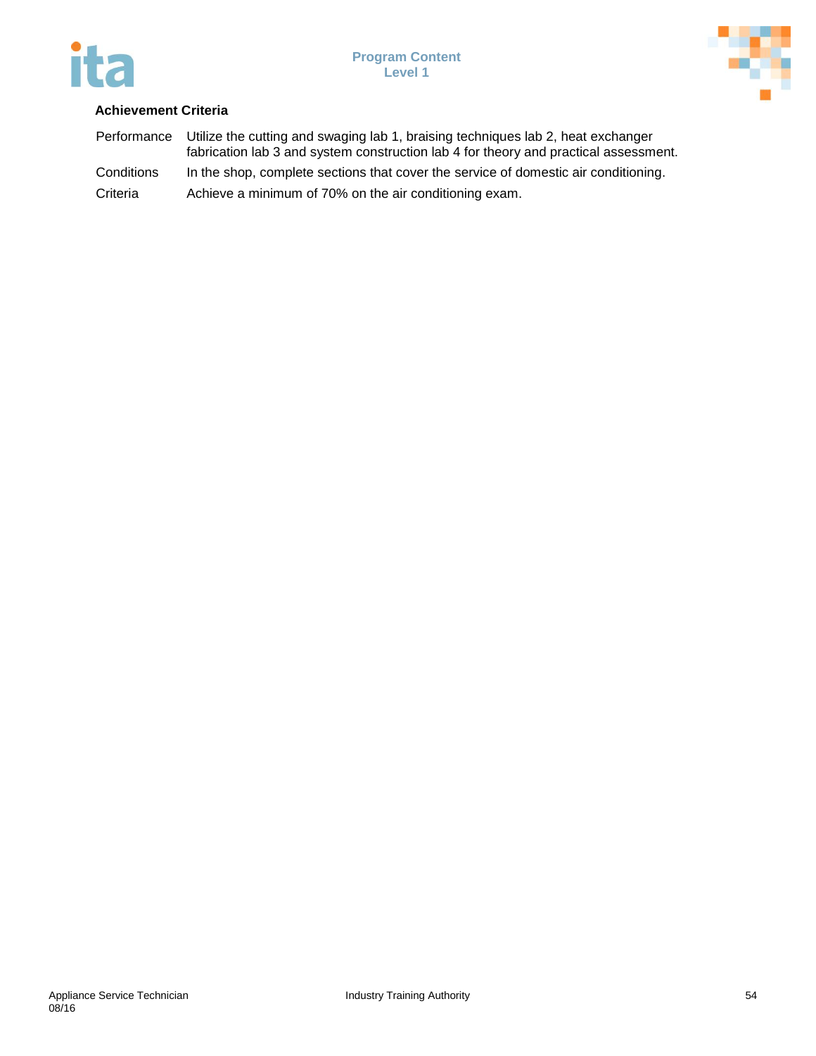**Achievement Criteria**

| | |
|---|---|
| Performance | Utilize the cutting and swaging lab 1, braising techniques lab 2, heat exchanger fabrication lab 3 and system construction lab 4 for theory and practical assessment. |
| Conditions | In the shop, complete sections that cover the service of domestic air conditioning. |
| Criteria | Achieve a minimum of 70% on the air conditioning exam. |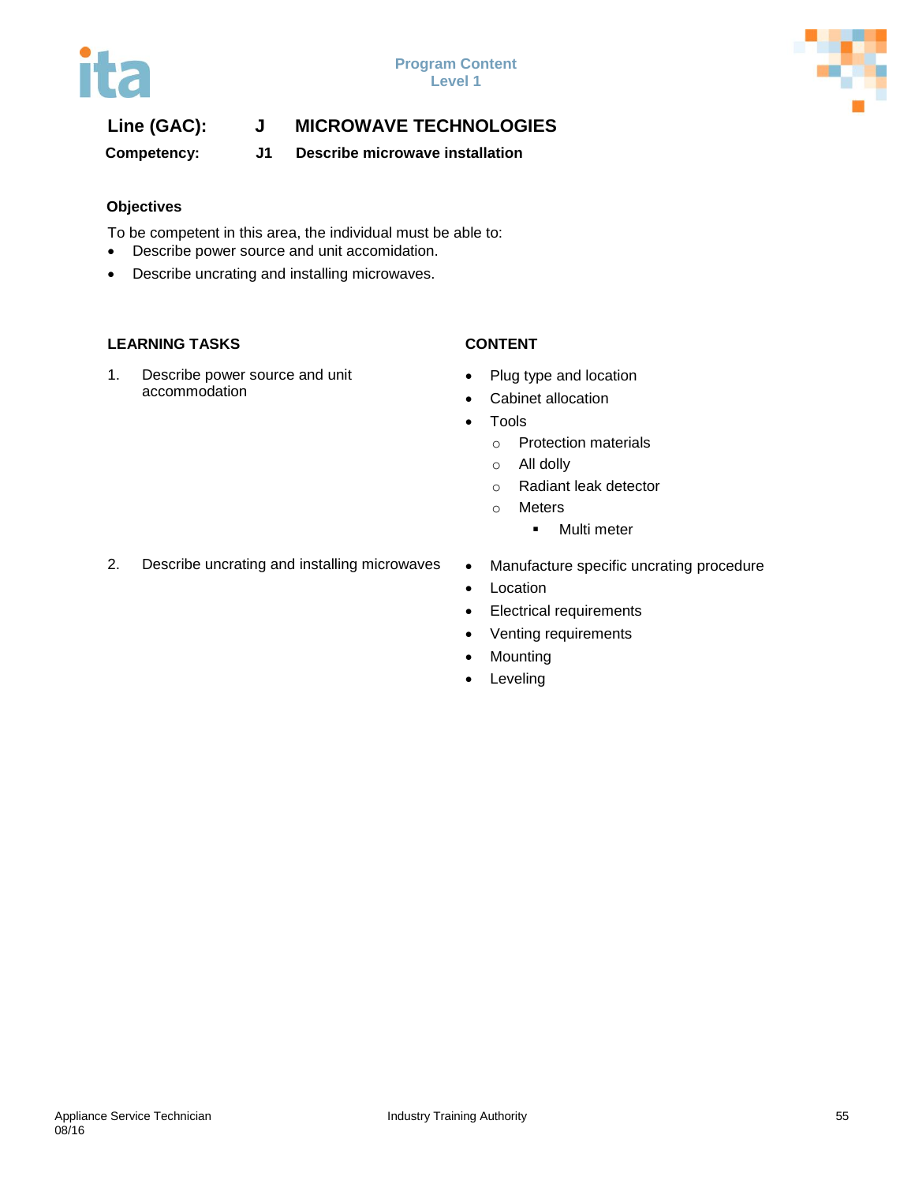## Line (GAC): J MICROWAVE TECHNOLOGIES

### Competency: J1 Describe microwave installation

#### Objectives

To be competent in this area, the individual must be able to:

- Describe power source and unit accomidation.
- Describe uncrating and installing microwaves.

| LEARNING TASKS | CONTENT |
|---|---|
| 1. Describe power source and unit accommodation | • Plug type and location<br>• Cabinet allocation<br>• Tools<br>  ○ Protection materials<br>  ○ All dolly<br>  ○ Radiant leak detector<br>  ○ Meters<br>    ▪ Multi meter |
| 2. Describe uncrating and installing microwaves | • Manufacture specific uncrating procedure<br>• Location<br>• Electrical requirements<br>• Venting requirements<br>• Mounting<br>• Leveling |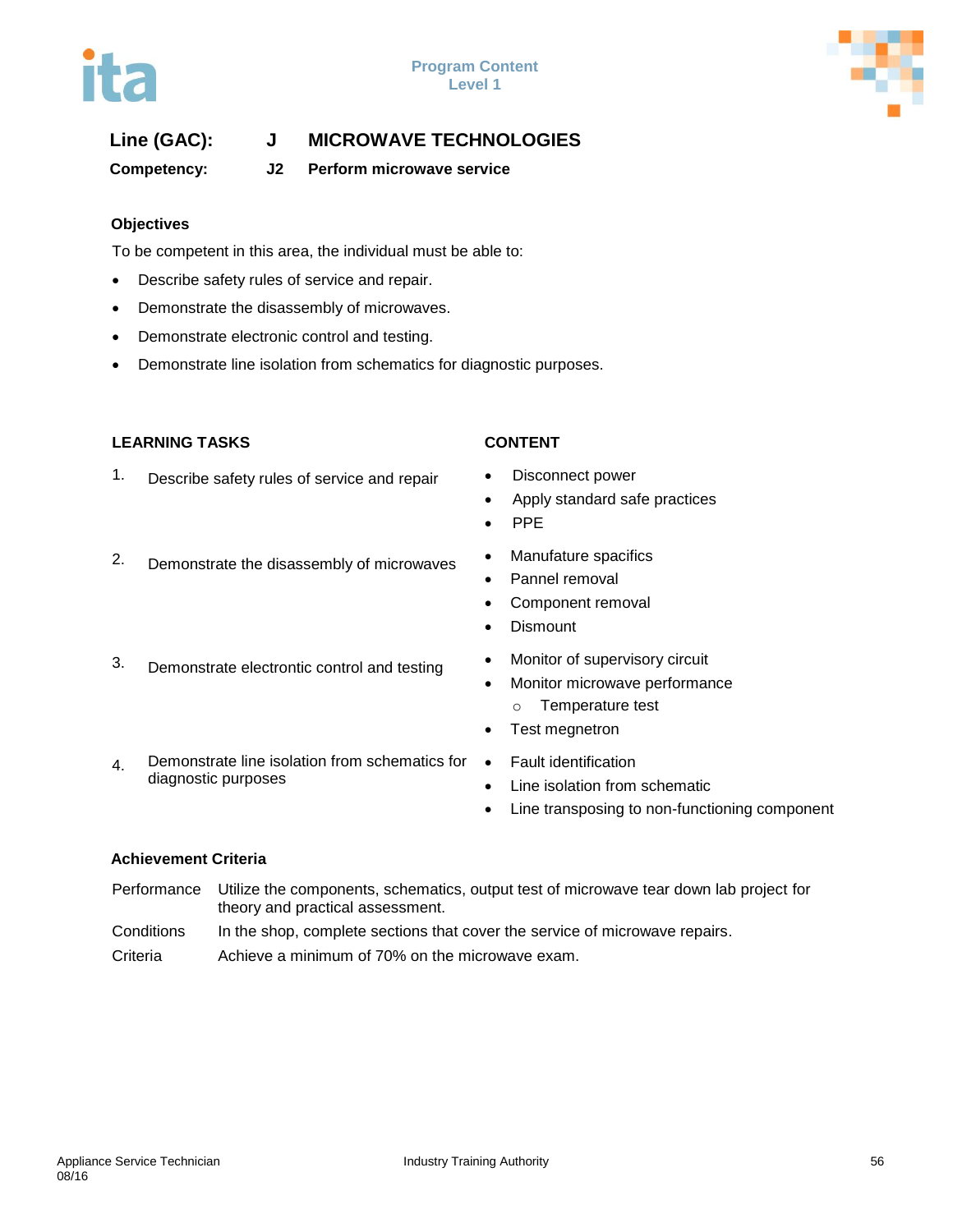**Line (GAC):** **J** **MICROWAVE TECHNOLOGIES**

**Competency:** **J2** **Perform microwave service**

### Objectives

To be competent in this area, the individual must be able to:

- Describe safety rules of service and repair.
- Demonstrate the disassembly of microwaves.
- Demonstrate electronic control and testing.
- Demonstrate line isolation from schematics for diagnostic purposes.

| LEARNING TASKS | CONTENT |
|---|---|
| 1. Describe safety rules of service and repair | • Disconnect power<br>• Apply standard safe practices<br>• PPE |
| 2. Demonstrate the disassembly of microwaves | • Manufature spacifics<br>• Pannel removal<br>• Component removal<br>• Dismount |
| 3. Demonstrate electrontic control and testing | • Monitor of supervisory circuit<br>• Monitor microwave performance<br>  ○ Temperature test<br>• Test megnetron |
| 4. Demonstrate line isolation from schematics for diagnostic purposes | • Fault identification<br>• Line isolation from schematic<br>• Line transposing to non-functioning component |

### Achievement Criteria

| | |
|---|---|
| Performance | Utilize the components, schematics, output test of microwave tear down lab project for theory and practical assessment. |
| Conditions | In the shop, complete sections that cover the service of microwave repairs. |
| Criteria | Achieve a minimum of 70% on the microwave exam. |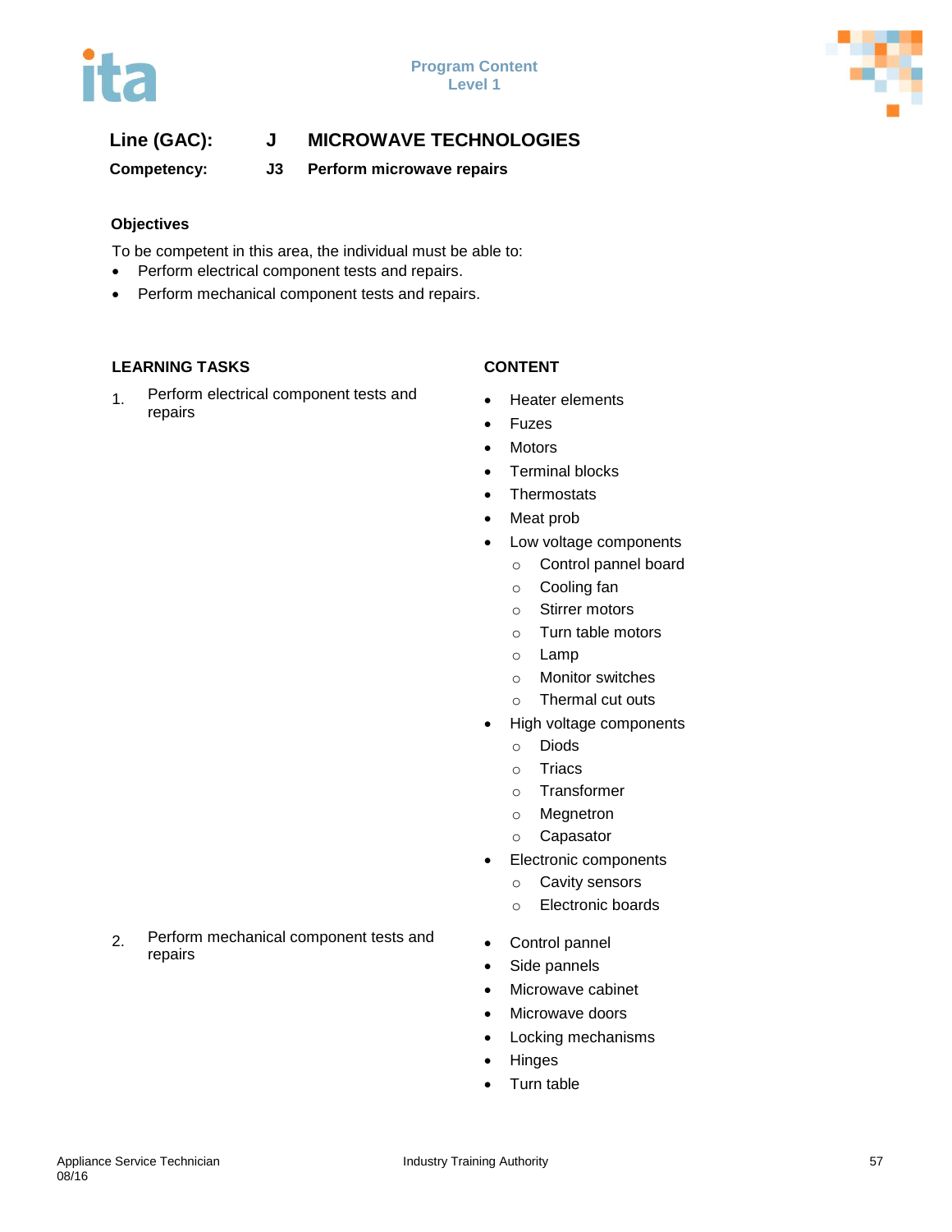**Line (GAC):** J **MICROWAVE TECHNOLOGIES**

**Competency:** J3 **Perform microwave repairs**

**Objectives**

To be competent in this area, the individual must be able to:

- Perform electrical component tests and repairs.
- Perform mechanical component tests and repairs.

| LEARNING TASKS | CONTENT |
|---|---|
| 1. Perform electrical component tests and repairs | • Heater elements<br>• Fuzes<br>• Motors<br>• Terminal blocks<br>• Thermostats<br>• Meat prob<br>• Low voltage components<br>&nbsp;&nbsp;&nbsp;&nbsp;○ Control pannel board<br>&nbsp;&nbsp;&nbsp;&nbsp;○ Cooling fan<br>&nbsp;&nbsp;&nbsp;&nbsp;○ Stirrer motors<br>&nbsp;&nbsp;&nbsp;&nbsp;○ Turn table motors<br>&nbsp;&nbsp;&nbsp;&nbsp;○ Lamp<br>&nbsp;&nbsp;&nbsp;&nbsp;○ Monitor switches<br>&nbsp;&nbsp;&nbsp;&nbsp;○ Thermal cut outs<br>• High voltage components<br>&nbsp;&nbsp;&nbsp;&nbsp;○ Diods<br>&nbsp;&nbsp;&nbsp;&nbsp;○ Triacs<br>&nbsp;&nbsp;&nbsp;&nbsp;○ Transformer<br>&nbsp;&nbsp;&nbsp;&nbsp;○ Megnetron<br>&nbsp;&nbsp;&nbsp;&nbsp;○ Capasator<br>• Electronic components<br>&nbsp;&nbsp;&nbsp;&nbsp;○ Cavity sensors<br>&nbsp;&nbsp;&nbsp;&nbsp;○ Electronic boards |
| 2. Perform mechanical component tests and repairs | • Control pannel<br>• Side pannels<br>• Microwave cabinet<br>• Microwave doors<br>• Locking mechanisms<br>• Hinges<br>• Turn table |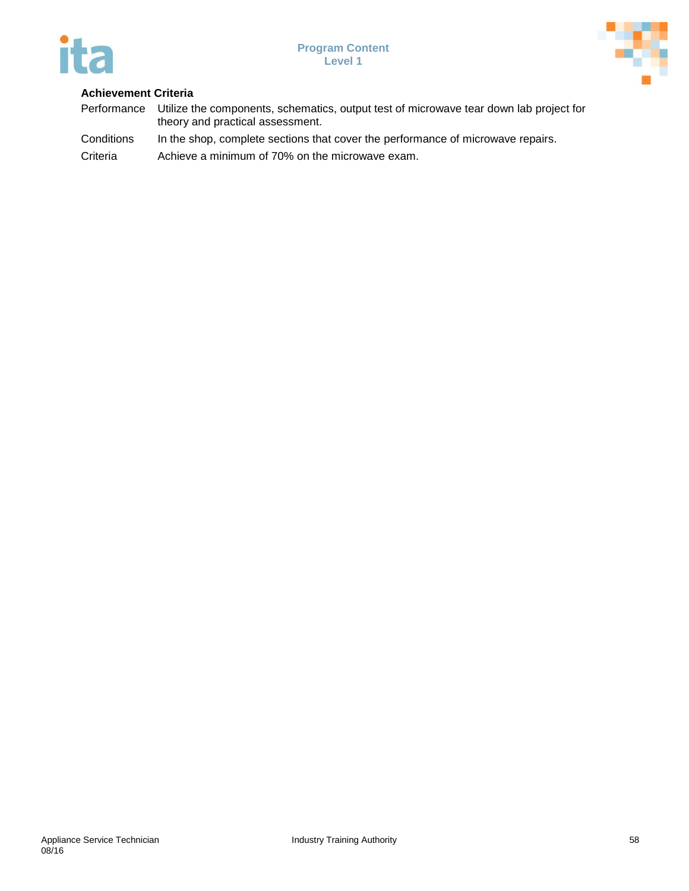**Achievement Criteria**

| | |
|---|---|
| Performance | Utilize the components, schematics, output test of microwave tear down lab project for theory and practical assessment. |
| Conditions | In the shop, complete sections that cover the performance of microwave repairs. |
| Criteria | Achieve a minimum of 70% on the microwave exam. |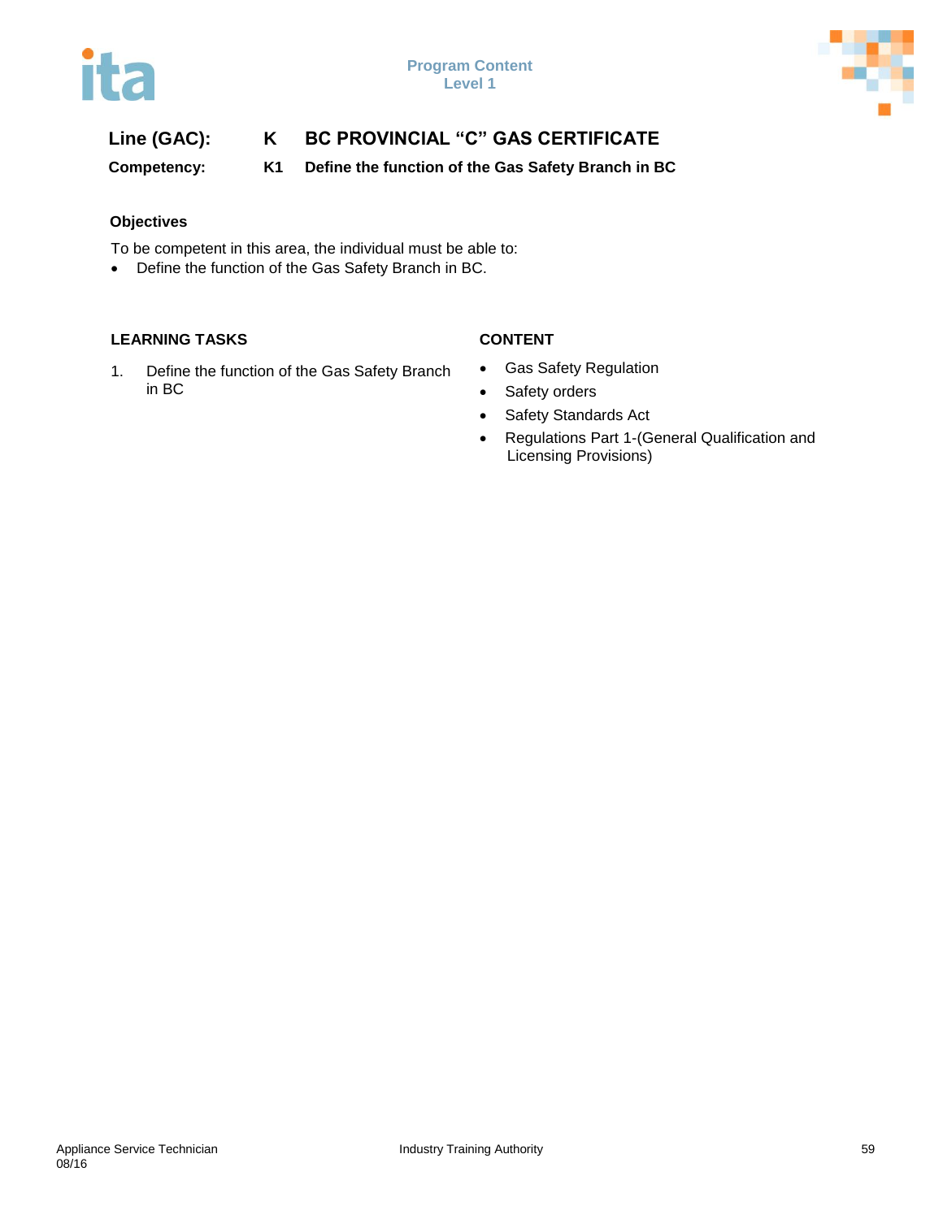**Line (GAC):** **K** **BC PROVINCIAL "C" GAS CERTIFICATE**

**Competency:** **K1** **Define the function of the Gas Safety Branch in BC**

### Objectives

To be competent in this area, the individual must be able to:

- Define the function of the Gas Safety Branch in BC.

| LEARNING TASKS | CONTENT |
| --- | --- |
| 1. Define the function of the Gas Safety Branch in BC | • Gas Safety Regulation<br>• Safety orders<br>• Safety Standards Act<br>• Regulations Part 1-(General Qualification and Licensing Provisions) |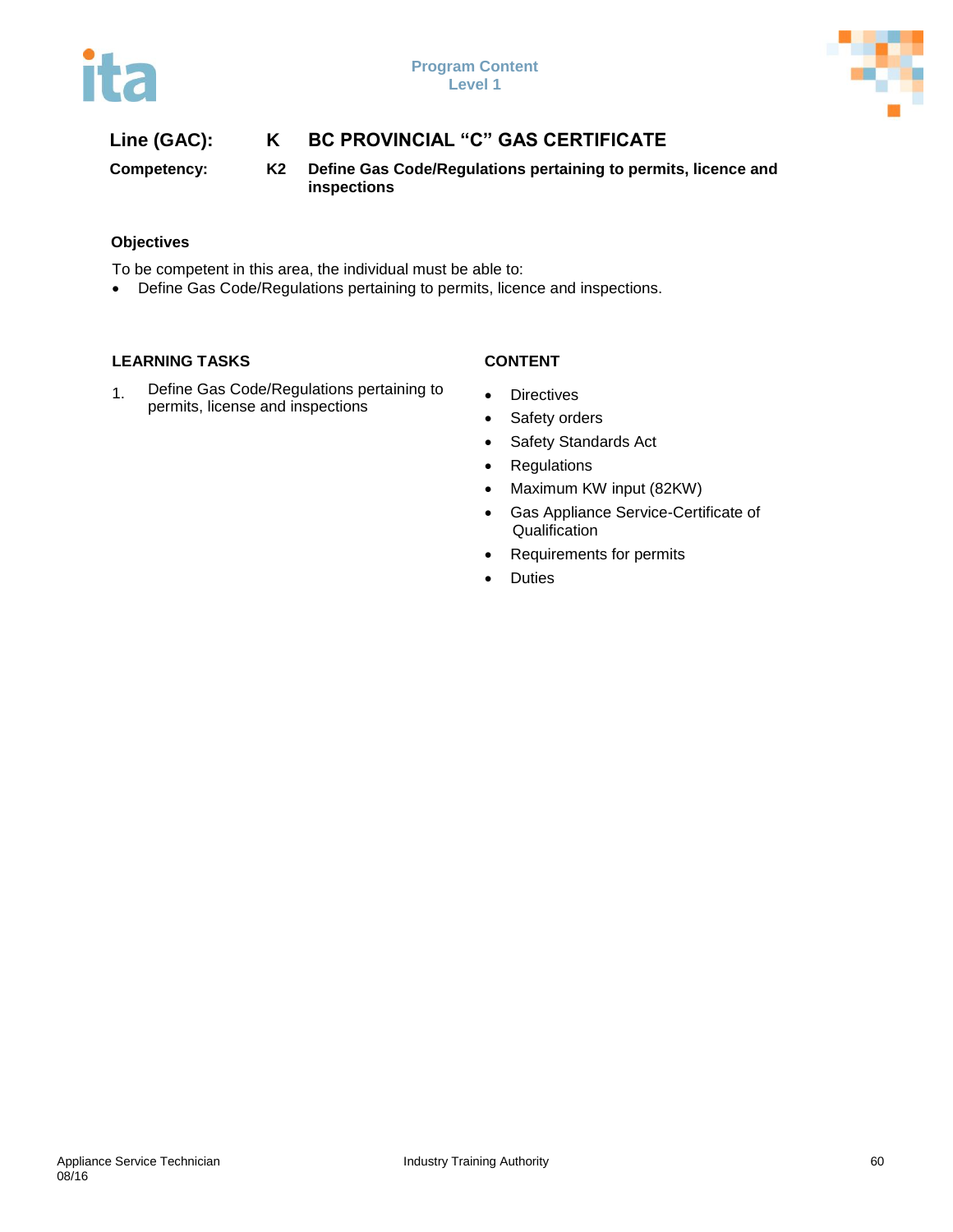**Line (GAC):** **K** **BC PROVINCIAL "C" GAS CERTIFICATE**

**Competency:** **K2** **Define Gas Code/Regulations pertaining to permits, licence and inspections**

### Objectives

To be competent in this area, the individual must be able to:

- Define Gas Code/Regulations pertaining to permits, licence and inspections.

| LEARNING TASKS | CONTENT |
|---|---|
| 1. Define Gas Code/Regulations pertaining to permits, license and inspections | • Directives<br>• Safety orders<br>• Safety Standards Act<br>• Regulations<br>• Maximum KW input (82KW)<br>• Gas Appliance Service-Certificate of Qualification<br>• Requirements for permits<br>• Duties |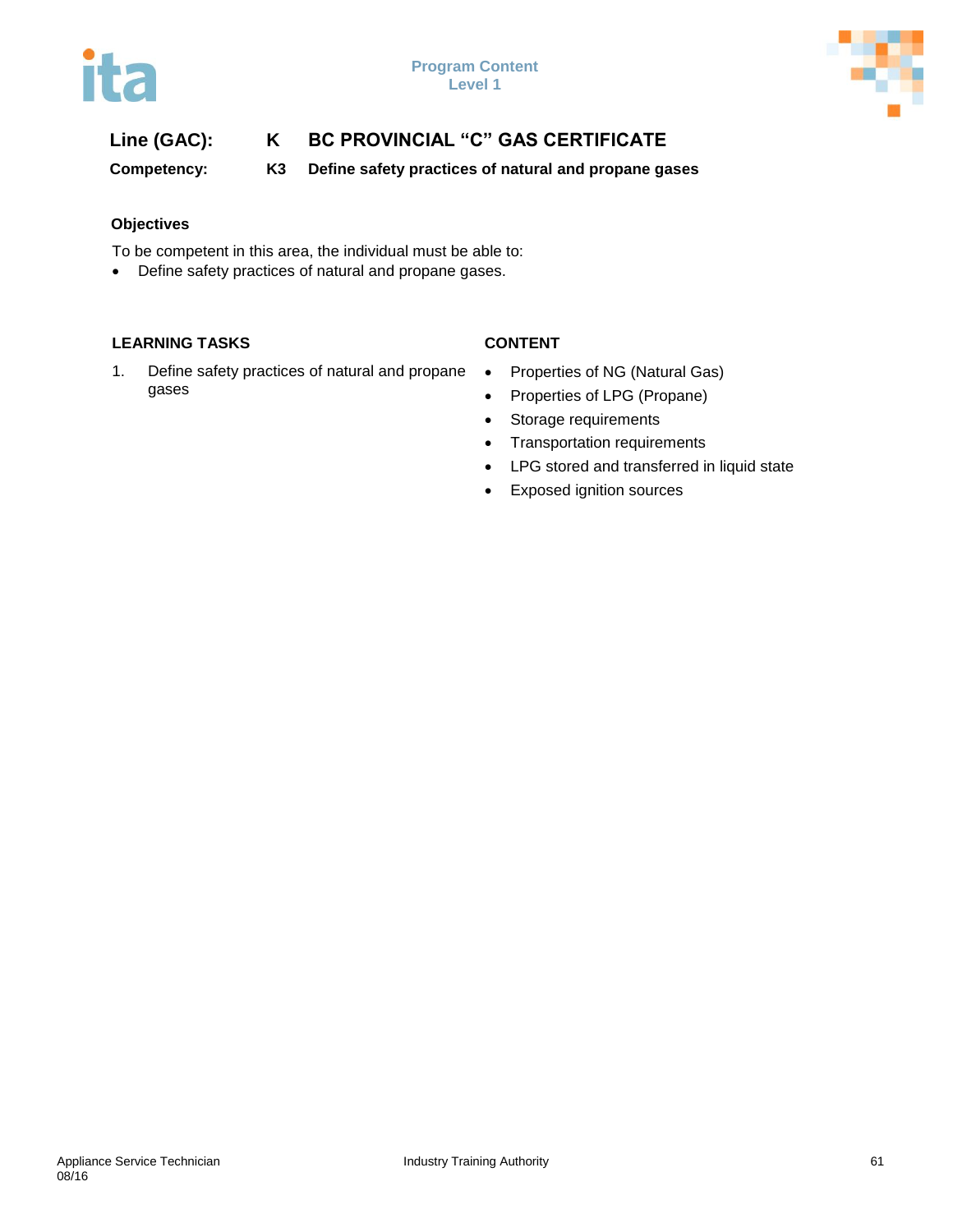**Line (GAC):** **K** **BC PROVINCIAL "C" GAS CERTIFICATE**

**Competency:** **K3** **Define safety practices of natural and propane gases**

### Objectives

To be competent in this area, the individual must be able to:

- Define safety practices of natural and propane gases.

| LEARNING TASKS | CONTENT |
| --- | --- |
| 1. Define safety practices of natural and propane gases | • Properties of NG (Natural Gas)<br>• Properties of LPG (Propane)<br>• Storage requirements<br>• Transportation requirements<br>• LPG stored and transferred in liquid state<br>• Exposed ignition sources |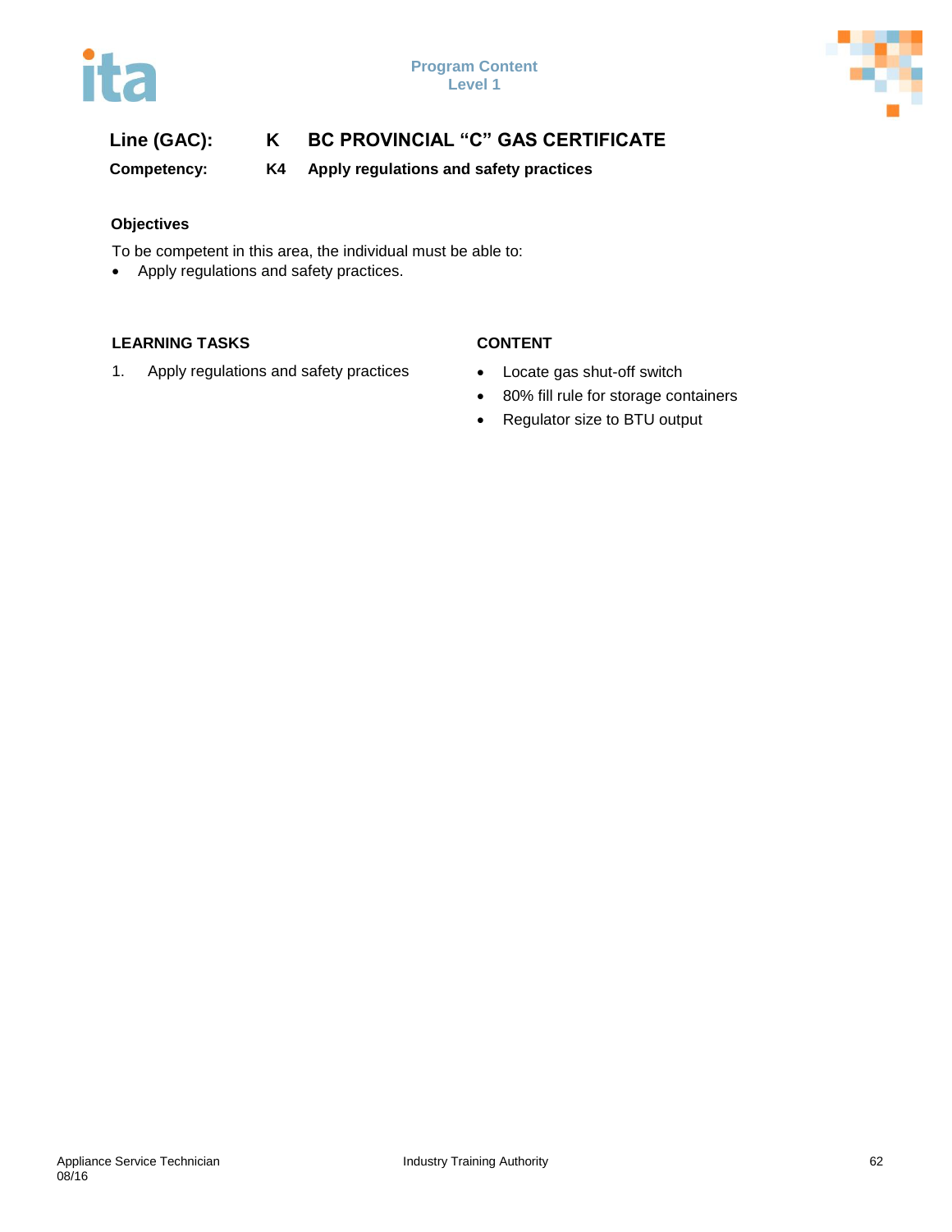**Line (GAC):** K BC PROVINCIAL "C" GAS CERTIFICATE

**Competency:** K4 Apply regulations and safety practices

### Objectives

To be competent in this area, the individual must be able to:

- Apply regulations and safety practices.

| LEARNING TASKS | CONTENT |
| --- | --- |
| 1. Apply regulations and safety practices | • Locate gas shut-off switch<br>• 80% fill rule for storage containers<br>• Regulator size to BTU output |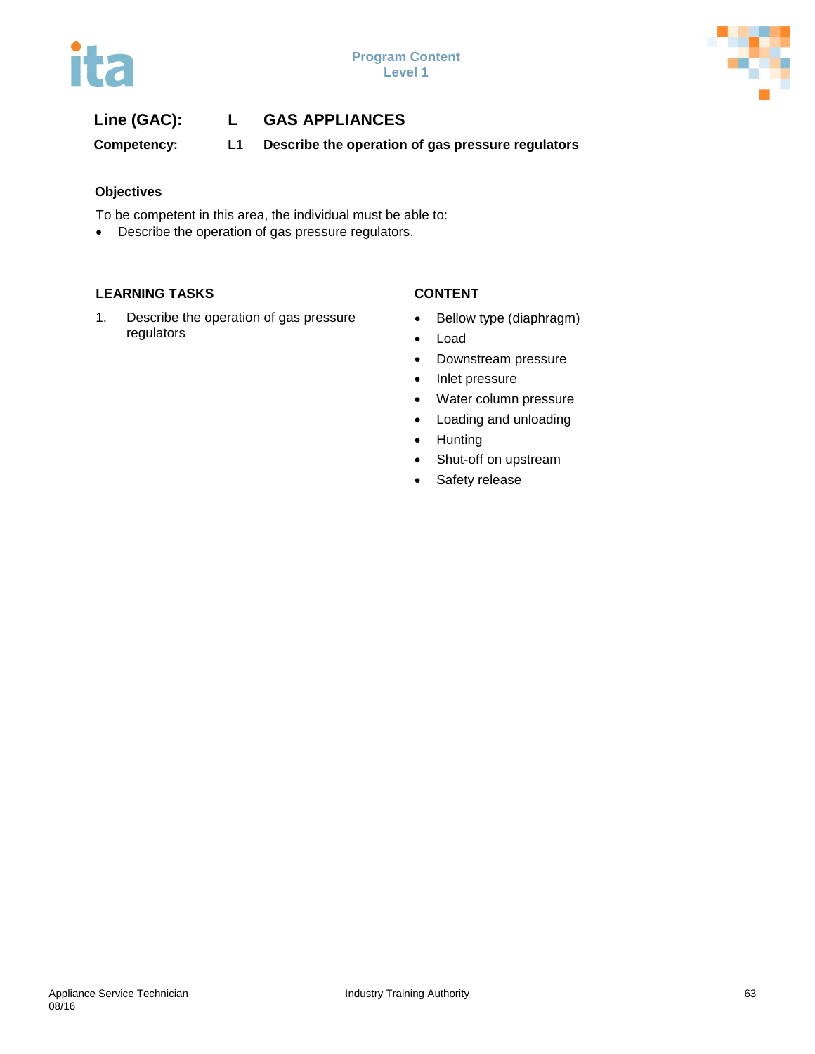**Line (GAC): L GAS APPLIANCES**

**Competency: L1 Describe the operation of gas pressure regulators**

### Objectives

To be competent in this area, the individual must be able to:

- Describe the operation of gas pressure regulators.

| LEARNING TASKS | CONTENT |
|---|---|
| 1. Describe the operation of gas pressure regulators | • Bellow type (diaphragm)<br>• Load<br>• Downstream pressure<br>• Inlet pressure<br>• Water column pressure<br>• Loading and unloading<br>• Hunting<br>• Shut-off on upstream<br>• Safety release |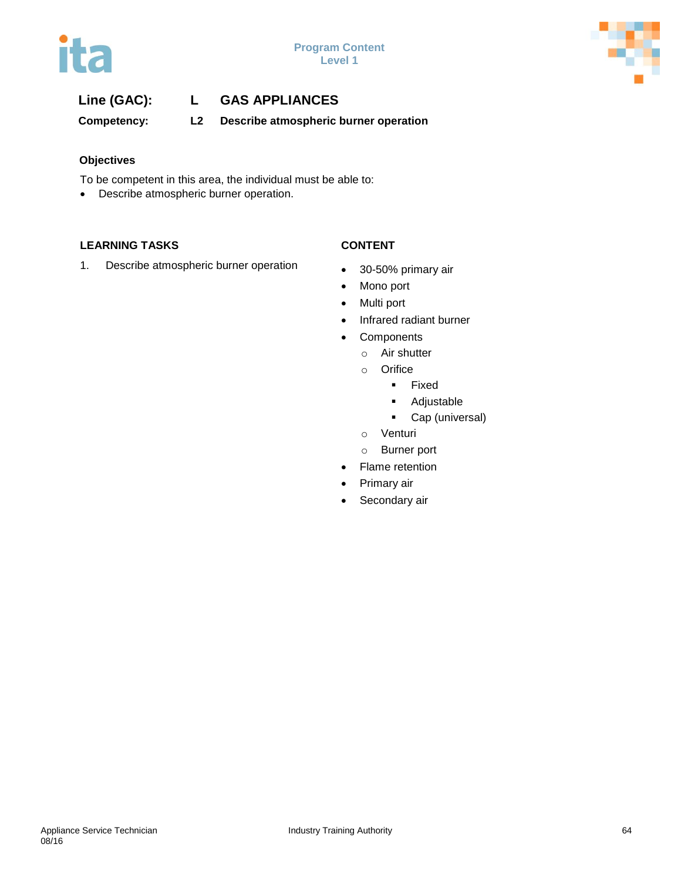**Line (GAC):** **L** **GAS APPLIANCES**

**Competency:** **L2** **Describe atmospheric burner operation**

**Objectives**

To be competent in this area, the individual must be able to:

- Describe atmospheric burner operation.

| LEARNING TASKS | CONTENT |
| --- | --- |
| 1. Describe atmospheric burner operation | • 30-50% primary air<br>• Mono port<br>• Multi port<br>• Infrared radiant burner<br>• Components<br>  ○ Air shutter<br>  ○ Orifice<br>    ▪ Fixed<br>    ▪ Adjustable<br>    ▪ Cap (universal)<br>  ○ Venturi<br>  ○ Burner port<br>• Flame retention<br>• Primary air<br>• Secondary air |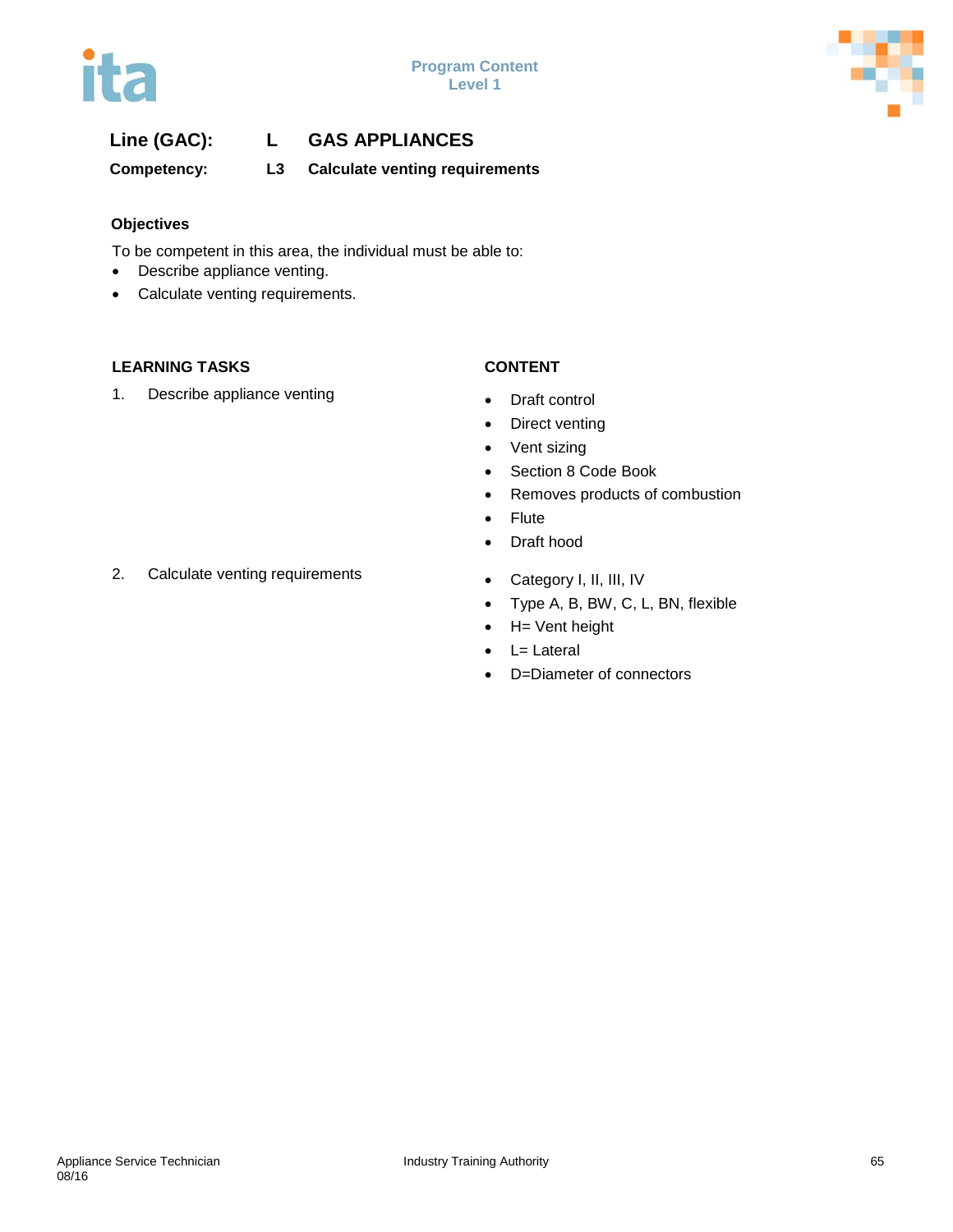**Line (GAC):** L GAS APPLIANCES

**Competency:** L3 Calculate venting requirements

### Objectives

To be competent in this area, the individual must be able to:

- Describe appliance venting.
- Calculate venting requirements.

| LEARNING TASKS | CONTENT |
|---|---|
| 1. Describe appliance venting | • Draft control<br>• Direct venting<br>• Vent sizing<br>• Section 8 Code Book<br>• Removes products of combustion<br>• Flute<br>• Draft hood |
| 2. Calculate venting requirements | • Category I, II, III, IV<br>• Type A, B, BW, C, L, BN, flexible<br>• H= Vent height<br>• L= Lateral<br>• D=Diameter of connectors |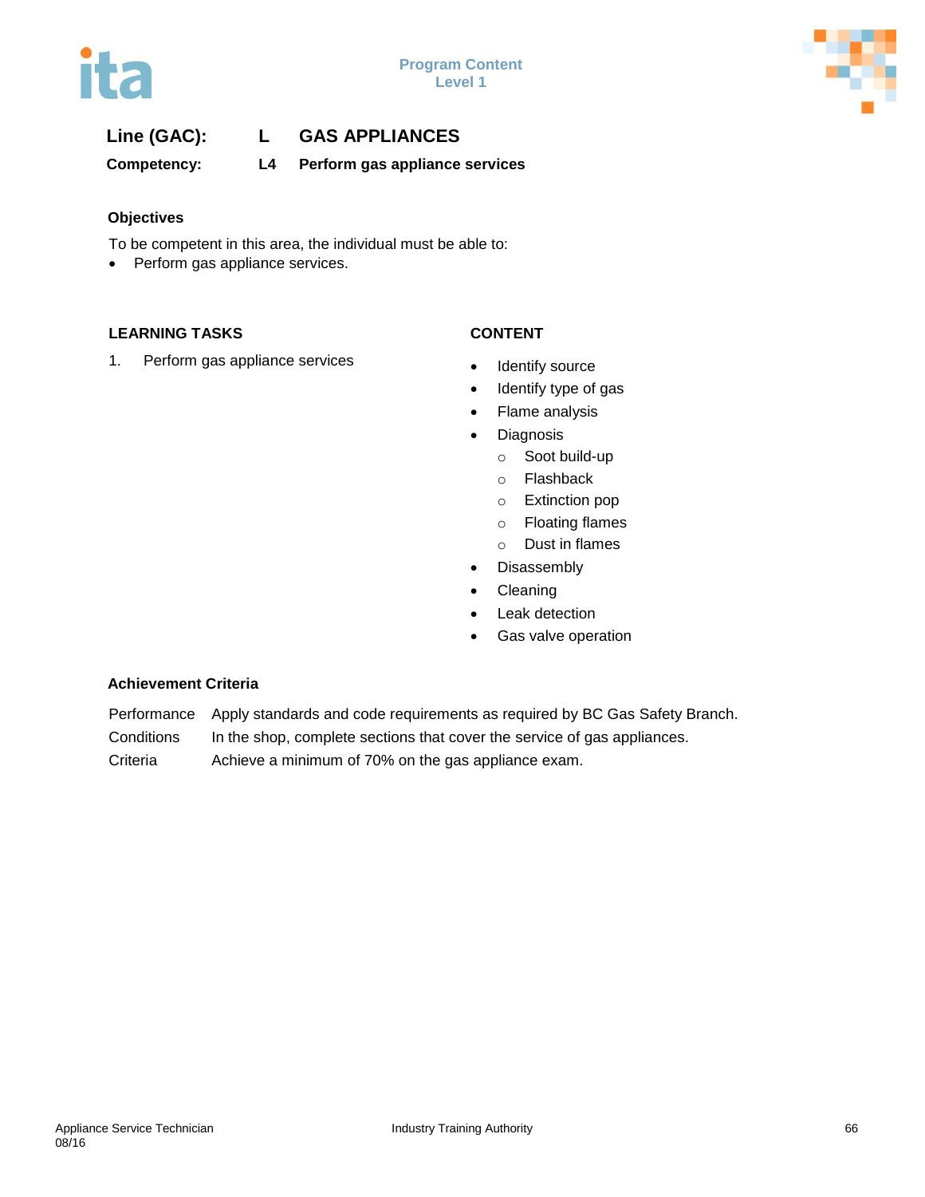**Line (GAC):** **L** **GAS APPLIANCES**

**Competency:** **L4** **Perform gas appliance services**

### Objectives

To be competent in this area, the individual must be able to:

- Perform gas appliance services.

| LEARNING TASKS | CONTENT |
|---|---|
| 1. Perform gas appliance services | • Identify source<br>• Identify type of gas<br>• Flame analysis<br>• Diagnosis<br>  ○ Soot build-up<br>  ○ Flashback<br>  ○ Extinction pop<br>  ○ Floating flames<br>  ○ Dust in flames<br>• Disassembly<br>• Cleaning<br>• Leak detection<br>• Gas valve operation |

### Achievement Criteria

| | |
|---|---|
| Performance | Apply standards and code requirements as required by BC Gas Safety Branch. |
| Conditions | In the shop, complete sections that cover the service of gas appliances. |
| Criteria | Achieve a minimum of 70% on the gas appliance exam. |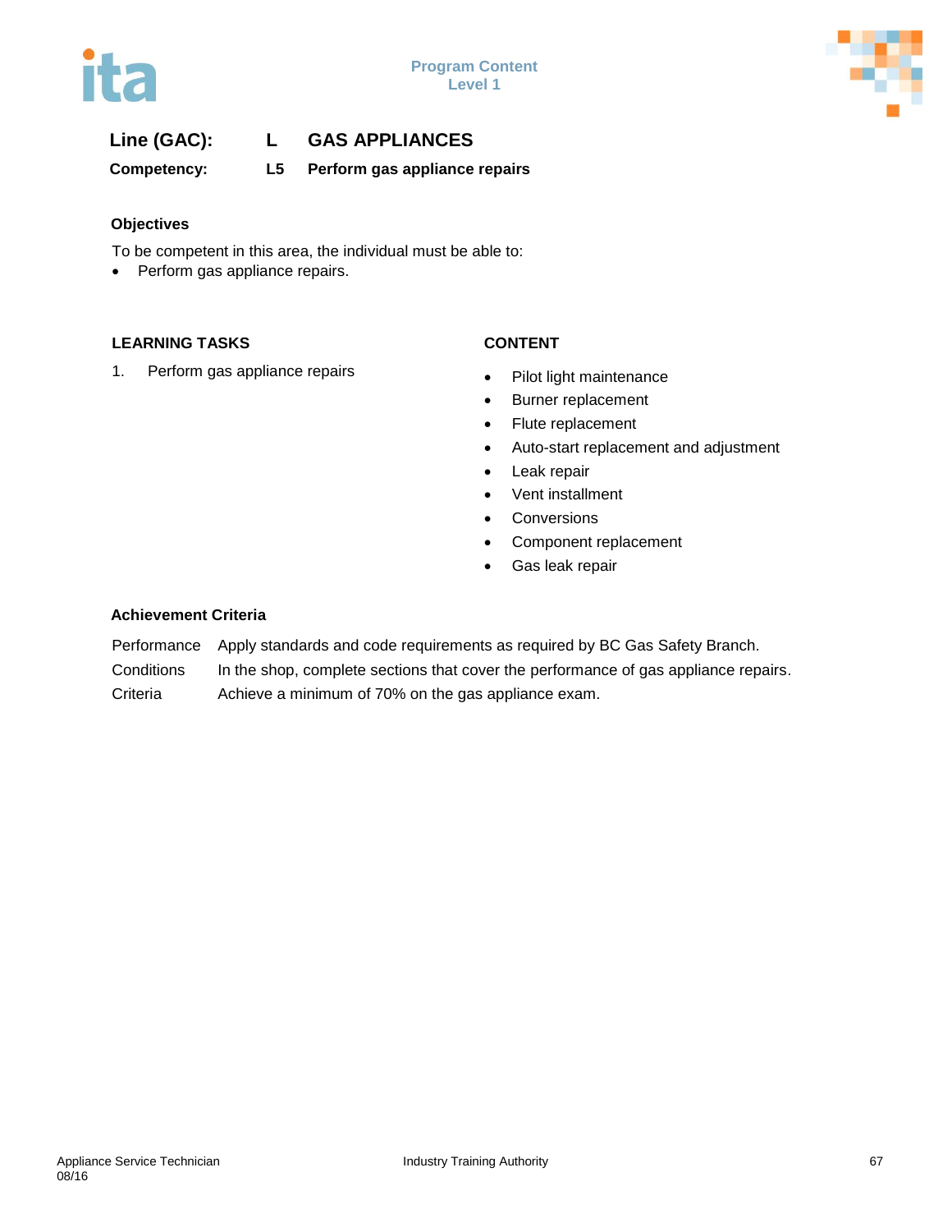**Line (GAC):** **L** **GAS APPLIANCES**

**Competency:** **L5** **Perform gas appliance repairs**

**Objectives**

To be competent in this area, the individual must be able to:

- Perform gas appliance repairs.

| LEARNING TASKS | CONTENT |
| --- | --- |
| 1. Perform gas appliance repairs | • Pilot light maintenance<br>• Burner replacement<br>• Flute replacement<br>• Auto-start replacement and adjustment<br>• Leak repair<br>• Vent installment<br>• Conversions<br>• Component replacement<br>• Gas leak repair |

**Achievement Criteria**

| | |
| --- | --- |
| Performance | Apply standards and code requirements as required by BC Gas Safety Branch. |
| Conditions | In the shop, complete sections that cover the performance of gas appliance repairs. |
| Criteria | Achieve a minimum of 70% on the gas appliance exam. |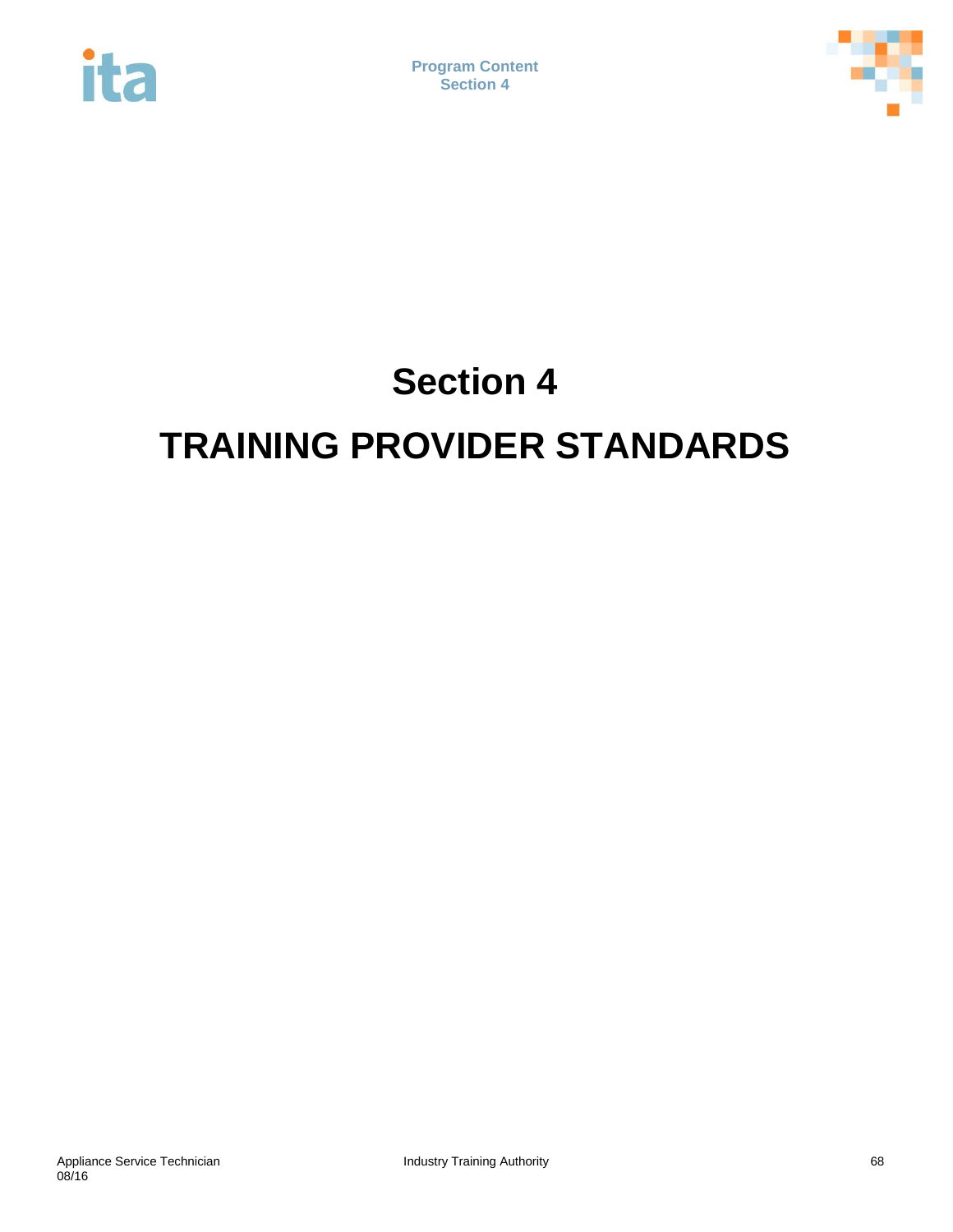# Section 4

# TRAINING PROVIDER STANDARDS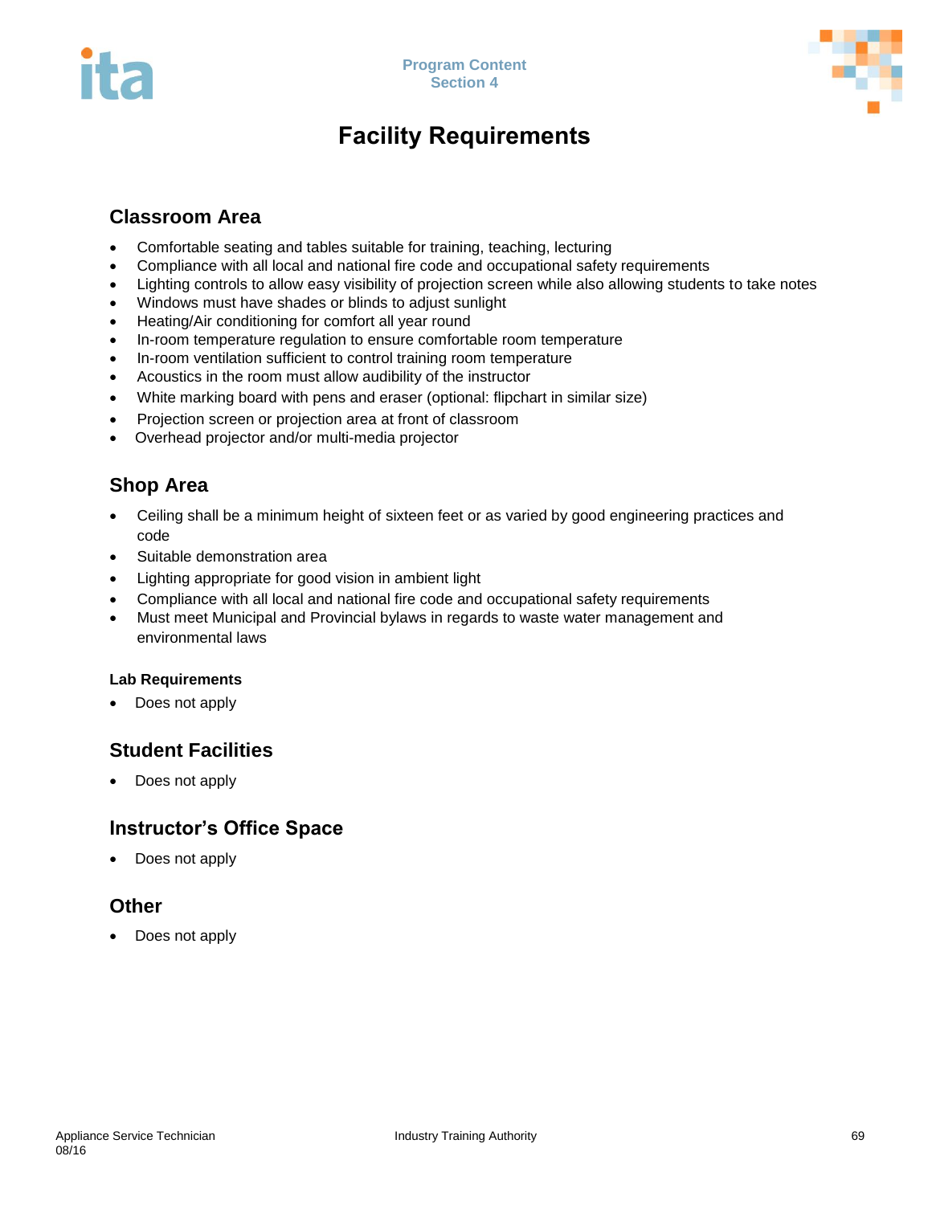# Facility Requirements

## Classroom Area

- Comfortable seating and tables suitable for training, teaching, lecturing
- Compliance with all local and national fire code and occupational safety requirements
- Lighting controls to allow easy visibility of projection screen while also allowing students to take notes
- Windows must have shades or blinds to adjust sunlight
- Heating/Air conditioning for comfort all year round
- In-room temperature regulation to ensure comfortable room temperature
- In-room ventilation sufficient to control training room temperature
- Acoustics in the room must allow audibility of the instructor
- White marking board with pens and eraser (optional: flipchart in similar size)
- Projection screen or projection area at front of classroom
- Overhead projector and/or multi-media projector

## Shop Area

- Ceiling shall be a minimum height of sixteen feet or as varied by good engineering practices and code
- Suitable demonstration area
- Lighting appropriate for good vision in ambient light
- Compliance with all local and national fire code and occupational safety requirements
- Must meet Municipal and Provincial bylaws in regards to waste water management and environmental laws

### Lab Requirements

- Does not apply

## Student Facilities

- Does not apply

## Instructor's Office Space

- Does not apply

## Other

- Does not apply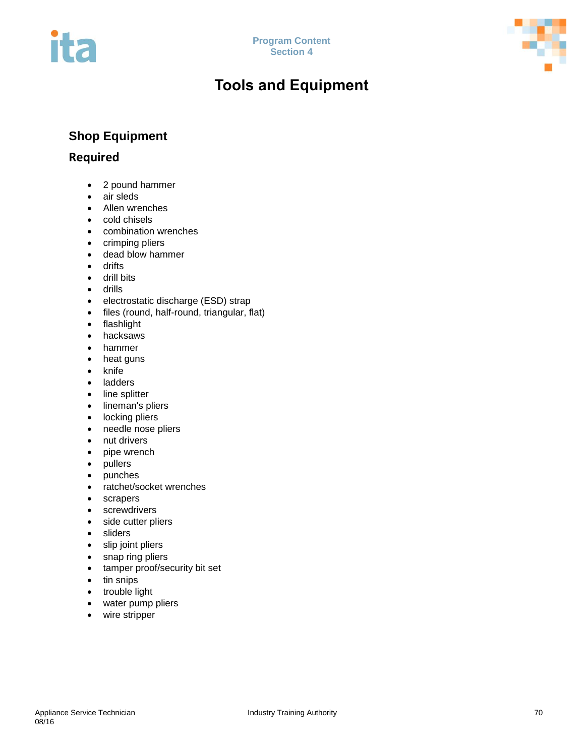# Tools and Equipment

## Shop Equipment

### Required

- 2 pound hammer
- air sleds
- Allen wrenches
- cold chisels
- combination wrenches
- crimping pliers
- dead blow hammer
- drifts
- drill bits
- drills
- electrostatic discharge (ESD) strap
- files (round, half-round, triangular, flat)
- flashlight
- hacksaws
- hammer
- heat guns
- knife
- ladders
- line splitter
- lineman's pliers
- locking pliers
- needle nose pliers
- nut drivers
- pipe wrench
- pullers
- punches
- ratchet/socket wrenches
- scrapers
- screwdrivers
- side cutter pliers
- sliders
- slip joint pliers
- snap ring pliers
- tamper proof/security bit set
- tin snips
- trouble light
- water pump pliers
- wire stripper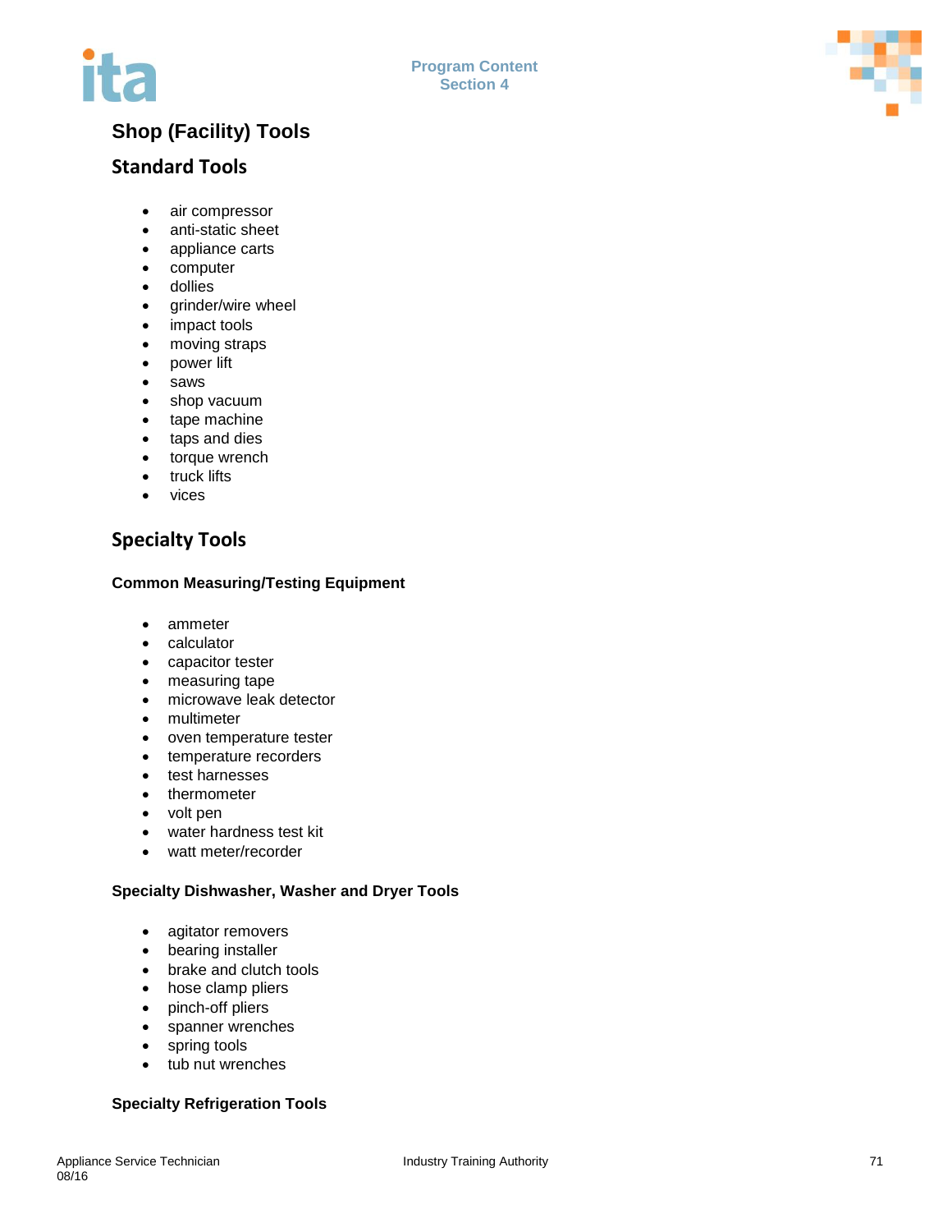# Shop (Facility) Tools

## Standard Tools

- air compressor
- anti-static sheet
- appliance carts
- computer
- dollies
- grinder/wire wheel
- impact tools
- moving straps
- power lift
- saws
- shop vacuum
- tape machine
- taps and dies
- torque wrench
- truck lifts
- vices

## Specialty Tools

### Common Measuring/Testing Equipment

- ammeter
- calculator
- capacitor tester
- measuring tape
- microwave leak detector
- multimeter
- oven temperature tester
- temperature recorders
- test harnesses
- thermometer
- volt pen
- water hardness test kit
- watt meter/recorder

### Specialty Dishwasher, Washer and Dryer Tools

- agitator removers
- bearing installer
- brake and clutch tools
- hose clamp pliers
- pinch-off pliers
- spanner wrenches
- spring tools
- tub nut wrenches

### Specialty Refrigeration Tools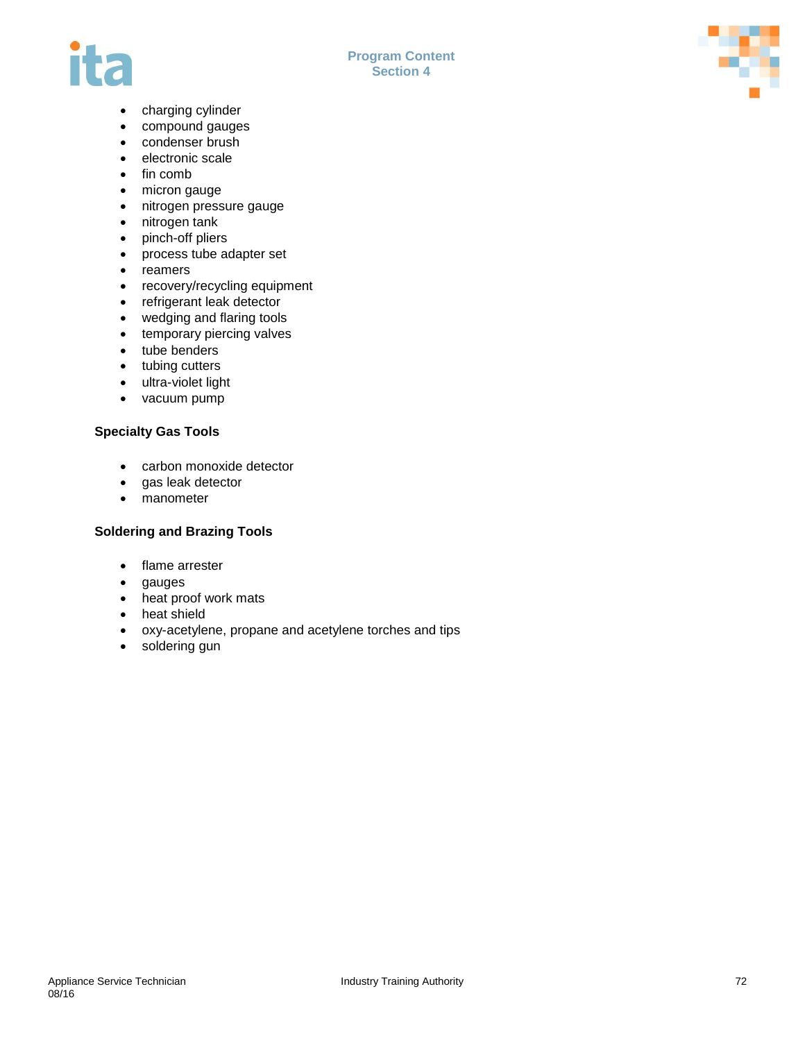- charging cylinder
- compound gauges
- condenser brush
- electronic scale
- fin comb
- micron gauge
- nitrogen pressure gauge
- nitrogen tank
- pinch-off pliers
- process tube adapter set
- reamers
- recovery/recycling equipment
- refrigerant leak detector
- wedging and flaring tools
- temporary piercing valves
- tube benders
- tubing cutters
- ultra-violet light
- vacuum pump

**Specialty Gas Tools**

- carbon monoxide detector
- gas leak detector
- manometer

**Soldering and Brazing Tools**

- flame arrester
- gauges
- heat proof work mats
- heat shield
- oxy-acetylene, propane and acetylene torches and tips
- soldering gun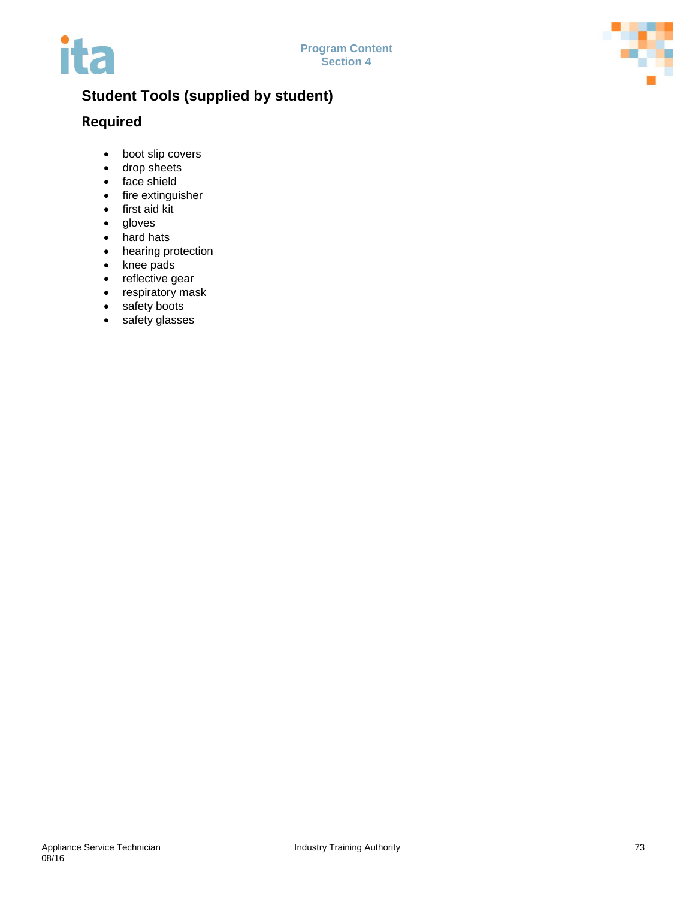## Student Tools (supplied by student)

### Required

- boot slip covers
- drop sheets
- face shield
- fire extinguisher
- first aid kit
- gloves
- hard hats
- hearing protection
- knee pads
- reflective gear
- respiratory mask
- safety boots
- safety glasses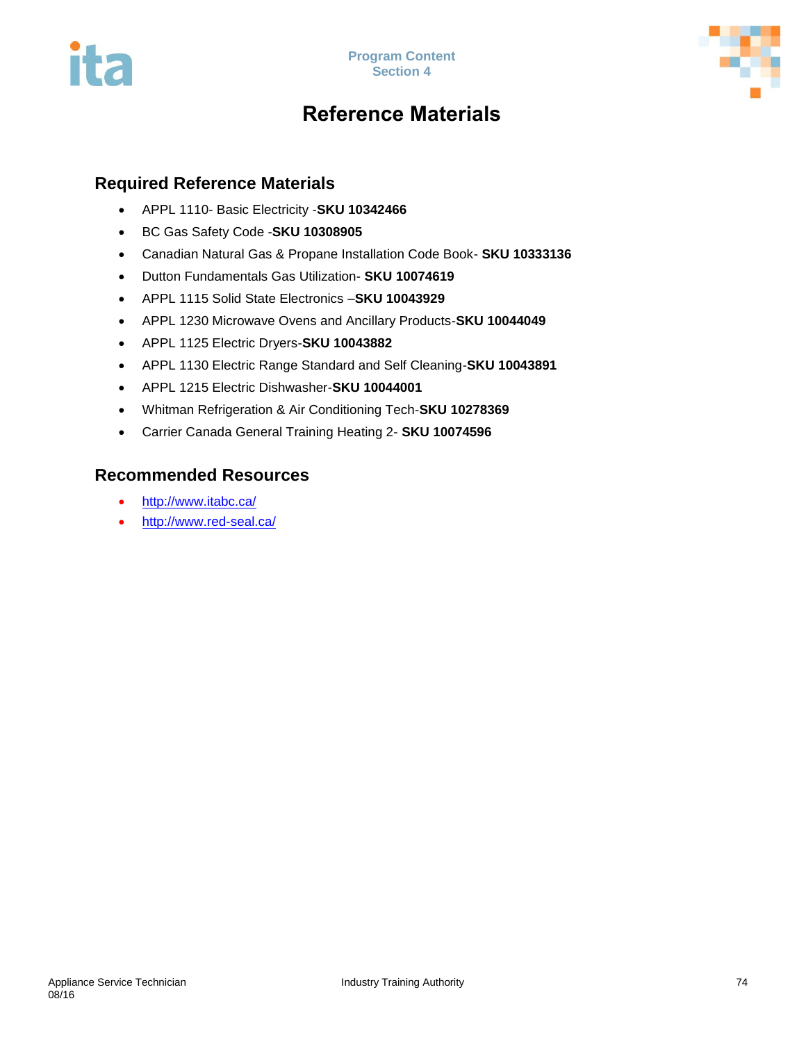# Reference Materials

## Required Reference Materials

- APPL 1110- Basic Electricity -**SKU 10342466**
- BC Gas Safety Code -**SKU 10308905**
- Canadian Natural Gas & Propane Installation Code Book- **SKU 10333136**
- Dutton Fundamentals Gas Utilization- **SKU 10074619**
- APPL 1115 Solid State Electronics –**SKU 10043929**
- APPL 1230 Microwave Ovens and Ancillary Products-**SKU 10044049**
- APPL 1125 Electric Dryers-**SKU 10043882**
- APPL 1130 Electric Range Standard and Self Cleaning-**SKU 10043891**
- APPL 1215 Electric Dishwasher-**SKU 10044001**
- Whitman Refrigeration & Air Conditioning Tech-**SKU 10278369**
- Carrier Canada General Training Heating 2- **SKU 10074596**

## Recommended Resources

- http://www.itabc.ca/
- http://www.red-seal.ca/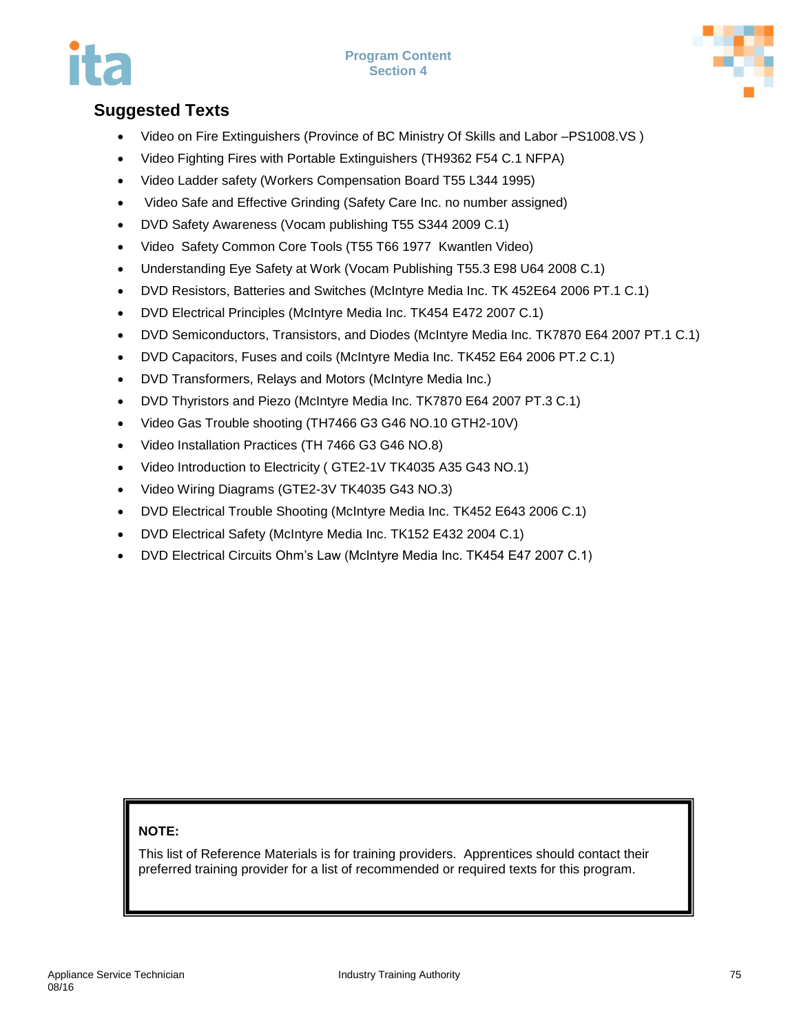## Suggested Texts

- Video on Fire Extinguishers (Province of BC Ministry Of Skills and Labor –PS1008.VS )
- Video Fighting Fires with Portable Extinguishers (TH9362 F54 C.1 NFPA)
- Video Ladder safety (Workers Compensation Board T55 L344 1995)
- Video Safe and Effective Grinding (Safety Care Inc. no number assigned)
- DVD Safety Awareness (Vocam publishing T55 S344 2009 C.1)
- Video Safety Common Core Tools (T55 T66 1977 Kwantlen Video)
- Understanding Eye Safety at Work (Vocam Publishing T55.3 E98 U64 2008 C.1)
- DVD Resistors, Batteries and Switches (McIntyre Media Inc. TK 452E64 2006 PT.1 C.1)
- DVD Electrical Principles (McIntyre Media Inc. TK454 E472 2007 C.1)
- DVD Semiconductors, Transistors, and Diodes (McIntyre Media Inc. TK7870 E64 2007 PT.1 C.1)
- DVD Capacitors, Fuses and coils (McIntyre Media Inc. TK452 E64 2006 PT.2 C.1)
- DVD Transformers, Relays and Motors (McIntyre Media Inc.)
- DVD Thyristors and Piezo (McIntyre Media Inc. TK7870 E64 2007 PT.3 C.1)
- Video Gas Trouble shooting (TH7466 G3 G46 NO.10 GTH2-10V)
- Video Installation Practices (TH 7466 G3 G46 NO.8)
- Video Introduction to Electricity ( GTE2-1V TK4035 A35 G43 NO.1)
- Video Wiring Diagrams (GTE2-3V TK4035 G43 NO.3)
- DVD Electrical Trouble Shooting (McIntyre Media Inc. TK452 E643 2006 C.1)
- DVD Electrical Safety (McIntyre Media Inc. TK152 E432 2004 C.1)
- DVD Electrical Circuits Ohm's Law (McIntyre Media Inc. TK454 E47 2007 C.1)

**NOTE:**

This list of Reference Materials is for training providers. Apprentices should contact their preferred training provider for a list of recommended or required texts for this program.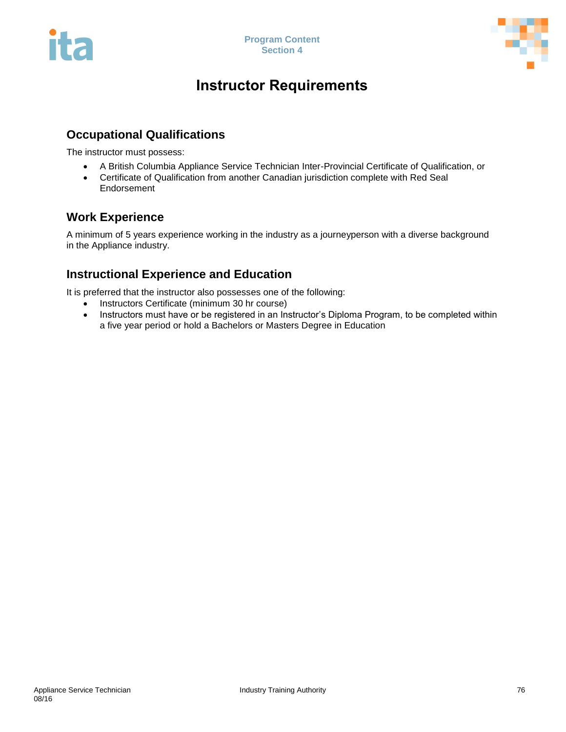# Instructor Requirements

## Occupational Qualifications

The instructor must possess:

- A British Columbia Appliance Service Technician Inter-Provincial Certificate of Qualification, or
- Certificate of Qualification from another Canadian jurisdiction complete with Red Seal Endorsement

## Work Experience

A minimum of 5 years experience working in the industry as a journeyperson with a diverse background in the Appliance industry.

## Instructional Experience and Education

It is preferred that the instructor also possesses one of the following:

- Instructors Certificate (minimum 30 hr course)
- Instructors must have or be registered in an Instructor's Diploma Program, to be completed within a five year period or hold a Bachelors or Masters Degree in Education